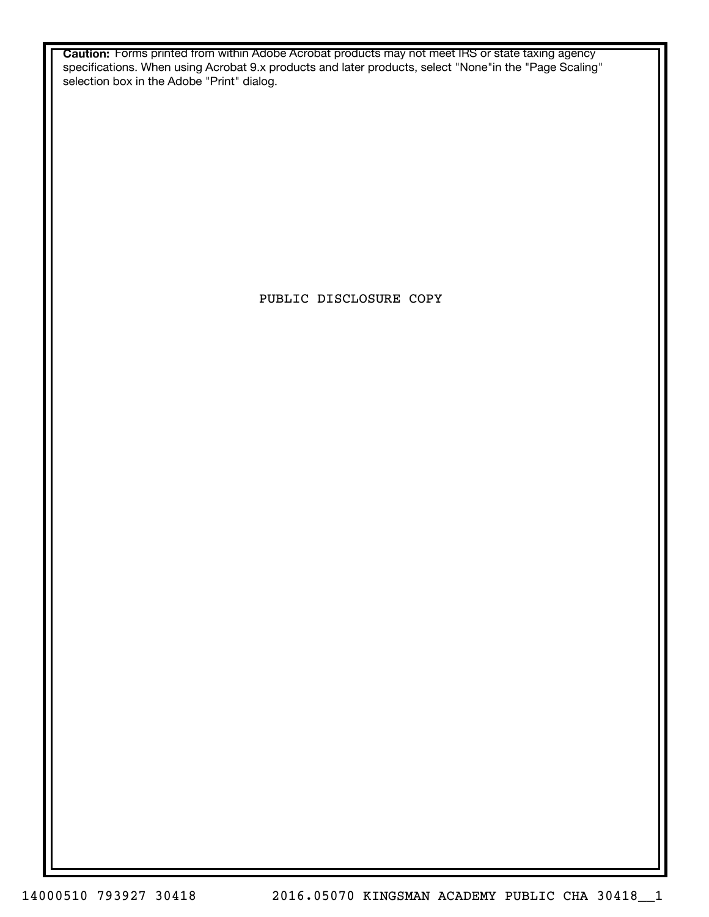**Caution:** Forms printed from within Adobe Acrobat products may not meet IRS or state taxing agency specifications. When using Acrobat 9.x products and later products, select "None"in the "Page Scaling" selection box in the Adobe "Print" dialog.

PUBLIC DISCLOSURE COPY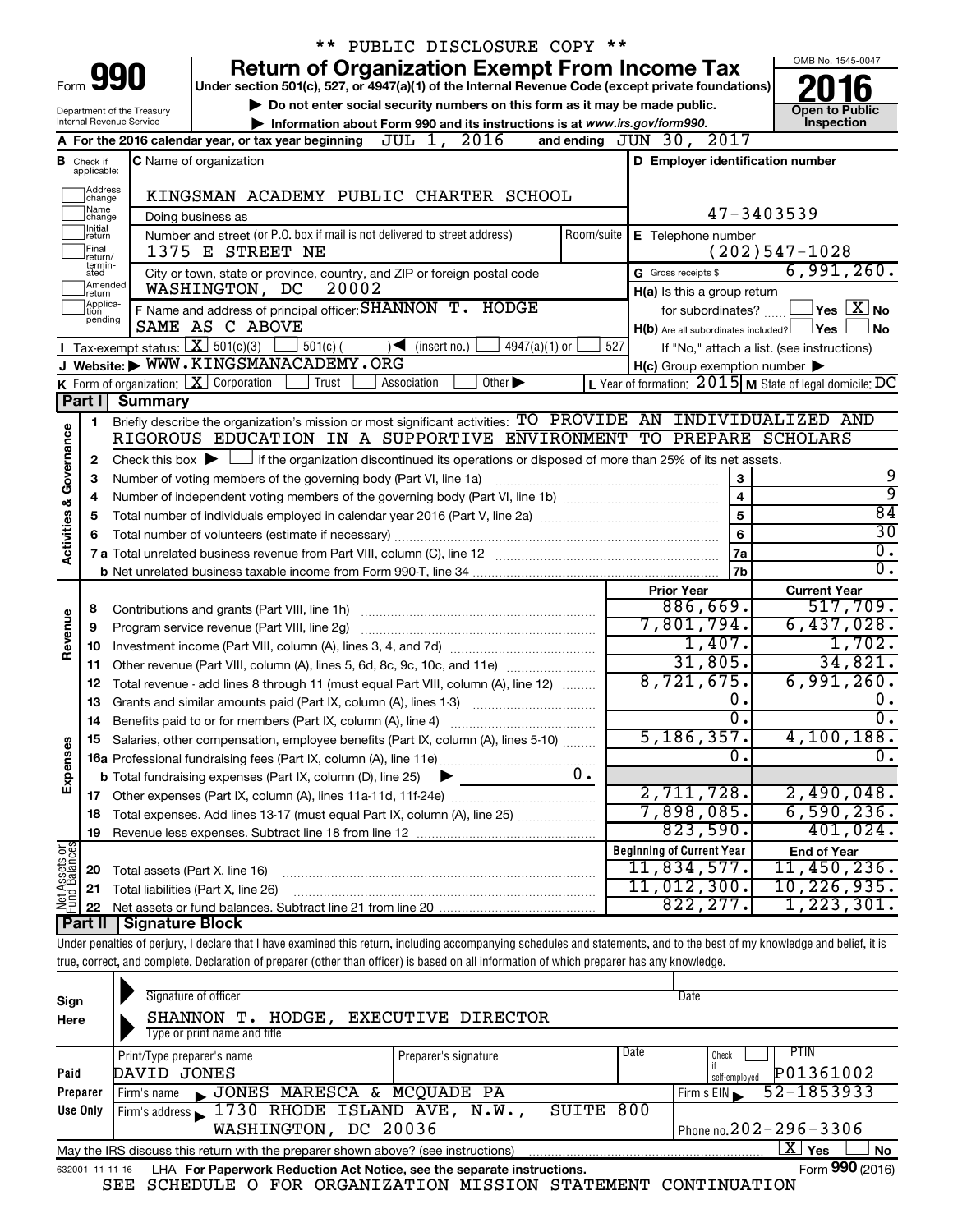\*\* PUBLIC DISCLOSURE COPY \*\*

# Form 990 — Return of Organization Exempt From Income Tax — 2016

Under section 501(c), 527, or 4947(a)(1) of the Internal Revenue Code (except private foundations)

▶ Do not enter social security numbers on this form as it may be made public.

▶ Information about Form 990 and its instructions is at www.irs.gov/form990.

OMB No. 1545-0047 — Open to Public Inspection

Department of the Treasury, Internal Revenue Service

**A** For the 2016 calendar year, or tax year beginning JUL 1, 2016 and ending JUN 30, 2017

**B** Check if applicable: Address change, Name change, Initial return, Final return/terminated, Amended return, Application pending

**C** Name of organization: KINGSMAN ACADEMY PUBLIC CHARTER SCHOOL

Doing business as

Number and street (or P.O. box if mail is not delivered to street address): 1375 E STREET NE — Room/suite

City or town, state or province, country, and ZIP or foreign postal code: WASHINGTON, DC 20002

**D** Employer identification number: 47-3403539

**E** Telephone number: (202)547-1028

**G** Gross receipts $ 6,991,260.

**F** Name and address of principal officer: SHANNON T. HODGE, SAME AS C ABOVE

**H(a)** Is this a group return for subordinates? ☐ Yes ☒ No

**H(b)** Are all subordinates included? ☐ Yes ☐ No — If "No," attach a list. (see instructions)

**H(c)** Group exemption number ▶

**I** Tax-exempt status: ☒ 501(c)(3) ☐ 501(c) ( ) ◀ (insert no.) ☐ 4947(a)(1) or ☐ 527

**J** Website: ▶ WWW.KINGSMANACADEMY.ORG

**K** Form of organization: ☒ Corporation ☐ Trust ☐ Association ☐ Other ▶

**L** Year of formation: 2015 **M** State of legal domicile: DC

## Part I Summary

**Activities & Governance**

1 Briefly describe the organization's mission or most significant activities: TO PROVIDE AN INDIVIDUALIZED AND RIGOROUS EDUCATION IN A SUPPORTIVE ENVIRONMENT TO PREPARE SCHOLARS

2 Check this box ▶ ☐ if the organization discontinued its operations or disposed of more than 25% of its net assets.

| Line | Description | | Value |
|---|---|---|---|
| 3 | Number of voting members of the governing body (Part VI, line 1a) | 3 | 9 |
| 4 | Number of independent voting members of the governing body (Part VI, line 1b) | 4 | 9 |
| 5 | Total number of individuals employed in calendar year 2016 (Part V, line 2a) | 5 | 84 |
| 6 | Total number of volunteers (estimate if necessary) | 6 | 30 |
| 7a | Total unrelated business revenue from Part VIII, column (C), line 12 | 7a | 0. |
| b | Net unrelated business taxable income from Form 990-T, line 34 | 7b | 0. |

| Line | Description | Prior Year | Current Year |
|---|---|---|---|
| **Revenue** | | | |
| 8 | Contributions and grants (Part VIII, line 1h) | 886,669. | 517,709. |
| 9 | Program service revenue (Part VIII, line 2g) | 7,801,794. | 6,437,028. |
| 10 | Investment income (Part VIII, column (A), lines 3, 4, and 7d) | 1,407. | 1,702. |
| 11 | Other revenue (Part VIII, column (A), lines 5, 6d, 8c, 9c, 10c, and 11e) | 31,805. | 34,821. |
| 12 | Total revenue - add lines 8 through 11 (must equal Part VIII, column (A), line 12) | 8,721,675. | 6,991,260. |
| **Expenses** | | | |
| 13 | Grants and similar amounts paid (Part IX, column (A), lines 1-3) | 0. | 0. |
| 14 | Benefits paid to or for members (Part IX, column (A), line 4) | 0. | 0. |
| 15 | Salaries, other compensation, employee benefits (Part IX, column (A), lines 5-10) | 5,186,357. | 4,100,188. |
| 16a | Professional fundraising fees (Part IX, column (A), line 11e) | 0. | 0. |
| b | Total fundraising expenses (Part IX, column (D), line 25) ▶ 0. | | |
| 17 | Other expenses (Part IX, column (A), lines 11a-11d, 11f-24e) | 2,711,728. | 2,490,048. |
| 18 | Total expenses. Add lines 13-17 (must equal Part IX, column (A), line 25) | 7,898,085. | 6,590,236. |
| 19 | Revenue less expenses. Subtract line 18 from line 12 | 823,590. | 401,024. |
| **Net Assets or Fund Balances** | | **Beginning of Current Year** | **End of Year** |
| 20 | Total assets (Part X, line 16) | 11,834,577. | 11,450,236. |
| 21 | Total liabilities (Part X, line 26) | 11,012,300. | 10,226,935. |
| 22 | Net assets or fund balances. Subtract line 21 from line 20 | 822,277. | 1,223,301. |

## Part II Signature Block

Under penalties of perjury, I declare that I have examined this return, including accompanying schedules and statements, and to the best of my knowledge and belief, it is true, correct, and complete. Declaration of preparer (other than officer) is based on all information of which preparer has any knowledge.

**Sign Here**

Signature of officer — Date

SHANNON T. HODGE, EXECUTIVE DIRECTOR

Type or print name and title

**Paid Preparer Use Only**

Print/Type preparer's name: DAVID JONES — Preparer's signature — Date — Check ☐ if self-employed — PTIN: P01361002

Firm's name ▶ JONES MARESCA & MCQUADE PA — Firm's EIN ▶ 52-1853933

Firm's address ▶ 1730 RHODE ISLAND AVE, N.W., SUITE 800, WASHINGTON, DC 20036 — Phone no. 202-296-3306

May the IRS discuss this return with the preparer shown above? (see instructions) ☒ Yes ☐ No

632001 11-11-16 LHA For Paperwork Reduction Act Notice, see the separate instructions. Form **990** (2016)

SEE SCHEDULE O FOR ORGANIZATION MISSION STATEMENT CONTINUATION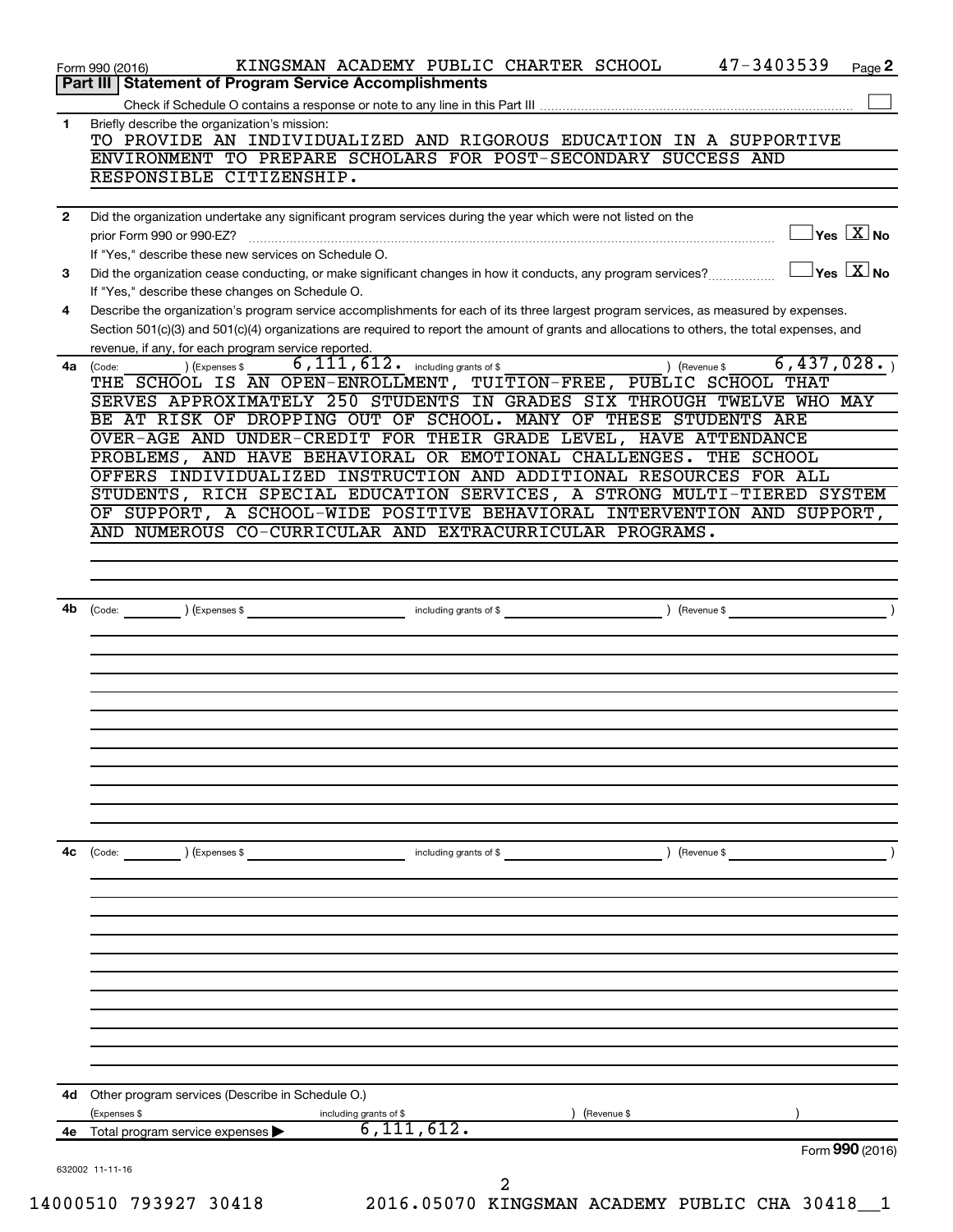Form 990 (2016) KINGSMAN ACADEMY PUBLIC CHARTER SCHOOL 47-3403539 Page **2**

## Part III | Statement of Program Service Accomplishments

Check if Schedule O contains a response or note to any line in this Part III ☐

**1** Briefly describe the organization's mission:

TO PROVIDE AN INDIVIDUALIZED AND RIGOROUS EDUCATION IN A SUPPORTIVE ENVIRONMENT TO PREPARE SCHOLARS FOR POST-SECONDARY SUCCESS AND RESPONSIBLE CITIZENSHIP.

**2** Did the organization undertake any significant program services during the year which were not listed on the prior Form 990 or 990-EZ? ☐ Yes ☒ No

If "Yes," describe these new services on Schedule O.

**3** Did the organization cease conducting, or make significant changes in how it conducts, any program services? ☐ Yes ☒ No

If "Yes," describe these changes on Schedule O.

**4** Describe the organization's program service accomplishments for each of its three largest program services, as measured by expenses. Section 501(c)(3) and 501(c)(4) organizations are required to report the amount of grants and allocations to others, the total expenses, and revenue, if any, for each program service reported.

**4a** (Code: ) (Expenses $ 6,111,612. including grants of $ ) (Revenue $ 6,437,028. )

THE SCHOOL IS AN OPEN-ENROLLMENT, TUITION-FREE, PUBLIC SCHOOL THAT SERVES APPROXIMATELY 250 STUDENTS IN GRADES SIX THROUGH TWELVE WHO MAY BE AT RISK OF DROPPING OUT OF SCHOOL. MANY OF THESE STUDENTS ARE OVER-AGE AND UNDER-CREDIT FOR THEIR GRADE LEVEL, HAVE ATTENDANCE PROBLEMS, AND HAVE BEHAVIORAL OR EMOTIONAL CHALLENGES. THE SCHOOL OFFERS INDIVIDUALIZED INSTRUCTION AND ADDITIONAL RESOURCES FOR ALL STUDENTS, RICH SPECIAL EDUCATION SERVICES, A STRONG MULTI-TIERED SYSTEM OF SUPPORT, A SCHOOL-WIDE POSITIVE BEHAVIORAL INTERVENTION AND SUPPORT, AND NUMEROUS CO-CURRICULAR AND EXTRACURRICULAR PROGRAMS.

**4b** (Code: ) (Expenses $ including grants of $ ) (Revenue $ )

**4c** (Code: ) (Expenses $ including grants of $ ) (Revenue $ )

**4d** Other program services (Describe in Schedule O.)

(Expenses $ including grants of $ ) (Revenue $ )

**4e** Total program service expenses ▶ 6,111,612.

Form **990** (2016)

632002 11-11-16

14000510 793927 30418 2016.05070 KINGSMAN ACADEMY PUBLIC CHA 30418__1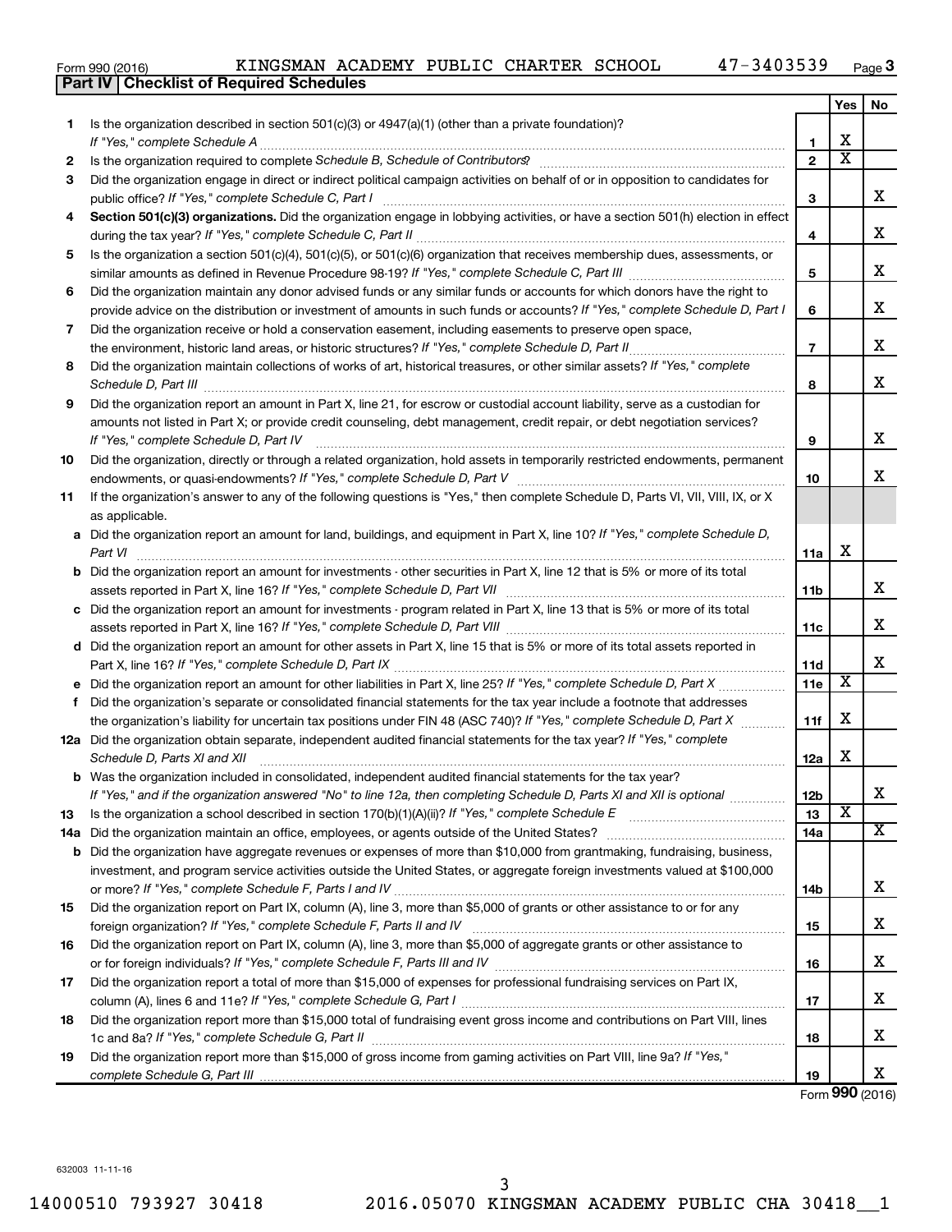Form 990 (2016) KINGSMAN ACADEMY PUBLIC CHARTER SCHOOL 47-3403539

## Part IV | Checklist of Required Schedules

| | | | Yes | No |
|---|---|---|---|---|
| **1** | Is the organization described in section 501(c)(3) or 4947(a)(1) (other than a private foundation)? *If "Yes," complete Schedule A* | 1 | X | |
| **2** | Is the organization required to complete *Schedule B, Schedule of Contributors*? | 2 | X | |
| **3** | Did the organization engage in direct or indirect political campaign activities on behalf of or in opposition to candidates for public office? *If "Yes," complete Schedule C, Part I* | 3 | | X |
| **4** | **Section 501(c)(3) organizations.** Did the organization engage in lobbying activities, or have a section 501(h) election in effect during the tax year? *If "Yes," complete Schedule C, Part II* | 4 | | X |
| **5** | Is the organization a section 501(c)(4), 501(c)(5), or 501(c)(6) organization that receives membership dues, assessments, or similar amounts as defined in Revenue Procedure 98-19? *If "Yes," complete Schedule C, Part III* | 5 | | X |
| **6** | Did the organization maintain any donor advised funds or any similar funds or accounts for which donors have the right to provide advice on the distribution or investment of amounts in such funds or accounts? *If "Yes," complete Schedule D, Part I* | 6 | | X |
| **7** | Did the organization receive or hold a conservation easement, including easements to preserve open space, the environment, historic land areas, or historic structures? *If "Yes," complete Schedule D, Part II* | 7 | | X |
| **8** | Did the organization maintain collections of works of art, historical treasures, or other similar assets? *If "Yes," complete Schedule D, Part III* | 8 | | X |
| **9** | Did the organization report an amount in Part X, line 21, for escrow or custodial account liability, serve as a custodian for amounts not listed in Part X; or provide credit counseling, debt management, credit repair, or debt negotiation services? *If "Yes," complete Schedule D, Part IV* | 9 | | X |
| **10** | Did the organization, directly or through a related organization, hold assets in temporarily restricted endowments, permanent endowments, or quasi-endowments? *If "Yes," complete Schedule D, Part V* | 10 | | X |
| **11** | If the organization's answer to any of the following questions is "Yes," then complete Schedule D, Parts VI, VII, VIII, IX, or X as applicable. | | | |
| **a** | Did the organization report an amount for land, buildings, and equipment in Part X, line 10? *If "Yes," complete Schedule D, Part VI* | 11a | X | |
| **b** | Did the organization report an amount for investments - other securities in Part X, line 12 that is 5% or more of its total assets reported in Part X, line 16? *If "Yes," complete Schedule D, Part VII* | 11b | | X |
| **c** | Did the organization report an amount for investments - program related in Part X, line 13 that is 5% or more of its total assets reported in Part X, line 16? *If "Yes," complete Schedule D, Part VIII* | 11c | | X |
| **d** | Did the organization report an amount for other assets in Part X, line 15 that is 5% or more of its total assets reported in Part X, line 16? *If "Yes," complete Schedule D, Part IX* | 11d | | X |
| **e** | Did the organization report an amount for other liabilities in Part X, line 25? *If "Yes," complete Schedule D, Part X* | 11e | X | |
| **f** | Did the organization's separate or consolidated financial statements for the tax year include a footnote that addresses the organization's liability for uncertain tax positions under FIN 48 (ASC 740)? *If "Yes," complete Schedule D, Part X* | 11f | X | |
| **12a** | Did the organization obtain separate, independent audited financial statements for the tax year? *If "Yes," complete Schedule D, Parts XI and XII* | 12a | X | |
| **b** | Was the organization included in consolidated, independent audited financial statements for the tax year? *If "Yes," and if the organization answered "No" to line 12a, then completing Schedule D, Parts XI and XII is optional* | 12b | | X |
| **13** | Is the organization a school described in section 170(b)(1)(A)(ii)? *If "Yes," complete Schedule E* | 13 | X | |
| **14a** | Did the organization maintain an office, employees, or agents outside of the United States? | 14a | | X |
| **b** | Did the organization have aggregate revenues or expenses of more than $10,000 from grantmaking, fundraising, business, investment, and program service activities outside the United States, or aggregate foreign investments valued at $100,000 or more? *If "Yes," complete Schedule F, Parts I and IV* | 14b | | X |
| **15** | Did the organization report on Part IX, column (A), line 3, more than $5,000 of grants or other assistance to or for any foreign organization? *If "Yes," complete Schedule F, Parts II and IV* | 15 | | X |
| **16** | Did the organization report on Part IX, column (A), line 3, more than $5,000 of aggregate grants or other assistance to or for foreign individuals? *If "Yes," complete Schedule F, Parts III and IV* | 16 | | X |
| **17** | Did the organization report a total of more than $15,000 of expenses for professional fundraising services on Part IX, column (A), lines 6 and 11e? *If "Yes," complete Schedule G, Part I* | 17 | | X |
| **18** | Did the organization report more than $15,000 total of fundraising event gross income and contributions on Part VIII, lines 1c and 8a? *If "Yes," complete Schedule G, Part II* | 18 | | X |
| **19** | Did the organization report more than $15,000 of gross income from gaming activities on Part VIII, line 9a? *If "Yes," complete Schedule G, Part III* | 19 | | X |

Form **990** (2016)

632003 11-11-16

14000510 793927 30418 2016.05070 KINGSMAN ACADEMY PUBLIC CHA 30418__1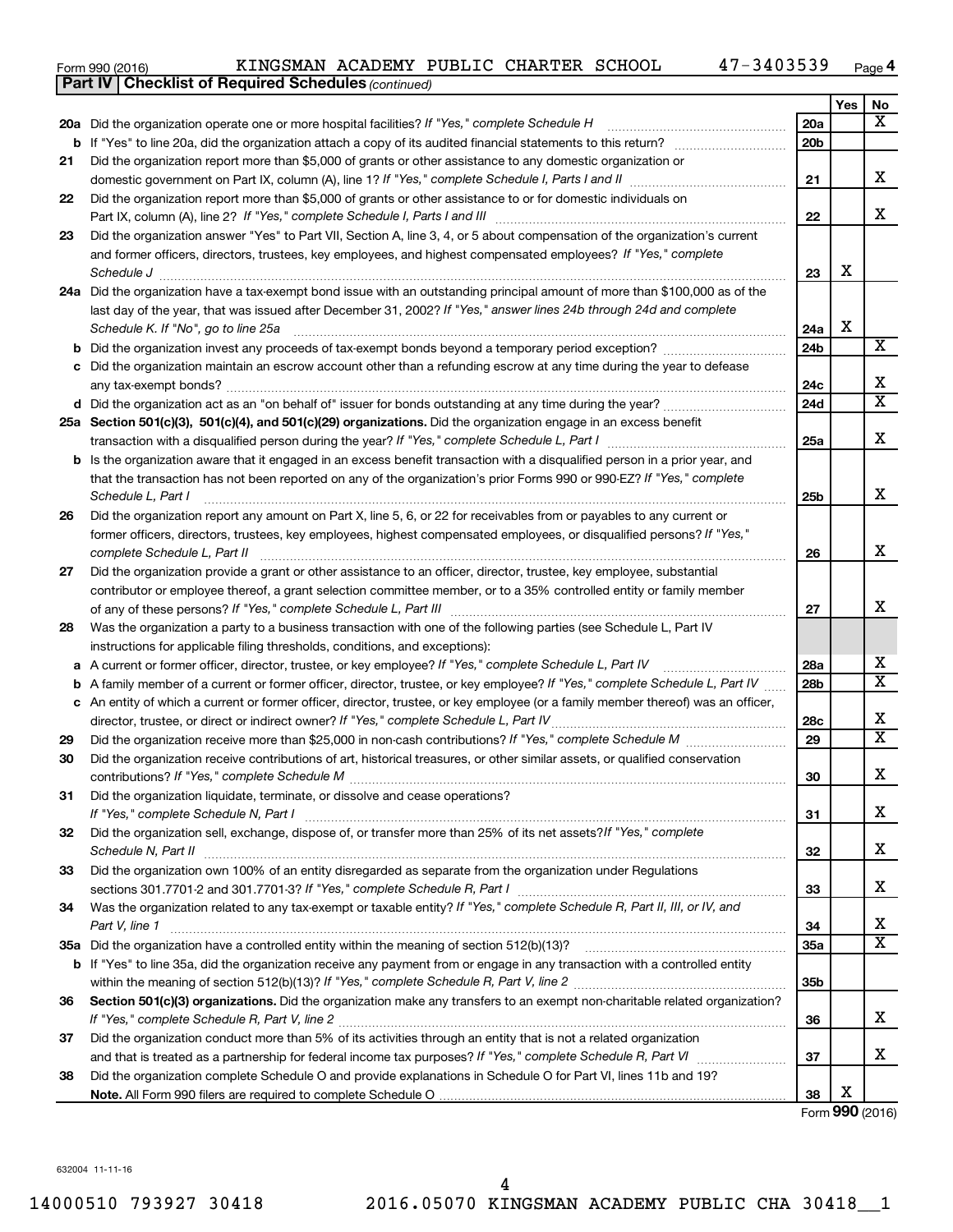Form 990 (2016) KINGSMAN ACADEMY PUBLIC CHARTER SCHOOL 47-3403539 Page 4

**Part IV | Checklist of Required Schedules** *(continued)*

| | | | Yes | No |
|---|---|---|---|---|
| **20a** | Did the organization operate one or more hospital facilities? *If "Yes," complete Schedule H* | **20a** | | X |
| **b** | If "Yes" to line 20a, did the organization attach a copy of its audited financial statements to this return? | **20b** | | |
| **21** | Did the organization report more than $5,000 of grants or other assistance to any domestic organization or domestic government on Part IX, column (A), line 1? *If "Yes," complete Schedule I, Parts I and II* | **21** | | X |
| **22** | Did the organization report more than $5,000 of grants or other assistance to or for domestic individuals on Part IX, column (A), line 2? *If "Yes," complete Schedule I, Parts I and III* | **22** | | X |
| **23** | Did the organization answer "Yes" to Part VII, Section A, line 3, 4, or 5 about compensation of the organization's current and former officers, directors, trustees, key employees, and highest compensated employees? *If "Yes," complete Schedule J* | **23** | X | |
| **24a** | Did the organization have a tax-exempt bond issue with an outstanding principal amount of more than $100,000 as of the last day of the year, that was issued after December 31, 2002? *If "Yes," answer lines 24b through 24d and complete Schedule K. If "No", go to line 25a* | **24a** | X | |
| **b** | Did the organization invest any proceeds of tax-exempt bonds beyond a temporary period exception? | **24b** | | X |
| **c** | Did the organization maintain an escrow account other than a refunding escrow at any time during the year to defease any tax-exempt bonds? | **24c** | | X |
| **d** | Did the organization act as an "on behalf of" issuer for bonds outstanding at any time during the year? | **24d** | | X |
| **25a** | **Section 501(c)(3), 501(c)(4), and 501(c)(29) organizations.** Did the organization engage in an excess benefit transaction with a disqualified person during the year? *If "Yes," complete Schedule L, Part I* | **25a** | | X |
| **b** | Is the organization aware that it engaged in an excess benefit transaction with a disqualified person in a prior year, and that the transaction has not been reported on any of the organization's prior Forms 990 or 990-EZ? *If "Yes," complete Schedule L, Part I* | **25b** | | X |
| **26** | Did the organization report any amount on Part X, line 5, 6, or 22 for receivables from or payables to any current or former officers, directors, trustees, key employees, highest compensated employees, or disqualified persons? *If "Yes," complete Schedule L, Part II* | **26** | | X |
| **27** | Did the organization provide a grant or other assistance to an officer, director, trustee, key employee, substantial contributor or employee thereof, a grant selection committee member, or to a 35% controlled entity or family member of any of these persons? *If "Yes," complete Schedule L, Part III* | **27** | | X |
| **28** | Was the organization a party to a business transaction with one of the following parties (see Schedule L, Part IV instructions for applicable filing thresholds, conditions, and exceptions): | | | |
| **a** | A current or former officer, director, trustee, or key employee? *If "Yes," complete Schedule L, Part IV* | **28a** | | X |
| **b** | A family member of a current or former officer, director, trustee, or key employee? *If "Yes," complete Schedule L, Part IV* | **28b** | | X |
| **c** | An entity of which a current or former officer, director, trustee, or key employee (or a family member thereof) was an officer, director, trustee, or direct or indirect owner? *If "Yes," complete Schedule L, Part IV* | **28c** | | X |
| **29** | Did the organization receive more than $25,000 in non-cash contributions? *If "Yes," complete Schedule M* | **29** | | X |
| **30** | Did the organization receive contributions of art, historical treasures, or other similar assets, or qualified conservation contributions? *If "Yes," complete Schedule M* | **30** | | X |
| **31** | Did the organization liquidate, terminate, or dissolve and cease operations? *If "Yes," complete Schedule N, Part I* | **31** | | X |
| **32** | Did the organization sell, exchange, dispose of, or transfer more than 25% of its net assets? *If "Yes," complete Schedule N, Part II* | **32** | | X |
| **33** | Did the organization own 100% of an entity disregarded as separate from the organization under Regulations sections 301.7701-2 and 301.7701-3? *If "Yes," complete Schedule R, Part I* | **33** | | X |
| **34** | Was the organization related to any tax-exempt or taxable entity? *If "Yes," complete Schedule R, Part II, III, or IV, and Part V, line 1* | **34** | | X |
| **35a** | Did the organization have a controlled entity within the meaning of section 512(b)(13)? | **35a** | | X |
| **b** | If "Yes" to line 35a, did the organization receive any payment from or engage in any transaction with a controlled entity within the meaning of section 512(b)(13)? *If "Yes," complete Schedule R, Part V, line 2* | **35b** | | |
| **36** | **Section 501(c)(3) organizations.** Did the organization make any transfers to an exempt non-charitable related organization? *If "Yes," complete Schedule R, Part V, line 2* | **36** | | X |
| **37** | Did the organization conduct more than 5% of its activities through an entity that is not a related organization and that is treated as a partnership for federal income tax purposes? *If "Yes," complete Schedule R, Part VI* | **37** | | X |
| **38** | Did the organization complete Schedule O and provide explanations in Schedule O for Part VI, lines 11b and 19? **Note.** All Form 990 filers are required to complete Schedule O | **38** | X | |

Form **990** (2016)

632004 11-11-16

14000510 793927 30418 2016.05070 KINGSMAN ACADEMY PUBLIC CHA 30418__1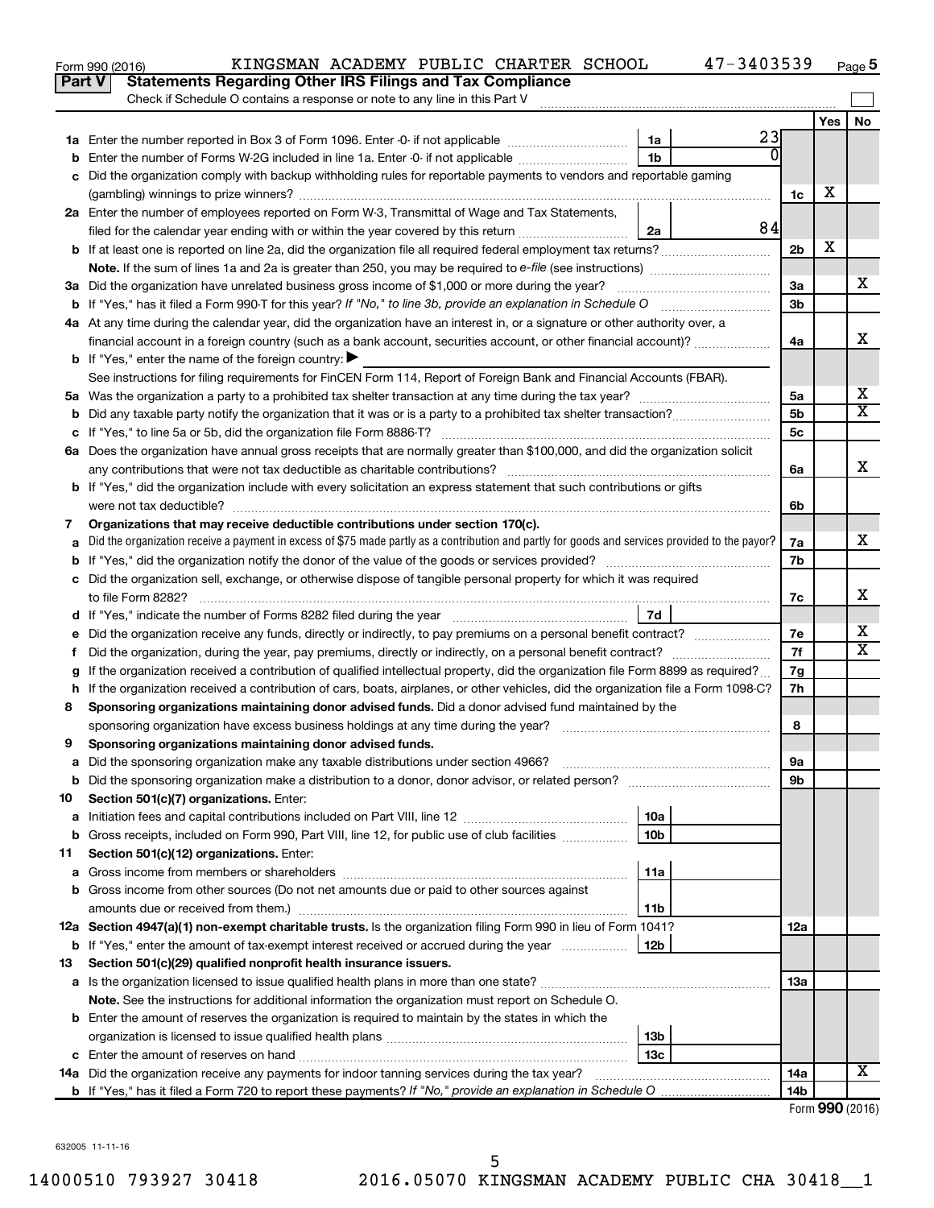Form 990 (2016) KINGSMAN ACADEMY PUBLIC CHARTER SCHOOL 47-3403539 Page 5

## Part V Statements Regarding Other IRS Filings and Tax Compliance

Check if Schedule O contains a response or note to any line in this Part V

| | | | | | Yes | No |
|---|---|---|---|---|---|---|
| 1a | Enter the number reported in Box 3 of Form 1096. Enter -0- if not applicable | 1a | 23 | | | |
| b | Enter the number of Forms W-2G included in line 1a. Enter -0- if not applicable | 1b | 0 | | | |
| c | Did the organization comply with backup withholding rules for reportable payments to vendors and reportable gaming (gambling) winnings to prize winners? | | | 1c | X | |
| 2a | Enter the number of employees reported on Form W-3, Transmittal of Wage and Tax Statements, filed for the calendar year ending with or within the year covered by this return | 2a | 84 | | | |
| b | If at least one is reported on line 2a, did the organization file all required federal employment tax returns? | | | 2b | X | |
| | **Note.** If the sum of lines 1a and 2a is greater than 250, you may be required to *e-file* (see instructions) | | | | | |
| 3a | Did the organization have unrelated business gross income of $1,000 or more during the year? | | | 3a | | X |
| b | If "Yes," has it filed a Form 990-T for this year? *If "No," to line 3b, provide an explanation in Schedule O* | | | 3b | | |
| 4a | At any time during the calendar year, did the organization have an interest in, or a signature or other authority over, a financial account in a foreign country (such as a bank account, securities account, or other financial account)? | | | 4a | | X |
| b | If "Yes," enter the name of the foreign country: ▶ | | | | | |
| | See instructions for filing requirements for FinCEN Form 114, Report of Foreign Bank and Financial Accounts (FBAR). | | | | | |
| 5a | Was the organization a party to a prohibited tax shelter transaction at any time during the tax year? | | | 5a | | X |
| b | Did any taxable party notify the organization that it was or is a party to a prohibited tax shelter transaction? | | | 5b | | X |
| c | If "Yes," to line 5a or 5b, did the organization file Form 8886-T? | | | 5c | | |
| 6a | Does the organization have annual gross receipts that are normally greater than $100,000, and did the organization solicit any contributions that were not tax deductible as charitable contributions? | | | 6a | | X |
| b | If "Yes," did the organization include with every solicitation an express statement that such contributions or gifts were not tax deductible? | | | 6b | | |
| 7 | **Organizations that may receive deductible contributions under section 170(c).** | | | | | |
| a | Did the organization receive a payment in excess of $75 made partly as a contribution and partly for goods and services provided to the payor? | | | 7a | | X |
| b | If "Yes," did the organization notify the donor of the value of the goods or services provided? | | | 7b | | |
| c | Did the organization sell, exchange, or otherwise dispose of tangible personal property for which it was required to file Form 8282? | | | 7c | | X |
| d | If "Yes," indicate the number of Forms 8282 filed during the year | 7d | | | | |
| e | Did the organization receive any funds, directly or indirectly, to pay premiums on a personal benefit contract? | | | 7e | | X |
| f | Did the organization, during the year, pay premiums, directly or indirectly, on a personal benefit contract? | | | 7f | | X |
| g | If the organization received a contribution of qualified intellectual property, did the organization file Form 8899 as required? | | | 7g | | |
| h | If the organization received a contribution of cars, boats, airplanes, or other vehicles, did the organization file a Form 1098-C? | | | 7h | | |
| 8 | **Sponsoring organizations maintaining donor advised funds.** Did a donor advised fund maintained by the sponsoring organization have excess business holdings at any time during the year? | | | 8 | | |
| 9 | **Sponsoring organizations maintaining donor advised funds.** | | | | | |
| a | Did the sponsoring organization make any taxable distributions under section 4966? | | | 9a | | |
| b | Did the sponsoring organization make a distribution to a donor, donor advisor, or related person? | | | 9b | | |
| 10 | **Section 501(c)(7) organizations.** Enter: | | | | | |
| a | Initiation fees and capital contributions included on Part VIII, line 12 | 10a | | | | |
| b | Gross receipts, included on Form 990, Part VIII, line 12, for public use of club facilities | 10b | | | | |
| 11 | **Section 501(c)(12) organizations.** Enter: | | | | | |
| a | Gross income from members or shareholders | 11a | | | | |
| b | Gross income from other sources (Do not net amounts due or paid to other sources against amounts due or received from them.) | 11b | | | | |
| 12a | **Section 4947(a)(1) non-exempt charitable trusts.** Is the organization filing Form 990 in lieu of Form 1041? | | | 12a | | |
| b | If "Yes," enter the amount of tax-exempt interest received or accrued during the year | 12b | | | | |
| 13 | **Section 501(c)(29) qualified nonprofit health insurance issuers.** | | | | | |
| a | Is the organization licensed to issue qualified health plans in more than one state? | | | 13a | | |
| | **Note.** See the instructions for additional information the organization must report on Schedule O. | | | | | |
| b | Enter the amount of reserves the organization is required to maintain by the states in which the organization is licensed to issue qualified health plans | 13b | | | | |
| c | Enter the amount of reserves on hand | 13c | | | | |
| 14a | Did the organization receive any payments for indoor tanning services during the tax year? | | | 14a | | X |
| b | If "Yes," has it filed a Form 720 to report these payments? *If "No," provide an explanation in Schedule O* | | | 14b | | |

Form **990** (2016)

632005 11-11-16

14000510 793927 30418 2016.05070 KINGSMAN ACADEMY PUBLIC CHA 30418__1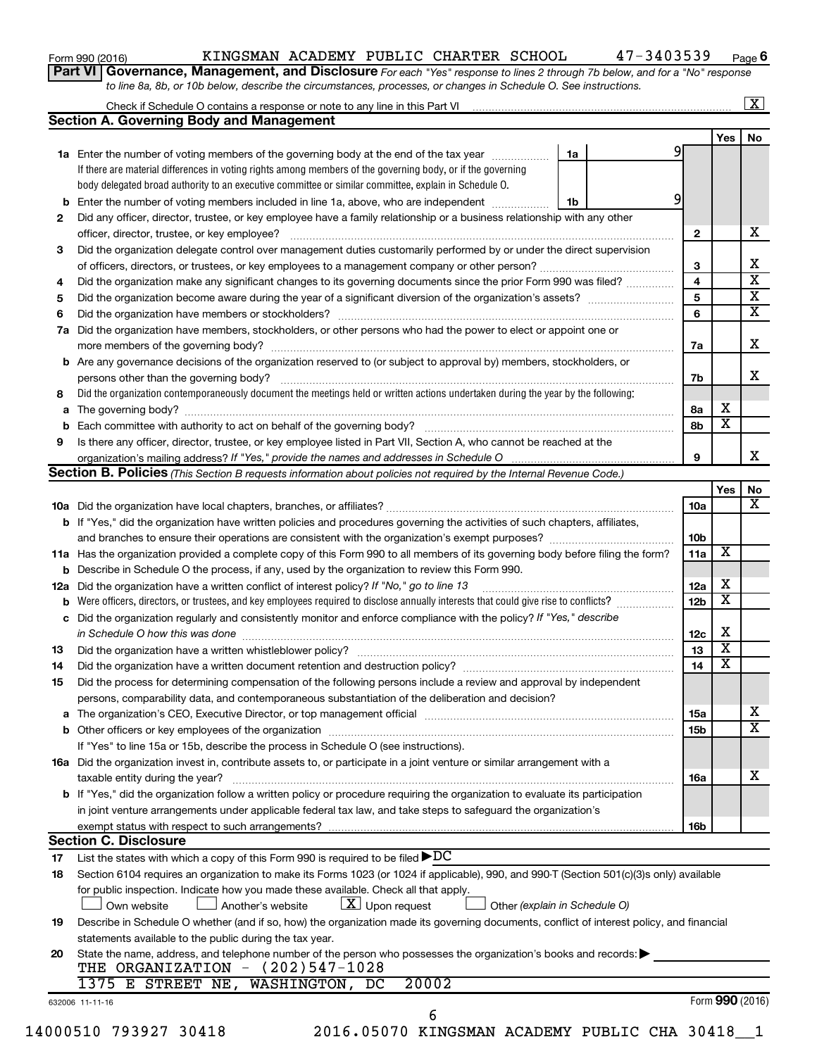Form 990 (2016) KINGSMAN ACADEMY PUBLIC CHARTER SCHOOL 47-3403539 Page 6

**Part VI Governance, Management, and Disclosure** *For each "Yes" response to lines 2 through 7b below, and for a "No" response to line 8a, 8b, or 10b below, describe the circumstances, processes, or changes in Schedule O. See instructions.*

Check if Schedule O contains a response or note to any line in this Part VI .......... [X]

## Section A. Governing Body and Management

| | | | Yes | No |
|---|---|---|---|---|
| **1a** | Enter the number of voting members of the governing body at the end of the tax year ..... **1a** 9<br>If there are material differences in voting rights among members of the governing body, or if the governing body delegated broad authority to an executive committee or similar committee, explain in Schedule O. | | | |
| **b** | Enter the number of voting members included in line 1a, above, who are independent ..... **1b** 9 | | | |
| **2** | Did any officer, director, trustee, or key employee have a family relationship or a business relationship with any other officer, director, trustee, or key employee? | 2 | | X |
| **3** | Did the organization delegate control over management duties customarily performed by or under the direct supervision of officers, directors, or trustees, or key employees to a management company or other person? | 3 | | X |
| **4** | Did the organization make any significant changes to its governing documents since the prior Form 990 was filed? | 4 | | X |
| **5** | Did the organization become aware during the year of a significant diversion of the organization's assets? | 5 | | X |
| **6** | Did the organization have members or stockholders? | 6 | | X |
| **7a** | Did the organization have members, stockholders, or other persons who had the power to elect or appoint one or more members of the governing body? | 7a | | X |
| **b** | Are any governance decisions of the organization reserved to (or subject to approval by) members, stockholders, or persons other than the governing body? | 7b | | X |
| **8** | Did the organization contemporaneously document the meetings held or written actions undertaken during the year by the following: | | | |
| **a** | The governing body? | 8a | X | |
| **b** | Each committee with authority to act on behalf of the governing body? | 8b | X | |
| **9** | Is there any officer, director, trustee, or key employee listed in Part VII, Section A, who cannot be reached at the organization's mailing address? *If "Yes," provide the names and addresses in Schedule O* | 9 | | X |

## Section B. Policies *(This Section B requests information about policies not required by the Internal Revenue Code.)*

| | | | Yes | No |
|---|---|---|---|---|
| **10a** | Did the organization have local chapters, branches, or affiliates? | 10a | | X |
| **b** | If "Yes," did the organization have written policies and procedures governing the activities of such chapters, affiliates, and branches to ensure their operations are consistent with the organization's exempt purposes? | 10b | | |
| **11a** | Has the organization provided a complete copy of this Form 990 to all members of its governing body before filing the form? | 11a | X | |
| **b** | Describe in Schedule O the process, if any, used by the organization to review this Form 990. | | | |
| **12a** | Did the organization have a written conflict of interest policy? *If "No," go to line 13* | 12a | X | |
| **b** | Were officers, directors, or trustees, and key employees required to disclose annually interests that could give rise to conflicts? | 12b | X | |
| **c** | Did the organization regularly and consistently monitor and enforce compliance with the policy? *If "Yes," describe in Schedule O how this was done* | 12c | X | |
| **13** | Did the organization have a written whistleblower policy? | 13 | X | |
| **14** | Did the organization have a written document retention and destruction policy? | 14 | X | |
| **15** | Did the process for determining compensation of the following persons include a review and approval by independent persons, comparability data, and contemporaneous substantiation of the deliberation and decision? | | | |
| **a** | The organization's CEO, Executive Director, or top management official | 15a | | X |
| **b** | Other officers or key employees of the organization<br>If "Yes" to line 15a or 15b, describe the process in Schedule O (see instructions). | 15b | | X |
| **16a** | Did the organization invest in, contribute assets to, or participate in a joint venture or similar arrangement with a taxable entity during the year? | 16a | | X |
| **b** | If "Yes," did the organization follow a written policy or procedure requiring the organization to evaluate its participation in joint venture arrangements under applicable federal tax law, and take steps to safeguard the organization's exempt status with respect to such arrangements? | 16b | | |

## Section C. Disclosure

**17** List the states with which a copy of this Form 990 is required to be filed ▶ DC

**18** Section 6104 requires an organization to make its Forms 1023 (or 1024 if applicable), 990, and 990-T (Section 501(c)(3)s only) available for public inspection. Indicate how you made these available. Check all that apply.

[ ] Own website [ ] Another's website [X] Upon request [ ] Other *(explain in Schedule O)*

**19** Describe in Schedule O whether (and if so, how) the organization made its governing documents, conflict of interest policy, and financial statements available to the public during the tax year.

**20** State the name, address, and telephone number of the person who possesses the organization's books and records: ▶

THE ORGANIZATION - (202)547-1028
1375 E STREET NE, WASHINGTON, DC 20002

632006 11-11-16 Form **990** (2016)

14000510 793927 30418 2016.05070 KINGSMAN ACADEMY PUBLIC CHA 30418__1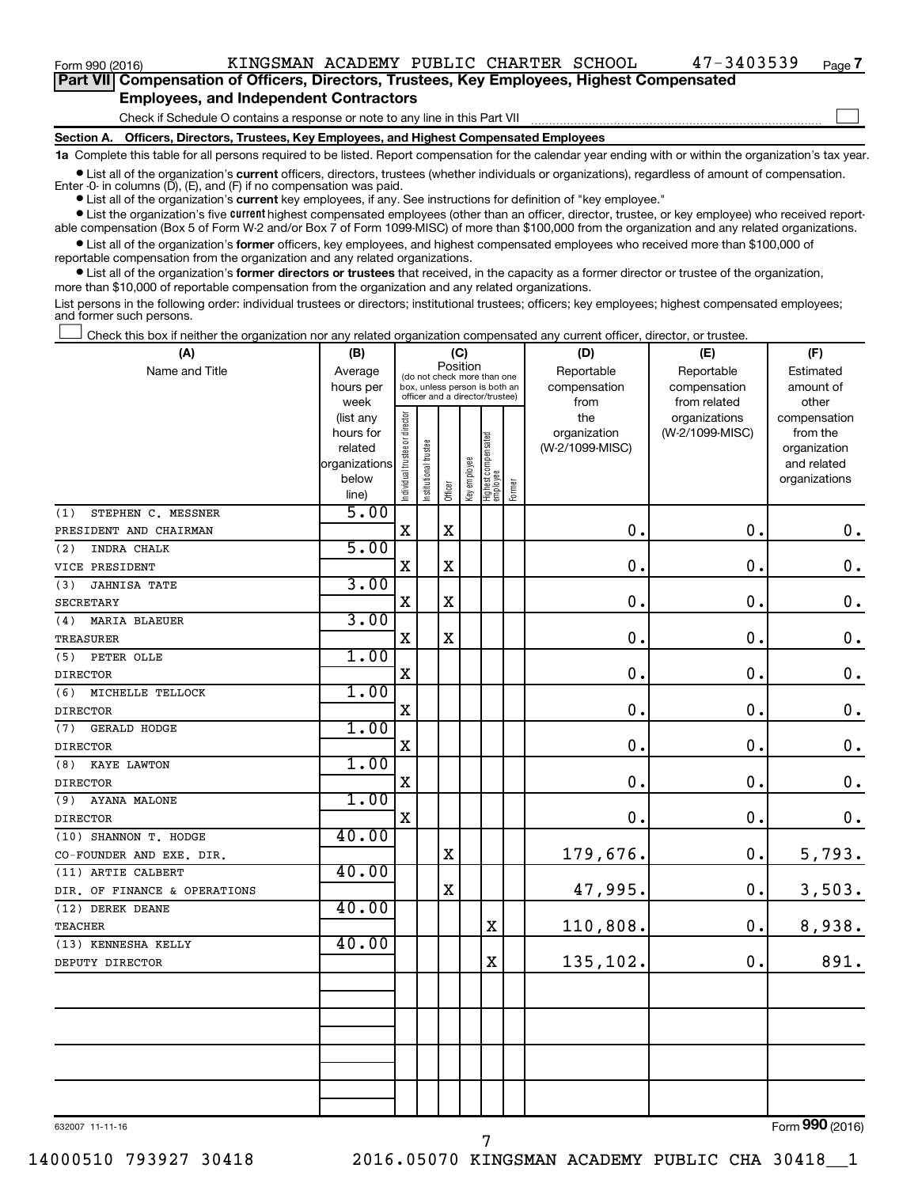Form 990 (2016) KINGSMAN ACADEMY PUBLIC CHARTER SCHOOL 47-3403539 Page 7

**Part VII Compensation of Officers, Directors, Trustees, Key Employees, Highest Compensated Employees, and Independent Contractors**

Check if Schedule O contains a response or note to any line in this Part VII ☐

**Section A. Officers, Directors, Trustees, Key Employees, and Highest Compensated Employees**

**1a** Complete this table for all persons required to be listed. Report compensation for the calendar year ending with or within the organization's tax year.

- List all of the organization's **current** officers, directors, trustees (whether individuals or organizations), regardless of amount of compensation. Enter -0- in columns (D), (E), and (F) if no compensation was paid.
- List all of the organization's **current** key employees, if any. See instructions for definition of "key employee."
- List the organization's five **current** highest compensated employees (other than an officer, director, trustee, or key employee) who received reportable compensation (Box 5 of Form W-2 and/or Box 7 of Form 1099-MISC) of more than $100,000 from the organization and any related organizations.
- List all of the organization's **former** officers, key employees, and highest compensated employees who received more than $100,000 of reportable compensation from the organization and any related organizations.
- List all of the organization's **former directors or trustees** that received, in the capacity as a former director or trustee of the organization, more than $10,000 of reportable compensation from the organization and any related organizations.

List persons in the following order: individual trustees or directors; institutional trustees; officers; key employees; highest compensated employees; and former such persons.

☐ Check this box if neither the organization nor any related organization compensated any current officer, director, or trustee.

| (A) Name and Title | (B) Average hours per week (list any hours for related organizations below line) | (C) Position: Individual trustee or director | Institutional trustee | Officer | Key employee | Highest compensated employee | Former | (D) Reportable compensation from the organization (W-2/1099-MISC) | (E) Reportable compensation from related organizations (W-2/1099-MISC) | (F) Estimated amount of other compensation from the organization and related organizations |
|---|---|---|---|---|---|---|---|---|---|---|
| (1) STEPHEN C. MESSNER<br>PRESIDENT AND CHAIRMAN | 5.00 | X | | X | | | | 0. | 0. | 0. |
| (2) INDRA CHALK<br>VICE PRESIDENT | 5.00 | X | | X | | | | 0. | 0. | 0. |
| (3) JAHNISA TATE<br>SECRETARY | 3.00 | X | | X | | | | 0. | 0. | 0. |
| (4) MARIA BLAEUER<br>TREASURER | 3.00 | X | | X | | | | 0. | 0. | 0. |
| (5) PETER OLLE<br>DIRECTOR | 1.00 | X | | | | | | 0. | 0. | 0. |
| (6) MICHELLE TELLOCK<br>DIRECTOR | 1.00 | X | | | | | | 0. | 0. | 0. |
| (7) GERALD HODGE<br>DIRECTOR | 1.00 | X | | | | | | 0. | 0. | 0. |
| (8) KAYE LAWTON<br>DIRECTOR | 1.00 | X | | | | | | 0. | 0. | 0. |
| (9) AYANA MALONE<br>DIRECTOR | 1.00 | X | | | | | | 0. | 0. | 0. |
| (10) SHANNON T. HODGE<br>CO-FOUNDER AND EXE. DIR. | 40.00 | | | X | | | | 179,676. | 0. | 5,793. |
| (11) ARTIE CALBERT<br>DIR. OF FINANCE & OPERATIONS | 40.00 | | | X | | | | 47,995. | 0. | 3,503. |
| (12) DEREK DEANE<br>TEACHER | 40.00 | | | | | X | | 110,808. | 0. | 8,938. |
| (13) KENNESHA KELLY<br>DEPUTY DIRECTOR | 40.00 | | | | | X | | 135,102. | 0. | 891. |

632007 11-11-16 Form 990 (2016)

14000510 793927 30418 2016.05070 KINGSMAN ACADEMY PUBLIC CHA 30418__1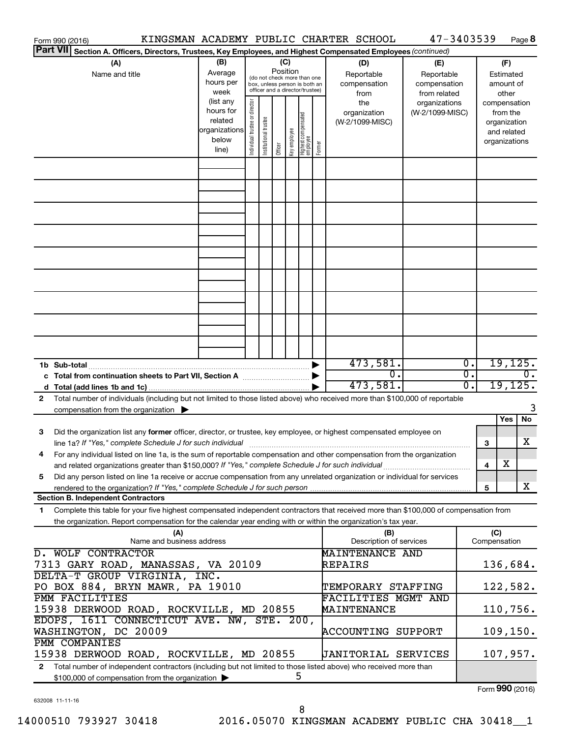Form 990 (2016) KINGSMAN ACADEMY PUBLIC CHARTER SCHOOL 47-3403539 Page 8

**Part VII Section A. Officers, Directors, Trustees, Key Employees, and Highest Compensated Employees** *(continued)*

| (A) Name and title | (B) Average hours per week (list any hours for related organizations below line) | (C) Position: Individual trustee or director | Institutional trustee | Officer | Key employee | Highest compensated employee | Former | (D) Reportable compensation from the organization (W-2/1099-MISC) | (E) Reportable compensation from related organizations (W-2/1099-MISC) | (F) Estimated amount of other compensation from the organization and related organizations |
|---|---|---|---|---|---|---|---|---|---|---|
| | | | | | | | | | | |
| **1b Sub-total** | | | | | | | | 473,581. | 0. | 19,125. |
| **c Total from continuation sheets to Part VII, Section A** | | | | | | | | 0. | 0. | 0. |
| **d Total (add lines 1b and 1c)** | | | | | | | | 473,581. | 0. | 19,125. |

**2** Total number of individuals (including but not limited to those listed above) who received more than $100,000 of reportable compensation from the organization ▶ 3

| | | | Yes | No |
|---|---|---|---|---|
| **3** | Did the organization list any **former** officer, director, or trustee, key employee, or highest compensated employee on line 1a? *If "Yes," complete Schedule J for such individual* | 3 | | X |
| **4** | For any individual listed on line 1a, is the sum of reportable compensation and other compensation from the organization and related organizations greater than $150,000? *If "Yes," complete Schedule J for such individual* | 4 | X | |
| **5** | Did any person listed on line 1a receive or accrue compensation from any unrelated organization or individual for services rendered to the organization? *If "Yes," complete Schedule J for such person* | 5 | | X |

**Section B. Independent Contractors**

**1** Complete this table for your five highest compensated independent contractors that received more than $100,000 of compensation from the organization. Report compensation for the calendar year ending with or within the organization's tax year.

| (A) Name and business address | (B) Description of services | (C) Compensation |
|---|---|---|
| D. WOLF CONTRACTOR<br>7313 GARY ROAD, MANASSAS, VA 20109 | MAINTENANCE AND REPAIRS | 136,684. |
| DELTA-T GROUP VIRGINIA, INC.<br>PO BOX 884, BRYN MAWR, PA 19010 | TEMPORARY STAFFING | 122,582. |
| PMM FACILITIES<br>15938 DERWOOD ROAD, ROCKVILLE, MD 20855 | FACILITIES MGMT AND MAINTENANCE | 110,756. |
| EDOPS, 1611 CONNECTICUT AVE. NW, STE. 200,<br>WASHINGTON, DC 20009 | ACCOUNTING SUPPORT | 109,150. |
| PMM COMPANIES<br>15938 DERWOOD ROAD, ROCKVILLE, MD 20855 | JANITORIAL SERVICES | 107,957. |

**2** Total number of independent contractors (including but not limited to those listed above) who received more than $100,000 of compensation from the organization ▶ 5

Form **990** (2016)

632008 11-11-16

14000510 793927 30418 2016.05070 KINGSMAN ACADEMY PUBLIC CHA 30418__1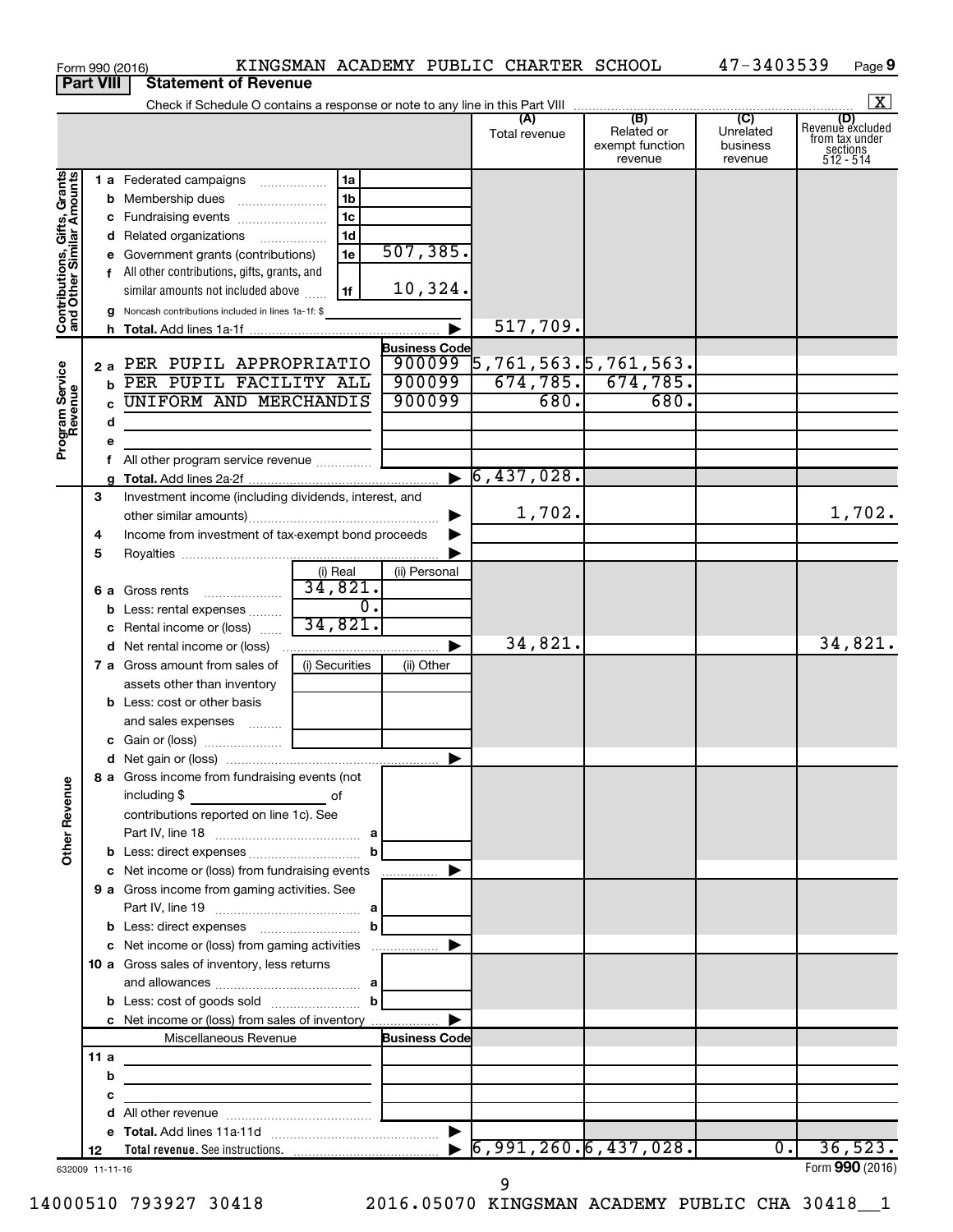Form 990 (2016) KINGSMAN ACADEMY PUBLIC CHARTER SCHOOL 47-3403539 Page 9

## Part VIII Statement of Revenue

Check if Schedule O contains a response or note to any line in this Part VIII [X]

| | | | | (A) Total revenue | (B) Related or exempt function revenue | (C) Unrelated business revenue | (D) Revenue excluded from tax under sections 512 - 514 |
|---|---|---|---|---|---|---|---|
| **Contributions, Gifts, Grants and Other Similar Amounts** | 1 a Federated campaigns | 1a | | | | | |
| | b Membership dues | 1b | | | | | |
| | c Fundraising events | 1c | | | | | |
| | d Related organizations | 1d | | | | | |
| | e Government grants (contributions) | 1e | 507,385. | | | | |
| | f All other contributions, gifts, grants, and similar amounts not included above | 1f | 10,324. | | | | |
| | g Noncash contributions included in lines 1a-1f: $ | | | | | | |
| | h **Total.** Add lines 1a-1f | | | 517,709. | | | |
| **Program Service Revenue** | | | Business Code | | | | |
| | 2 a PER PUPIL APPROPRIATIO | | 900099 | 5,761,563. | 5,761,563. | | |
| | b PER PUPIL FACILITY ALL | | 900099 | 674,785. | 674,785. | | |
| | c UNIFORM AND MERCHANDIS | | 900099 | 680. | 680. | | |
| | d | | | | | | |
| | e | | | | | | |
| | f All other program service revenue | | | | | | |
| | g **Total.** Add lines 2a-2f | | | 6,437,028. | | | |
| **Other Revenue** | 3 Investment income (including dividends, interest, and other similar amounts) | | | 1,702. | | | 1,702. |
| | 4 Income from investment of tax-exempt bond proceeds | | | | | | |
| | 5 Royalties | | | | | | |
| | | (i) Real | (ii) Personal | | | | |
| | 6 a Gross rents | 34,821. | | | | | |
| | b Less: rental expenses | 0. | | | | | |
| | c Rental income or (loss) | 34,821. | | | | | |
| | d Net rental income or (loss) | | | 34,821. | | | 34,821. |
| | 7 a Gross amount from sales of assets other than inventory | (i) Securities | (ii) Other | | | | |
| | b Less: cost or other basis and sales expenses | | | | | | |
| | c Gain or (loss) | | | | | | |
| | d Net gain or (loss) | | | | | | |
| | 8 a Gross income from fundraising events (not including $ of contributions reported on line 1c). See Part IV, line 18 | a | | | | | |
| | b Less: direct expenses | b | | | | | |
| | c Net income or (loss) from fundraising events | | | | | | |
| | 9 a Gross income from gaming activities. See Part IV, line 19 | a | | | | | |
| | b Less: direct expenses | b | | | | | |
| | c Net income or (loss) from gaming activities | | | | | | |
| | 10 a Gross sales of inventory, less returns and allowances | a | | | | | |
| | b Less: cost of goods sold | b | | | | | |
| | c Net income or (loss) from sales of inventory | | | | | | |
| | Miscellaneous Revenue | | Business Code | | | | |
| | 11 a | | | | | | |
| | b | | | | | | |
| | c | | | | | | |
| | d All other revenue | | | | | | |
| | e **Total.** Add lines 11a-11d | | | | | | |
| | 12 **Total revenue.** See instructions. | | | 6,991,260. | 6,437,028. | 0. | 36,523. |

632009 11-11-16

Form **990** (2016)

14000510 793927 30418 2016.05070 KINGSMAN ACADEMY PUBLIC CHA 30418__1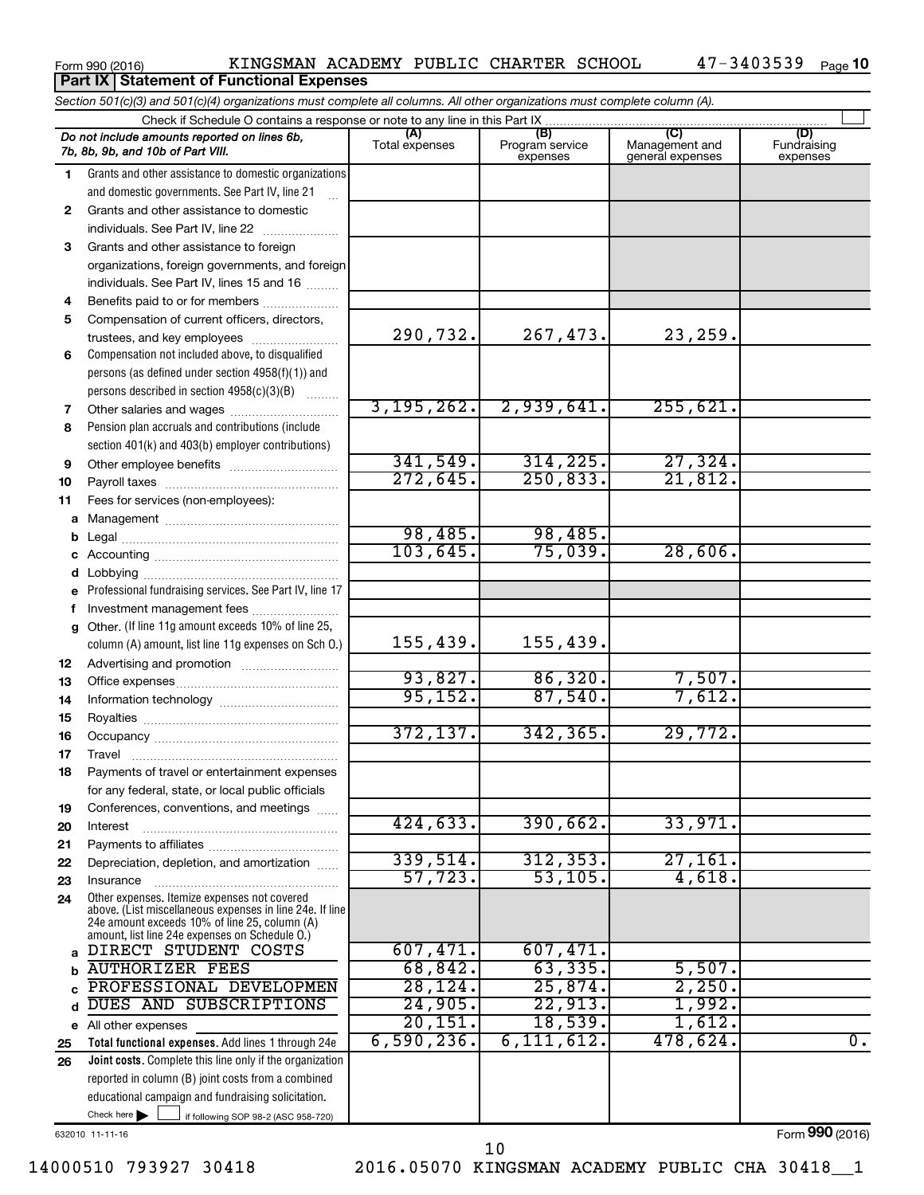Form 990 (2016) KINGSMAN ACADEMY PUBLIC CHARTER SCHOOL 47-3403539 Page **10**

**Part IX Statement of Functional Expenses**

*Section 501(c)(3) and 501(c)(4) organizations must complete all columns. All other organizations must complete column (A).*

Check if Schedule O contains a response or note to any line in this Part IX

| | *Do not include amounts reported on lines 6b, 7b, 8b, 9b, and 10b of Part VIII.* | (A) Total expenses | (B) Program service expenses | (C) Management and general expenses | (D) Fundraising expenses |
|---|---|---|---|---|---|
| 1 | Grants and other assistance to domestic organizations and domestic governments. See Part IV, line 21 | | | | |
| 2 | Grants and other assistance to domestic individuals. See Part IV, line 22 | | | | |
| 3 | Grants and other assistance to foreign organizations, foreign governments, and foreign individuals. See Part IV, lines 15 and 16 | | | | |
| 4 | Benefits paid to or for members | | | | |
| 5 | Compensation of current officers, directors, trustees, and key employees | 290,732. | 267,473. | 23,259. | |
| 6 | Compensation not included above, to disqualified persons (as defined under section 4958(f)(1)) and persons described in section 4958(c)(3)(B) | | | | |
| 7 | Other salaries and wages | 3,195,262. | 2,939,641. | 255,621. | |
| 8 | Pension plan accruals and contributions (include section 401(k) and 403(b) employer contributions) | | | | |
| 9 | Other employee benefits | 341,549. | 314,225. | 27,324. | |
| 10 | Payroll taxes | 272,645. | 250,833. | 21,812. | |
| 11 | Fees for services (non-employees): | | | | |
| a | Management | | | | |
| b | Legal | 98,485. | 98,485. | | |
| c | Accounting | 103,645. | 75,039. | 28,606. | |
| d | Lobbying | | | | |
| e | Professional fundraising services. See Part IV, line 17 | | | | |
| f | Investment management fees | | | | |
| g | Other. (If line 11g amount exceeds 10% of line 25, column (A) amount, list line 11g expenses on Sch O.) | 155,439. | 155,439. | | |
| 12 | Advertising and promotion | | | | |
| 13 | Office expenses | 93,827. | 86,320. | 7,507. | |
| 14 | Information technology | 95,152. | 87,540. | 7,612. | |
| 15 | Royalties | | | | |
| 16 | Occupancy | 372,137. | 342,365. | 29,772. | |
| 17 | Travel | | | | |
| 18 | Payments of travel or entertainment expenses for any federal, state, or local public officials | | | | |
| 19 | Conferences, conventions, and meetings | | | | |
| 20 | Interest | 424,633. | 390,662. | 33,971. | |
| 21 | Payments to affiliates | | | | |
| 22 | Depreciation, depletion, and amortization | 339,514. | 312,353. | 27,161. | |
| 23 | Insurance | 57,723. | 53,105. | 4,618. | |
| 24 | Other expenses. Itemize expenses not covered above. (List miscellaneous expenses in line 24e. If line 24e amount exceeds 10% of line 25, column (A) amount, list line 24e expenses on Schedule O.) | | | | |
| a | DIRECT STUDENT COSTS | 607,471. | 607,471. | | |
| b | AUTHORIZER FEES | 68,842. | 63,335. | 5,507. | |
| c | PROFESSIONAL DEVELOPMEN | 28,124. | 25,874. | 2,250. | |
| d | DUES AND SUBSCRIPTIONS | 24,905. | 22,913. | 1,992. | |
| e | All other expenses | 20,151. | 18,539. | 1,612. | |
| 25 | **Total functional expenses.** Add lines 1 through 24e | 6,590,236. | 6,111,612. | 478,624. | 0. |
| 26 | **Joint costs.** Complete this line only if the organization reported in column (B) joint costs from a combined educational campaign and fundraising solicitation. Check here ▶ ☐ if following SOP 98-2 (ASC 958-720) | | | | |

632010 11-11-16 Form **990** (2016)

14000510 793927 30418 2016.05070 KINGSMAN ACADEMY PUBLIC CHA 30418__1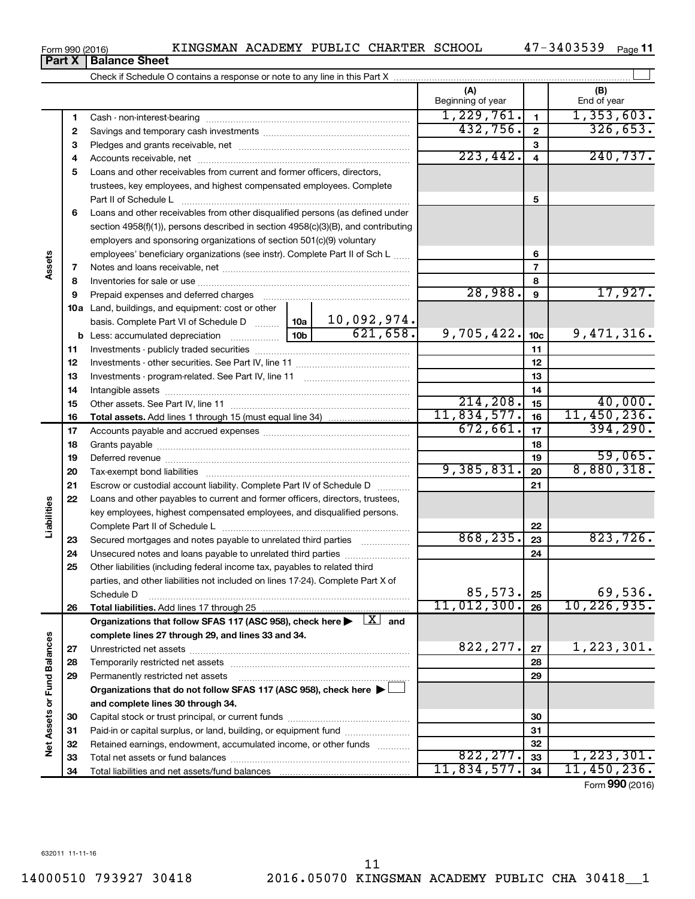Form 990 (2016) KINGSMAN ACADEMY PUBLIC CHARTER SCHOOL 47-3403539 Page 11

## Part X | Balance Sheet

Check if Schedule O contains a response or note to any line in this Part X

| | | | (A) Beginning of year | | (B) End of year |
|---|---|---|---|---|---|
| **Assets** | 1 | Cash - non-interest-bearing | 1,229,761. | 1 | 1,353,603. |
| | 2 | Savings and temporary cash investments | 432,756. | 2 | 326,653. |
| | 3 | Pledges and grants receivable, net | | 3 | |
| | 4 | Accounts receivable, net | 223,442. | 4 | 240,737. |
| | 5 | Loans and other receivables from current and former officers, directors, trustees, key employees, and highest compensated employees. Complete Part II of Schedule L | | 5 | |
| | 6 | Loans and other receivables from other disqualified persons (as defined under section 4958(f)(1)), persons described in section 4958(c)(3)(B), and contributing employers and sponsoring organizations of section 501(c)(9) voluntary employees' beneficiary organizations (see instr). Complete Part II of Sch L | | 6 | |
| | 7 | Notes and loans receivable, net | | 7 | |
| | 8 | Inventories for sale or use | | 8 | |
| | 9 | Prepaid expenses and deferred charges | 28,988. | 9 | 17,927. |
| | 10a | Land, buildings, and equipment: cost or other basis. Complete Part VI of Schedule D ... 10a: 10,092,974. | | | |
| | b | Less: accumulated depreciation ... 10b: 621,658. | 9,705,422. | 10c | 9,471,316. |
| | 11 | Investments - publicly traded securities | | 11 | |
| | 12 | Investments - other securities. See Part IV, line 11 | | 12 | |
| | 13 | Investments - program-related. See Part IV, line 11 | | 13 | |
| | 14 | Intangible assets | | 14 | |
| | 15 | Other assets. See Part IV, line 11 | 214,208. | 15 | 40,000. |
| | 16 | **Total assets.** Add lines 1 through 15 (must equal line 34) | 11,834,577. | 16 | 11,450,236. |
| **Liabilities** | 17 | Accounts payable and accrued expenses | 672,661. | 17 | 394,290. |
| | 18 | Grants payable | | 18 | |
| | 19 | Deferred revenue | | 19 | 59,065. |
| | 20 | Tax-exempt bond liabilities | 9,385,831. | 20 | 8,880,318. |
| | 21 | Escrow or custodial account liability. Complete Part IV of Schedule D | | 21 | |
| | 22 | Loans and other payables to current and former officers, directors, trustees, key employees, highest compensated employees, and disqualified persons. Complete Part II of Schedule L | | 22 | |
| | 23 | Secured mortgages and notes payable to unrelated third parties | 868,235. | 23 | 823,726. |
| | 24 | Unsecured notes and loans payable to unrelated third parties | | 24 | |
| | 25 | Other liabilities (including federal income tax, payables to related third parties, and other liabilities not included on lines 17-24). Complete Part X of Schedule D | 85,573. | 25 | 69,536. |
| | 26 | **Total liabilities.** Add lines 17 through 25 | 11,012,300. | 26 | 10,226,935. |
| **Net Assets or Fund Balances** | | **Organizations that follow SFAS 117 (ASC 958), check here ▶ [X] and complete lines 27 through 29, and lines 33 and 34.** | | | |
| | 27 | Unrestricted net assets | 822,277. | 27 | 1,223,301. |
| | 28 | Temporarily restricted net assets | | 28 | |
| | 29 | Permanently restricted net assets | | 29 | |
| | | **Organizations that do not follow SFAS 117 (ASC 958), check here ▶ [ ] and complete lines 30 through 34.** | | | |
| | 30 | Capital stock or trust principal, or current funds | | 30 | |
| | 31 | Paid-in or capital surplus, or land, building, or equipment fund | | 31 | |
| | 32 | Retained earnings, endowment, accumulated income, or other funds | | 32 | |
| | 33 | Total net assets or fund balances | 822,277. | 33 | 1,223,301. |
| | 34 | Total liabilities and net assets/fund balances | 11,834,577. | 34 | 11,450,236. |

Form **990** (2016)

632011 11-11-16

14000510 793927 30418 2016.05070 KINGSMAN ACADEMY PUBLIC CHA 30418__1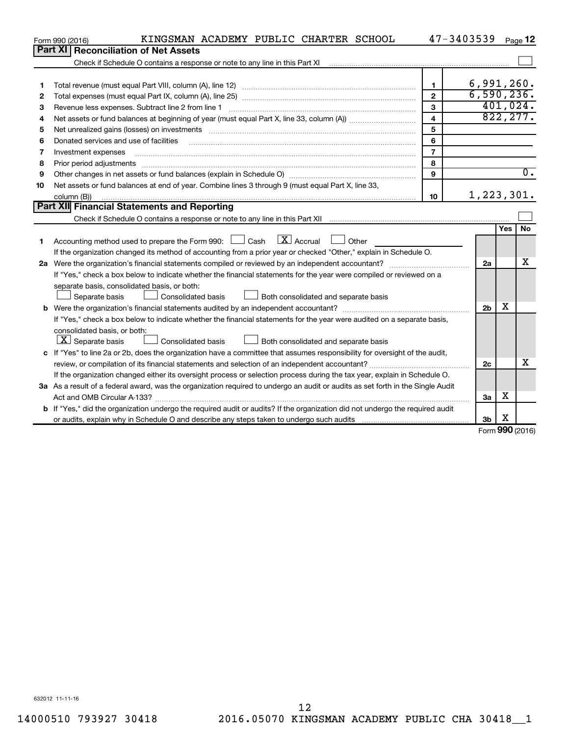Form 990 (2016) KINGSMAN ACADEMY PUBLIC CHARTER SCHOOL 47-3403539

## Part XI Reconciliation of Net Assets

Check if Schedule O contains a response or note to any line in this Part XI ☐

| | | | |
|---|---|---|---|
| 1 | Total revenue (must equal Part VIII, column (A), line 12) | 1 | 6,991,260. |
| 2 | Total expenses (must equal Part IX, column (A), line 25) | 2 | 6,590,236. |
| 3 | Revenue less expenses. Subtract line 2 from line 1 | 3 | 401,024. |
| 4 | Net assets or fund balances at beginning of year (must equal Part X, line 33, column (A)) | 4 | 822,277. |
| 5 | Net unrealized gains (losses) on investments | 5 | |
| 6 | Donated services and use of facilities | 6 | |
| 7 | Investment expenses | 7 | |
| 8 | Prior period adjustments | 8 | |
| 9 | Other changes in net assets or fund balances (explain in Schedule O) | 9 | 0. |
| 10 | Net assets or fund balances at end of year. Combine lines 3 through 9 (must equal Part X, line 33, column (B)) | 10 | 1,223,301. |

## Part XII Financial Statements and Reporting

Check if Schedule O contains a response or note to any line in this Part XII ☐

| | | | Yes | No |
|---|---|---|---|---|
| 1 | Accounting method used to prepare the Form 990: ☐ Cash ☒ Accrual ☐ Other<br>If the organization changed its method of accounting from a prior year or checked "Other," explain in Schedule O. | | | |
| 2a | Were the organization's financial statements compiled or reviewed by an independent accountant?<br>If "Yes," check a box below to indicate whether the financial statements for the year were compiled or reviewed on a separate basis, consolidated basis, or both:<br>☐ Separate basis ☐ Consolidated basis ☐ Both consolidated and separate basis | 2a | | X |
| b | Were the organization's financial statements audited by an independent accountant?<br>If "Yes," check a box below to indicate whether the financial statements for the year were audited on a separate basis, consolidated basis, or both:<br>☒ Separate basis ☐ Consolidated basis ☐ Both consolidated and separate basis | 2b | X | |
| c | If "Yes" to line 2a or 2b, does the organization have a committee that assumes responsibility for oversight of the audit, review, or compilation of its financial statements and selection of an independent accountant?<br>If the organization changed either its oversight process or selection process during the tax year, explain in Schedule O. | 2c | | X |
| 3a | As a result of a federal award, was the organization required to undergo an audit or audits as set forth in the Single Audit Act and OMB Circular A-133? | 3a | X | |
| b | If "Yes," did the organization undergo the required audit or audits? If the organization did not undergo the required audit or audits, explain why in Schedule O and describe any steps taken to undergo such audits | 3b | X | |

Form 990 (2016)

632012 11-11-16

14000510 793927 30418 2016.05070 KINGSMAN ACADEMY PUBLIC CHA 30418__1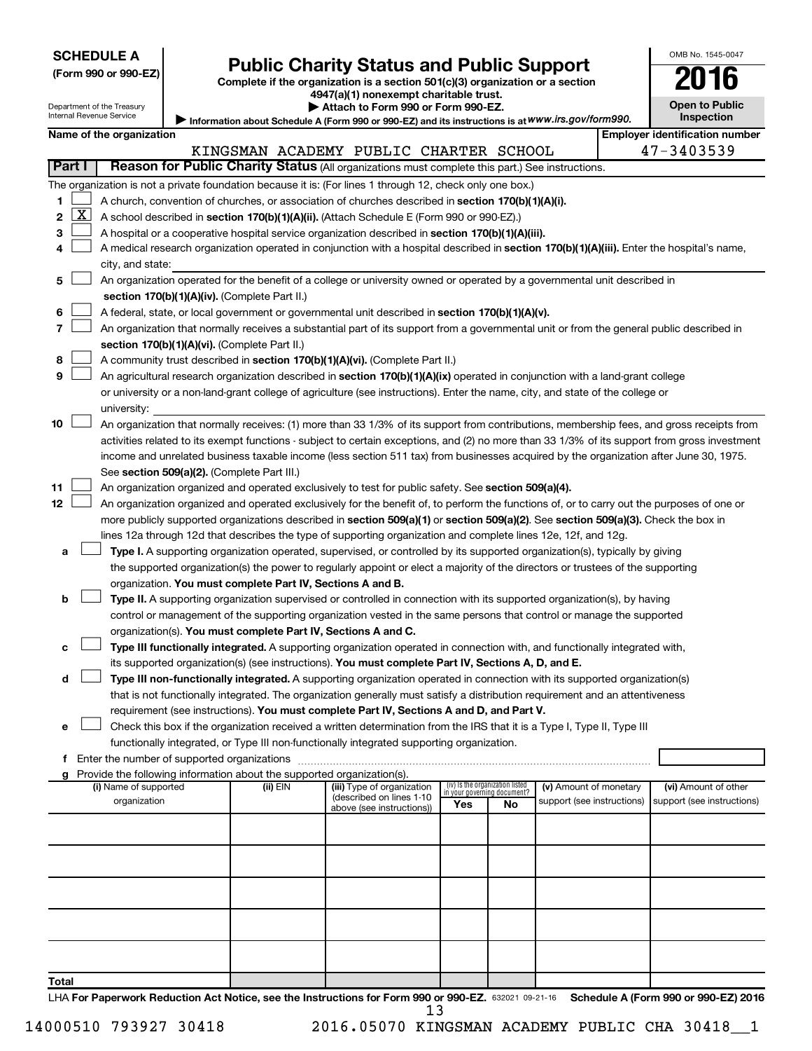**SCHEDULE A**
**(Form 990 or 990-EZ)**

Department of the Treasury
Internal Revenue Service

# Public Charity Status and Public Support

**Complete if the organization is a section 501(c)(3) organization or a section 4947(a)(1) nonexempt charitable trust.**
**▶ Attach to Form 990 or Form 990-EZ.**
**▶ Information about Schedule A (Form 990 or 990-EZ) and its instructions is at** *www.irs.gov/form990.*

OMB No. 1545-0047
**2016**
**Open to Public Inspection**

| Name of the organization | Employer identification number |
|---|---|
| KINGSMAN ACADEMY PUBLIC CHARTER SCHOOL | 47-3403539 |

**Part I** **Reason for Public Charity Status** (All organizations must complete this part.) See instructions.

The organization is not a private foundation because it is: (For lines 1 through 12, check only one box.)

1 ☐ A church, convention of churches, or association of churches described in **section 170(b)(1)(A)(i).**

2 ☒ A school described in **section 170(b)(1)(A)(ii).** (Attach Schedule E (Form 990 or 990-EZ).)

3 ☐ A hospital or a cooperative hospital service organization described in **section 170(b)(1)(A)(iii).**

4 ☐ A medical research organization operated in conjunction with a hospital described in **section 170(b)(1)(A)(iii).** Enter the hospital's name, city, and state:

5 ☐ An organization operated for the benefit of a college or university owned or operated by a governmental unit described in **section 170(b)(1)(A)(iv).** (Complete Part II.)

6 ☐ A federal, state, or local government or governmental unit described in **section 170(b)(1)(A)(v).**

7 ☐ An organization that normally receives a substantial part of its support from a governmental unit or from the general public described in **section 170(b)(1)(A)(vi).** (Complete Part II.)

8 ☐ A community trust described in **section 170(b)(1)(A)(vi).** (Complete Part II.)

9 ☐ An agricultural research organization described in **section 170(b)(1)(A)(ix)** operated in conjunction with a land-grant college or university or a non-land-grant college of agriculture (see instructions). Enter the name, city, and state of the college or university:

10 ☐ An organization that normally receives: (1) more than 33 1/3% of its support from contributions, membership fees, and gross receipts from activities related to its exempt functions - subject to certain exceptions, and (2) no more than 33 1/3% of its support from gross investment income and unrelated business taxable income (less section 511 tax) from businesses acquired by the organization after June 30, 1975. See **section 509(a)(2).** (Complete Part III.)

11 ☐ An organization organized and operated exclusively to test for public safety. See **section 509(a)(4).**

12 ☐ An organization organized and operated exclusively for the benefit of, to perform the functions of, or to carry out the purposes of one or more publicly supported organizations described in **section 509(a)(1)** or **section 509(a)(2)**. See **section 509(a)(3).** Check the box in lines 12a through 12d that describes the type of supporting organization and complete lines 12e, 12f, and 12g.

a ☐ **Type I.** A supporting organization operated, supervised, or controlled by its supported organization(s), typically by giving the supported organization(s) the power to regularly appoint or elect a majority of the directors or trustees of the supporting organization. **You must complete Part IV, Sections A and B.**

b ☐ **Type II.** A supporting organization supervised or controlled in connection with its supported organization(s), by having control or management of the supporting organization vested in the same persons that control or manage the supported organization(s). **You must complete Part IV, Sections A and C.**

c ☐ **Type III functionally integrated.** A supporting organization operated in connection with, and functionally integrated with, its supported organization(s) (see instructions). **You must complete Part IV, Sections A, D, and E.**

d ☐ **Type III non-functionally integrated.** A supporting organization operated in connection with its supported organization(s) that is not functionally integrated. The organization generally must satisfy a distribution requirement and an attentiveness requirement (see instructions). **You must complete Part IV, Sections A and D, and Part V.**

e ☐ Check this box if the organization received a written determination from the IRS that it is a Type I, Type II, Type III functionally integrated, or Type III non-functionally integrated supporting organization.

f Enter the number of supported organizations

g Provide the following information about the supported organization(s).

| (i) Name of supported organization | (ii) EIN | (iii) Type of organization (described on lines 1-10 above (see instructions)) | (iv) Is the organization listed in your governing document? Yes | No | (v) Amount of monetary support (see instructions) | (vi) Amount of other support (see instructions) |
|---|---|---|---|---|---|---|
| | | | | | | |
| | | | | | | |
| | | | | | | |
| | | | | | | |
| | | | | | | |
| **Total** | | | | | | |

LHA **For Paperwork Reduction Act Notice, see the Instructions for Form 990 or 990-EZ.** 632021 09-21-16 **Schedule A (Form 990 or 990-EZ) 2016**

14000510 793927 30418 2016.05070 KINGSMAN ACADEMY PUBLIC CHA 30418__1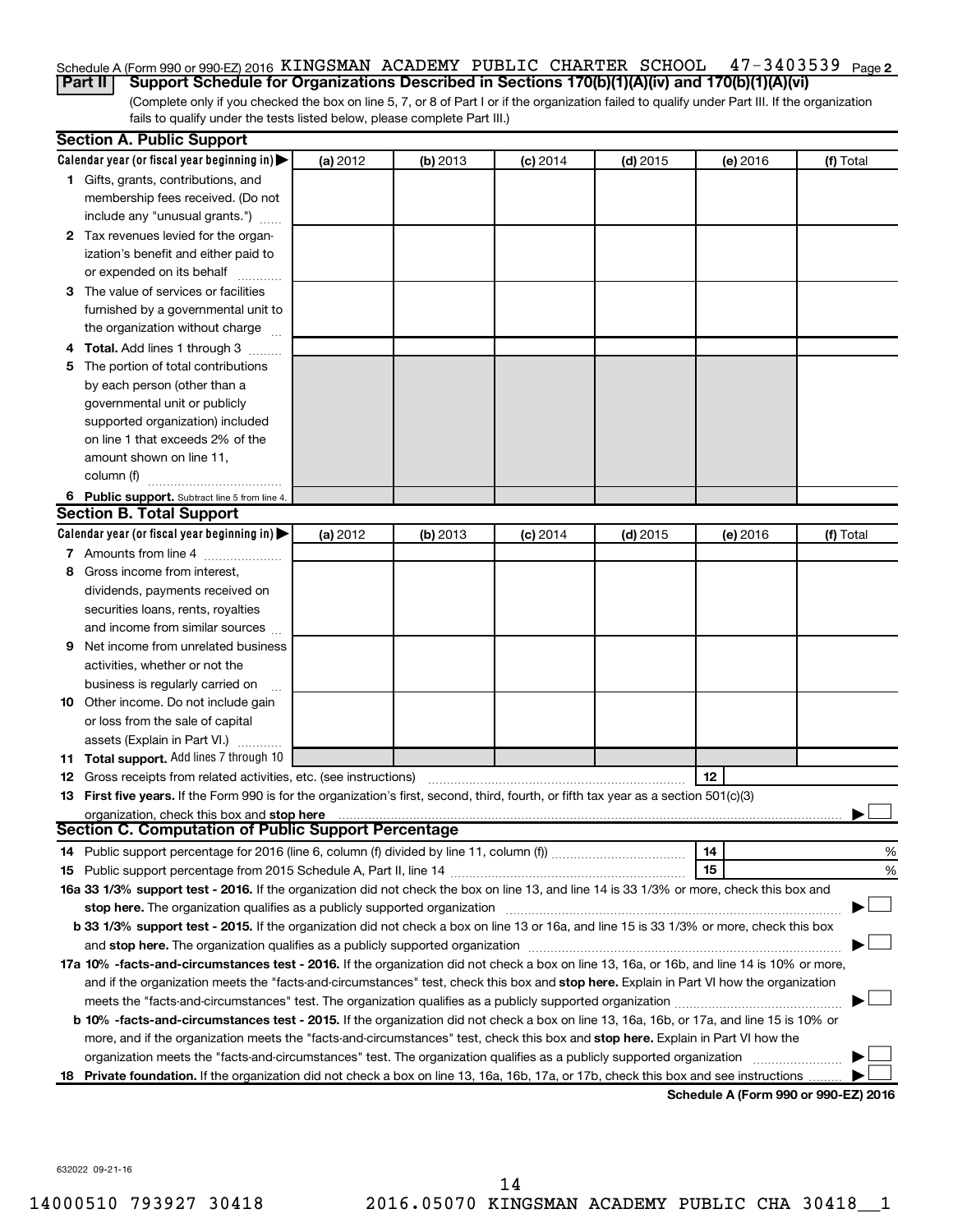Schedule A (Form 990 or 990-EZ) 2016 KINGSMAN ACADEMY PUBLIC CHARTER SCHOOL 47-3403539 Page 2

**Part II Support Schedule for Organizations Described in Sections 170(b)(1)(A)(iv) and 170(b)(1)(A)(vi)**

(Complete only if you checked the box on line 5, 7, or 8 of Part I or if the organization failed to qualify under Part III. If the organization fails to qualify under the tests listed below, please complete Part III.)

**Section A. Public Support**

| Calendar year (or fiscal year beginning in) ▶ | (a) 2012 | (b) 2013 | (c) 2014 | (d) 2015 | (e) 2016 | (f) Total |
|---|---|---|---|---|---|---|
| 1 Gifts, grants, contributions, and membership fees received. (Do not include any "unusual grants.") | | | | | | |
| 2 Tax revenues levied for the organization's benefit and either paid to or expended on its behalf | | | | | | |
| 3 The value of services or facilities furnished by a governmental unit to the organization without charge | | | | | | |
| 4 **Total.** Add lines 1 through 3 | | | | | | |
| 5 The portion of total contributions by each person (other than a governmental unit or publicly supported organization) included on line 1 that exceeds 2% of the amount shown on line 11, column (f) | | | | | | |
| 6 **Public support.** Subtract line 5 from line 4. | | | | | | |

**Section B. Total Support**

| Calendar year (or fiscal year beginning in) ▶ | (a) 2012 | (b) 2013 | (c) 2014 | (d) 2015 | (e) 2016 | (f) Total |
|---|---|---|---|---|---|---|
| 7 Amounts from line 4 | | | | | | |
| 8 Gross income from interest, dividends, payments received on securities loans, rents, royalties and income from similar sources | | | | | | |
| 9 Net income from unrelated business activities, whether or not the business is regularly carried on | | | | | | |
| 10 Other income. Do not include gain or loss from the sale of capital assets (Explain in Part VI.) | | | | | | |
| 11 **Total support.** Add lines 7 through 10 | | | | | | |

12 Gross receipts from related activities, etc. (see instructions) 12

13 **First five years.** If the Form 990 is for the organization's first, second, third, fourth, or fifth tax year as a section 501(c)(3) organization, check this box and **stop here** ▶ ☐

**Section C. Computation of Public Support Percentage**

14 Public support percentage for 2016 (line 6, column (f) divided by line 11, column (f)) 14 %

15 Public support percentage from 2015 Schedule A, Part II, line 14 15 %

**16a 33 1/3% support test - 2016.** If the organization did not check the box on line 13, and line 14 is 33 1/3% or more, check this box and **stop here.** The organization qualifies as a publicly supported organization ▶ ☐

**b 33 1/3% support test - 2015.** If the organization did not check a box on line 13 or 16a, and line 15 is 33 1/3% or more, check this box and **stop here.** The organization qualifies as a publicly supported organization ▶ ☐

**17a 10% -facts-and-circumstances test - 2016.** If the organization did not check a box on line 13, 16a, or 16b, and line 14 is 10% or more, and if the organization meets the "facts-and-circumstances" test, check this box and **stop here.** Explain in Part VI how the organization meets the "facts-and-circumstances" test. The organization qualifies as a publicly supported organization ▶ ☐

**b 10% -facts-and-circumstances test - 2015.** If the organization did not check a box on line 13, 16a, 16b, or 17a, and line 15 is 10% or more, and if the organization meets the "facts-and-circumstances" test, check this box and **stop here.** Explain in Part VI how the organization meets the "facts-and-circumstances" test. The organization qualifies as a publicly supported organization ▶ ☐

**18 Private foundation.** If the organization did not check a box on line 13, 16a, 16b, 17a, or 17b, check this box and see instructions ▶ ☐

**Schedule A (Form 990 or 990-EZ) 2016**

632022 09-21-16

14000510 793927 30418 2016.05070 KINGSMAN ACADEMY PUBLIC CHA 30418__1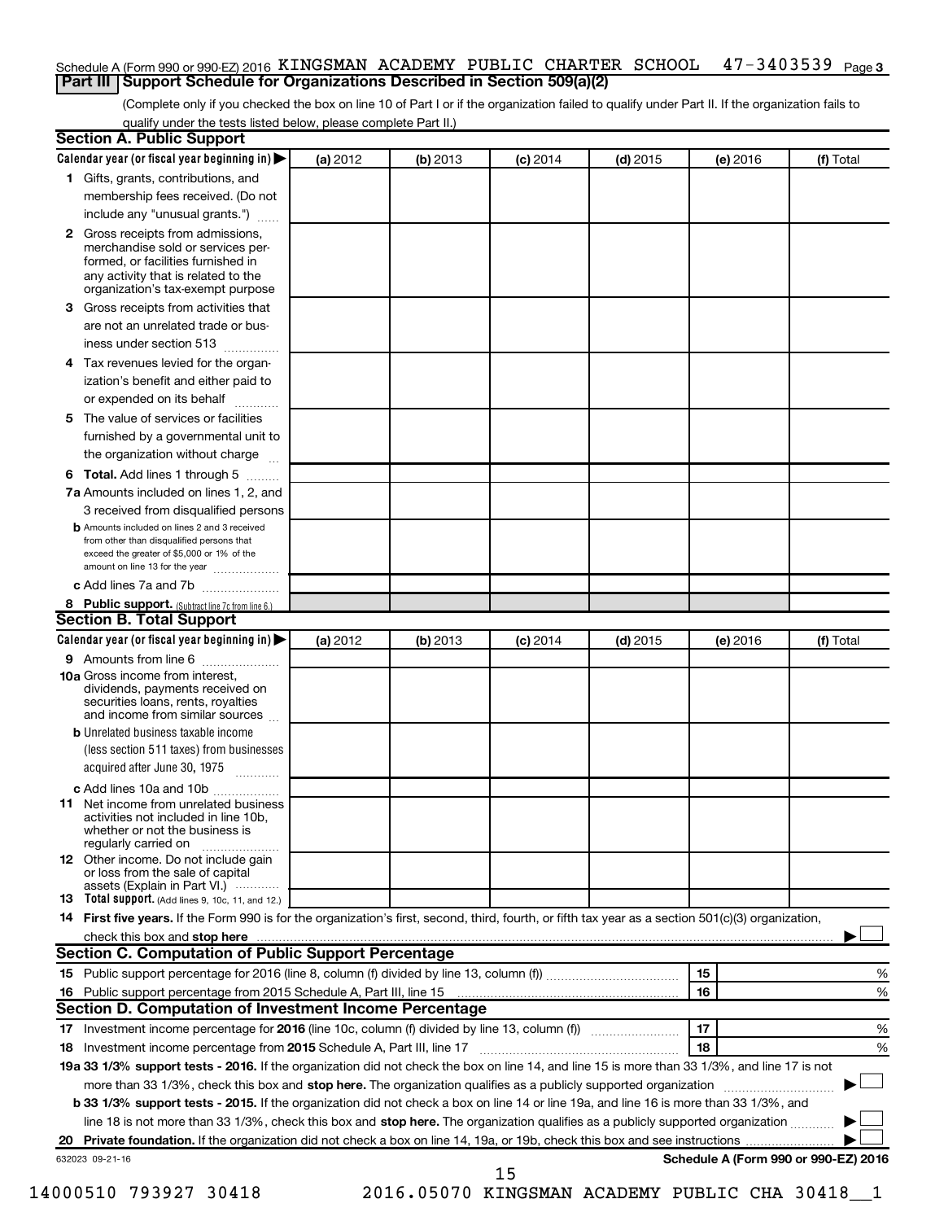Schedule A (Form 990 or 990-EZ) 2016 KINGSMAN ACADEMY PUBLIC CHARTER SCHOOL 47-3403539 Page 3

## Part III Support Schedule for Organizations Described in Section 509(a)(2)

(Complete only if you checked the box on line 10 of Part I or if the organization failed to qualify under Part II. If the organization fails to qualify under the tests listed below, please complete Part II.)

### Section A. Public Support

| Calendar year (or fiscal year beginning in) ▶ | (a) 2012 | (b) 2013 | (c) 2014 | (d) 2015 | (e) 2016 | (f) Total |
|---|---|---|---|---|---|---|
| 1 Gifts, grants, contributions, and membership fees received. (Do not include any "unusual grants.") | | | | | | |
| 2 Gross receipts from admissions, merchandise sold or services performed, or facilities furnished in any activity that is related to the organization's tax-exempt purpose | | | | | | |
| 3 Gross receipts from activities that are not an unrelated trade or business under section 513 | | | | | | |
| 4 Tax revenues levied for the organization's benefit and either paid to or expended on its behalf | | | | | | |
| 5 The value of services or facilities furnished by a governmental unit to the organization without charge | | | | | | |
| 6 Total. Add lines 1 through 5 | | | | | | |
| 7a Amounts included on lines 1, 2, and 3 received from disqualified persons | | | | | | |
| b Amounts included on lines 2 and 3 received from other than disqualified persons that exceed the greater of $5,000 or 1% of the amount on line 13 for the year | | | | | | |
| c Add lines 7a and 7b | | | | | | |
| 8 Public support. (Subtract line 7c from line 6.) | | | | | | |

### Section B. Total Support

| Calendar year (or fiscal year beginning in) ▶ | (a) 2012 | (b) 2013 | (c) 2014 | (d) 2015 | (e) 2016 | (f) Total |
|---|---|---|---|---|---|---|
| 9 Amounts from line 6 | | | | | | |
| 10a Gross income from interest, dividends, payments received on securities loans, rents, royalties and income from similar sources | | | | | | |
| b Unrelated business taxable income (less section 511 taxes) from businesses acquired after June 30, 1975 | | | | | | |
| c Add lines 10a and 10b | | | | | | |
| 11 Net income from unrelated business activities not included in line 10b, whether or not the business is regularly carried on | | | | | | |
| 12 Other income. Do not include gain or loss from the sale of capital assets (Explain in Part VI.) | | | | | | |
| 13 Total support. (Add lines 9, 10c, 11, and 12.) | | | | | | |

14 **First five years.** If the Form 990 is for the organization's first, second, third, fourth, or fifth tax year as a section 501(c)(3) organization, check this box and **stop here** ▶ ☐

### Section C. Computation of Public Support Percentage

| | | | |
|---|---|---|---|
| 15 Public support percentage for 2016 (line 8, column (f) divided by line 13, column (f)) | 15 | | % |
| 16 Public support percentage from 2015 Schedule A, Part III, line 15 | 16 | | % |

### Section D. Computation of Investment Income Percentage

| | | | |
|---|---|---|---|
| 17 Investment income percentage for **2016** (line 10c, column (f) divided by line 13, column (f)) | 17 | | % |
| 18 Investment income percentage from **2015** Schedule A, Part III, line 17 | 18 | | % |

**19a 33 1/3% support tests - 2016.** If the organization did not check the box on line 14, and line 15 is more than 33 1/3%, and line 17 is not more than 33 1/3%, check this box and **stop here.** The organization qualifies as a publicly supported organization ▶ ☐

**b 33 1/3% support tests - 2015.** If the organization did not check a box on line 14 or line 19a, and line 16 is more than 33 1/3%, and line 18 is not more than 33 1/3%, check this box and **stop here.** The organization qualifies as a publicly supported organization ▶ ☐

**20 Private foundation.** If the organization did not check a box on line 14, 19a, or 19b, check this box and see instructions ▶ ☐

632023 09-21-16 **Schedule A (Form 990 or 990-EZ) 2016**

14000510 793927 30418 2016.05070 KINGSMAN ACADEMY PUBLIC CHA 30418__1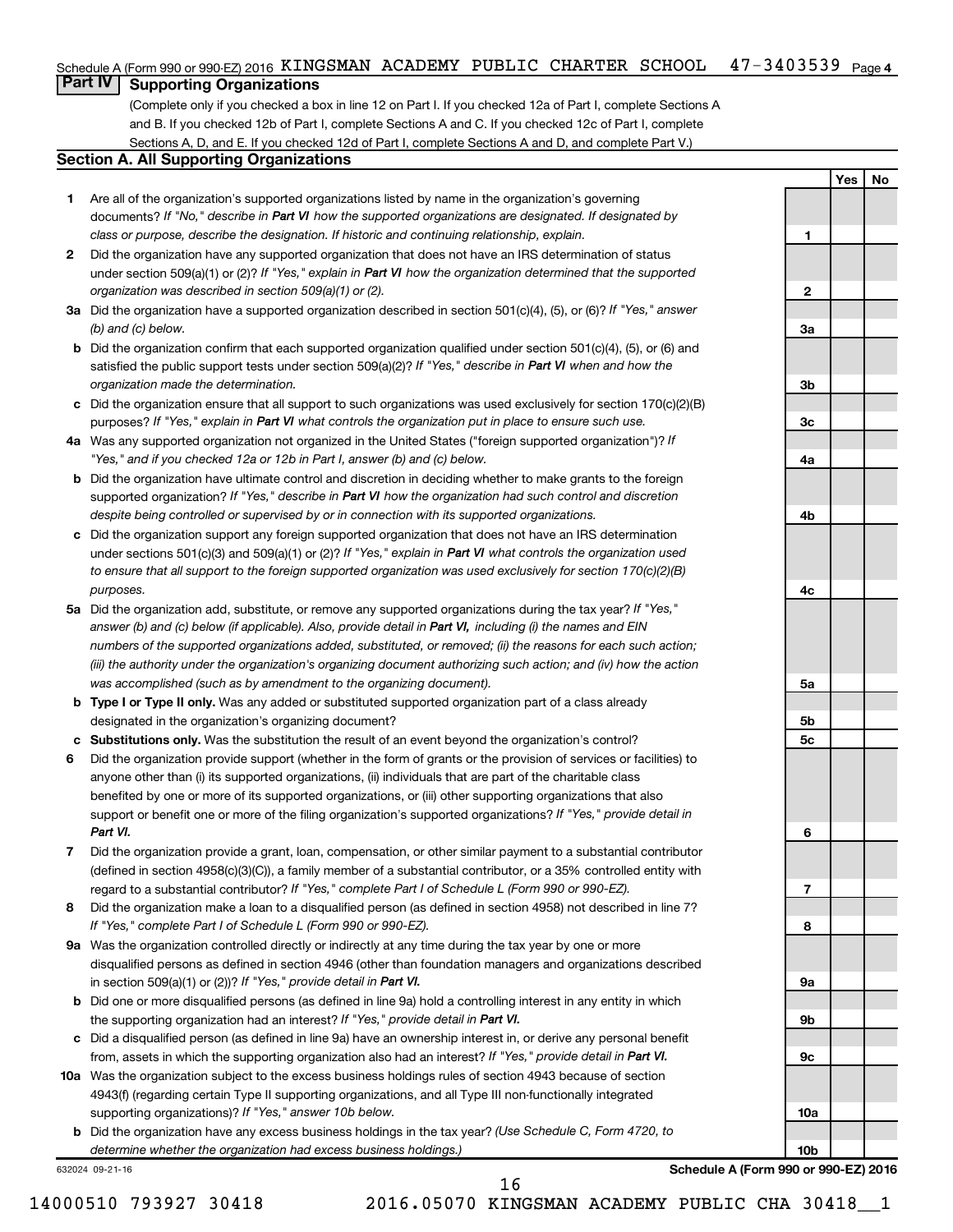Schedule A (Form 990 or 990-EZ) 2016 KINGSMAN ACADEMY PUBLIC CHARTER SCHOOL 47-3403539 Page 4

## Part IV Supporting Organizations

(Complete only if you checked a box in line 12 on Part I. If you checked 12a of Part I, complete Sections A and B. If you checked 12b of Part I, complete Sections A and C. If you checked 12c of Part I, complete Sections A, D, and E. If you checked 12d of Part I, complete Sections A and D, and complete Part V.)

### Section A. All Supporting Organizations

| | | Line | Yes | No |
|---|---|---|---|---|
| **1** | Are all of the organization's supported organizations listed by name in the organization's governing documents? *If "No," describe in **Part VI** how the supported organizations are designated. If designated by class or purpose, describe the designation. If historic and continuing relationship, explain.* | 1 | | |
| **2** | Did the organization have any supported organization that does not have an IRS determination of status under section 509(a)(1) or (2)? *If "Yes," explain in **Part VI** how the organization determined that the supported organization was described in section 509(a)(1) or (2).* | 2 | | |
| **3a** | Did the organization have a supported organization described in section 501(c)(4), (5), or (6)? *If "Yes," answer (b) and (c) below.* | 3a | | |
| **b** | Did the organization confirm that each supported organization qualified under section 501(c)(4), (5), or (6) and satisfied the public support tests under section 509(a)(2)? *If "Yes," describe in **Part VI** when and how the organization made the determination.* | 3b | | |
| **c** | Did the organization ensure that all support to such organizations was used exclusively for section 170(c)(2)(B) purposes? *If "Yes," explain in **Part VI** what controls the organization put in place to ensure such use.* | 3c | | |
| **4a** | Was any supported organization not organized in the United States ("foreign supported organization")? *If "Yes," and if you checked 12a or 12b in Part I, answer (b) and (c) below.* | 4a | | |
| **b** | Did the organization have ultimate control and discretion in deciding whether to make grants to the foreign supported organization? *If "Yes," describe in **Part VI** how the organization had such control and discretion despite being controlled or supervised by or in connection with its supported organizations.* | 4b | | |
| **c** | Did the organization support any foreign supported organization that does not have an IRS determination under sections 501(c)(3) and 509(a)(1) or (2)? *If "Yes," explain in **Part VI** what controls the organization used to ensure that all support to the foreign supported organization was used exclusively for section 170(c)(2)(B) purposes.* | 4c | | |
| **5a** | Did the organization add, substitute, or remove any supported organizations during the tax year? *If "Yes," answer (b) and (c) below (if applicable). Also, provide detail in **Part VI,** including (i) the names and EIN numbers of the supported organizations added, substituted, or removed; (ii) the reasons for each such action; (iii) the authority under the organization's organizing document authorizing such action; and (iv) how the action was accomplished (such as by amendment to the organizing document).* | 5a | | |
| **b** | **Type I or Type II only.** Was any added or substituted supported organization part of a class already designated in the organization's organizing document? | 5b | | |
| **c** | **Substitutions only.** Was the substitution the result of an event beyond the organization's control? | 5c | | |
| **6** | Did the organization provide support (whether in the form of grants or the provision of services or facilities) to anyone other than (i) its supported organizations, (ii) individuals that are part of the charitable class benefited by one or more of its supported organizations, or (iii) other supporting organizations that also support or benefit one or more of the filing organization's supported organizations? *If "Yes," provide detail in **Part VI.*** | 6 | | |
| **7** | Did the organization provide a grant, loan, compensation, or other similar payment to a substantial contributor (defined in section 4958(c)(3)(C)), a family member of a substantial contributor, or a 35% controlled entity with regard to a substantial contributor? *If "Yes," complete Part I of Schedule L (Form 990 or 990-EZ).* | 7 | | |
| **8** | Did the organization make a loan to a disqualified person (as defined in section 4958) not described in line 7? *If "Yes," complete Part I of Schedule L (Form 990 or 990-EZ).* | 8 | | |
| **9a** | Was the organization controlled directly or indirectly at any time during the tax year by one or more disqualified persons as defined in section 4946 (other than foundation managers and organizations described in section 509(a)(1) or (2))? *If "Yes," provide detail in **Part VI.*** | 9a | | |
| **b** | Did one or more disqualified persons (as defined in line 9a) hold a controlling interest in any entity in which the supporting organization had an interest? *If "Yes," provide detail in **Part VI.*** | 9b | | |
| **c** | Did a disqualified person (as defined in line 9a) have an ownership interest in, or derive any personal benefit from, assets in which the supporting organization also had an interest? *If "Yes," provide detail in **Part VI.*** | 9c | | |
| **10a** | Was the organization subject to the excess business holdings rules of section 4943 because of section 4943(f) (regarding certain Type II supporting organizations, and all Type III non-functionally integrated supporting organizations)? *If "Yes," answer 10b below.* | 10a | | |
| **b** | Did the organization have any excess business holdings in the tax year? *(Use Schedule C, Form 4720, to determine whether the organization had excess business holdings.)* | 10b | | |

632024 09-21-16 **Schedule A (Form 990 or 990-EZ) 2016**

14000510 793927 30418 2016.05070 KINGSMAN ACADEMY PUBLIC CHA 30418__1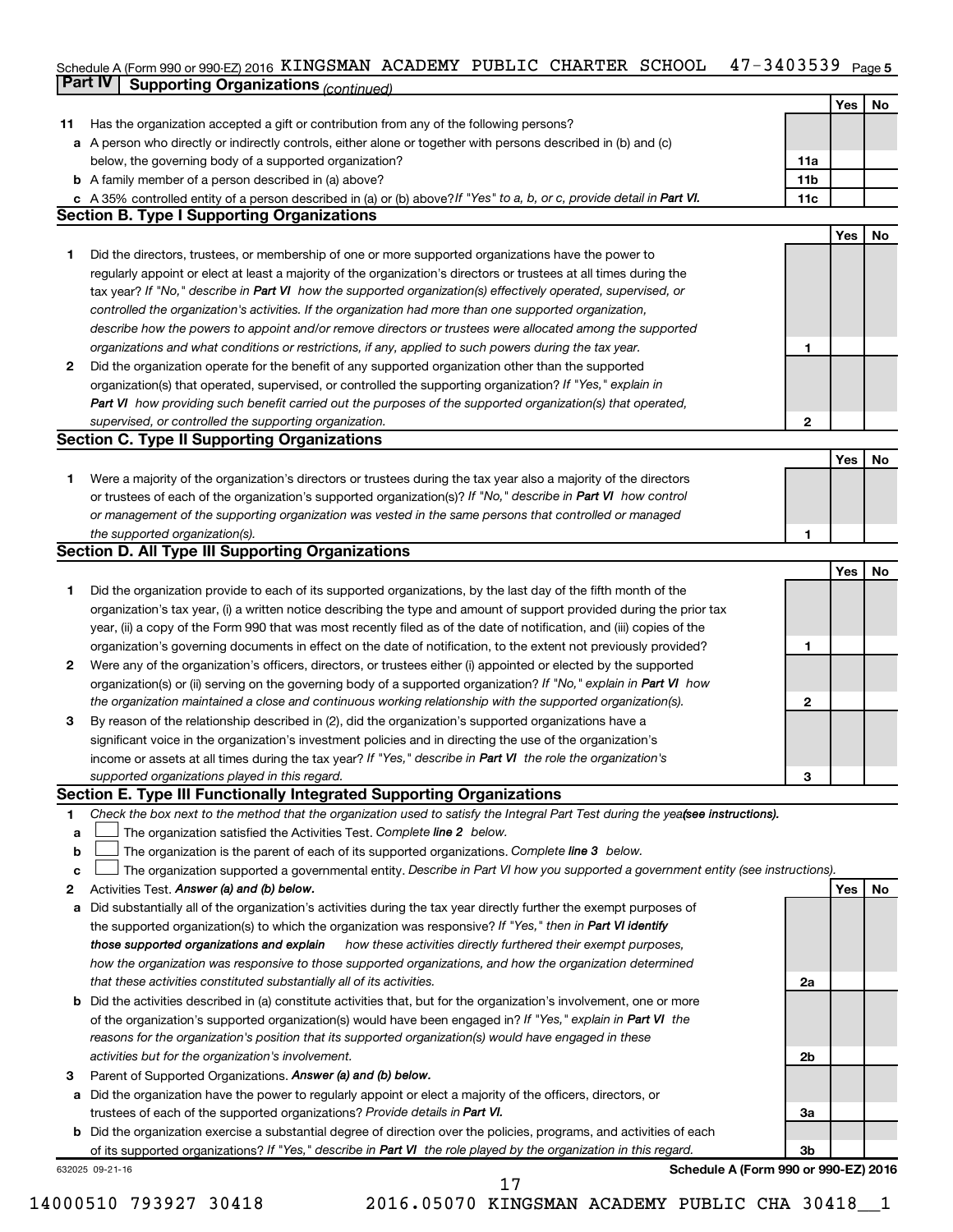Schedule A (Form 990 or 990-EZ) 2016 KINGSMAN ACADEMY PUBLIC CHARTER SCHOOL 47-3403539 Page 5

## Part IV Supporting Organizations *(continued)*

| | | | Yes | No |
|---|---|---|---|---|
| **11** | Has the organization accepted a gift or contribution from any of the following persons? | | | |
| **a** | A person who directly or indirectly controls, either alone or together with persons described in (b) and (c) below, the governing body of a supported organization? | 11a | | |
| **b** | A family member of a person described in (a) above? | 11b | | |
| **c** | A 35% controlled entity of a person described in (a) or (b) above? *If "Yes" to a, b, or c, provide detail in* ***Part VI.*** | 11c | | |

### Section B. Type I Supporting Organizations

| | | | Yes | No |
|---|---|---|---|---|
| **1** | Did the directors, trustees, or membership of one or more supported organizations have the power to regularly appoint or elect at least a majority of the organization's directors or trustees at all times during the tax year? *If "No," describe in* ***Part VI*** *how the supported organization(s) effectively operated, supervised, or controlled the organization's activities. If the organization had more than one supported organization, describe how the powers to appoint and/or remove directors or trustees were allocated among the supported organizations and what conditions or restrictions, if any, applied to such powers during the tax year.* | 1 | | |
| **2** | Did the organization operate for the benefit of any supported organization other than the supported organization(s) that operated, supervised, or controlled the supporting organization? *If "Yes," explain in* ***Part VI*** *how providing such benefit carried out the purposes of the supported organization(s) that operated, supervised, or controlled the supporting organization.* | 2 | | |

### Section C. Type II Supporting Organizations

| | | | Yes | No |
|---|---|---|---|---|
| **1** | Were a majority of the organization's directors or trustees during the tax year also a majority of the directors or trustees of each of the organization's supported organization(s)? *If "No," describe in* ***Part VI*** *how control or management of the supporting organization was vested in the same persons that controlled or managed the supported organization(s).* | 1 | | |

### Section D. All Type III Supporting Organizations

| | | | Yes | No |
|---|---|---|---|---|
| **1** | Did the organization provide to each of its supported organizations, by the last day of the fifth month of the organization's tax year, (i) a written notice describing the type and amount of support provided during the prior tax year, (ii) a copy of the Form 990 that was most recently filed as of the date of notification, and (iii) copies of the organization's governing documents in effect on the date of notification, to the extent not previously provided? | 1 | | |
| **2** | Were any of the organization's officers, directors, or trustees either (i) appointed or elected by the supported organization(s) or (ii) serving on the governing body of a supported organization? *If "No," explain in* ***Part VI*** *how the organization maintained a close and continuous working relationship with the supported organization(s).* | 2 | | |
| **3** | By reason of the relationship described in (2), did the organization's supported organizations have a significant voice in the organization's investment policies and in directing the use of the organization's income or assets at all times during the tax year? *If "Yes," describe in* ***Part VI*** *the role the organization's supported organizations played in this regard.* | 3 | | |

### Section E. Type III Functionally Integrated Supporting Organizations

**1** *Check the box next to the method that the organization used to satisfy the Integral Part Test during the year* ***(see instructions).***

- **a** ☐ The organization satisfied the Activities Test. *Complete* ***line 2*** *below.*
- **b** ☐ The organization is the parent of each of its supported organizations. *Complete* ***line 3*** *below.*
- **c** ☐ The organization supported a governmental entity. *Describe in Part VI how you supported a government entity (see instructions).*

| | | | Yes | No |
|---|---|---|---|---|
| **2** | Activities Test. ***Answer (a) and (b) below.*** | | | |
| **a** | Did substantially all of the organization's activities during the tax year directly further the exempt purposes of the supported organization(s) to which the organization was responsive? *If "Yes," then in* ***Part VI identify those supported organizations and explain*** *how these activities directly furthered their exempt purposes, how the organization was responsive to those supported organizations, and how the organization determined that these activities constituted substantially all of its activities.* | 2a | | |
| **b** | Did the activities described in (a) constitute activities that, but for the organization's involvement, one or more of the organization's supported organization(s) would have been engaged in? *If "Yes," explain in* ***Part VI*** *the reasons for the organization's position that its supported organization(s) would have engaged in these activities but for the organization's involvement.* | 2b | | |
| **3** | Parent of Supported Organizations. ***Answer (a) and (b) below.*** | | | |
| **a** | Did the organization have the power to regularly appoint or elect a majority of the officers, directors, or trustees of each of the supported organizations? *Provide details in* ***Part VI.*** | 3a | | |
| **b** | Did the organization exercise a substantial degree of direction over the policies, programs, and activities of each of its supported organizations? *If "Yes," describe in* ***Part VI*** *the role played by the organization in this regard.* | 3b | | |

632025 09-21-16 **Schedule A (Form 990 or 990-EZ) 2016**

14000510 793927 30418 2016.05070 KINGSMAN ACADEMY PUBLIC CHA 30418__1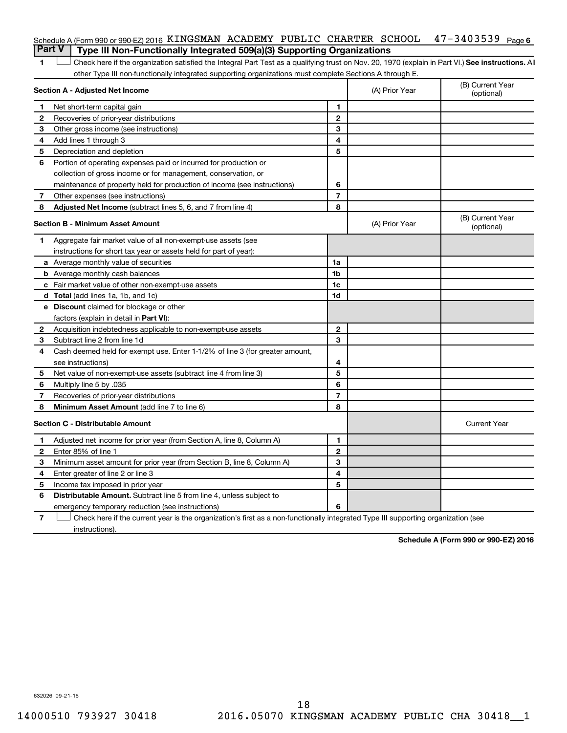Schedule A (Form 990 or 990-EZ) 2016 KINGSMAN ACADEMY PUBLIC CHARTER SCHOOL 47-3403539 Page 6

## Part V Type III Non-Functionally Integrated 509(a)(3) Supporting Organizations

1 ☐ Check here if the organization satisfied the Integral Part Test as a qualifying trust on Nov. 20, 1970 (explain in Part VI.) **See instructions.** All other Type III non-functionally integrated supporting organizations must complete Sections A through E.

| **Section A - Adjusted Net Income** | | (A) Prior Year | (B) Current Year (optional) |
|---|---|---|---|
| 1 Net short-term capital gain | 1 | | |
| 2 Recoveries of prior-year distributions | 2 | | |
| 3 Other gross income (see instructions) | 3 | | |
| 4 Add lines 1 through 3 | 4 | | |
| 5 Depreciation and depletion | 5 | | |
| 6 Portion of operating expenses paid or incurred for production or collection of gross income or for management, conservation, or maintenance of property held for production of income (see instructions) | 6 | | |
| 7 Other expenses (see instructions) | 7 | | |
| 8 **Adjusted Net Income** (subtract lines 5, 6, and 7 from line 4) | 8 | | |

| **Section B - Minimum Asset Amount** | | (A) Prior Year | (B) Current Year (optional) |
|---|---|---|---|
| 1 Aggregate fair market value of all non-exempt-use assets (see instructions for short tax year or assets held for part of year): | | | |
| a Average monthly value of securities | 1a | | |
| b Average monthly cash balances | 1b | | |
| c Fair market value of other non-exempt-use assets | 1c | | |
| d **Total** (add lines 1a, 1b, and 1c) | 1d | | |
| e **Discount** claimed for blockage or other factors (explain in detail in **Part VI**): | | | |
| 2 Acquisition indebtedness applicable to non-exempt-use assets | 2 | | |
| 3 Subtract line 2 from line 1d | 3 | | |
| 4 Cash deemed held for exempt use. Enter 1-1/2% of line 3 (for greater amount, see instructions) | 4 | | |
| 5 Net value of non-exempt-use assets (subtract line 4 from line 3) | 5 | | |
| 6 Multiply line 5 by .035 | 6 | | |
| 7 Recoveries of prior-year distributions | 7 | | |
| 8 **Minimum Asset Amount** (add line 7 to line 6) | 8 | | |

| **Section C - Distributable Amount** | | | Current Year |
|---|---|---|---|
| 1 Adjusted net income for prior year (from Section A, line 8, Column A) | 1 | | |
| 2 Enter 85% of line 1 | 2 | | |
| 3 Minimum asset amount for prior year (from Section B, line 8, Column A) | 3 | | |
| 4 Enter greater of line 2 or line 3 | 4 | | |
| 5 Income tax imposed in prior year | 5 | | |
| 6 **Distributable Amount.** Subtract line 5 from line 4, unless subject to emergency temporary reduction (see instructions) | 6 | | |

7 ☐ Check here if the current year is the organization's first as a non-functionally integrated Type III supporting organization (see instructions).

**Schedule A (Form 990 or 990-EZ) 2016**

632026 09-21-16

14000510 793927 30418 2016.05070 KINGSMAN ACADEMY PUBLIC CHA 30418__1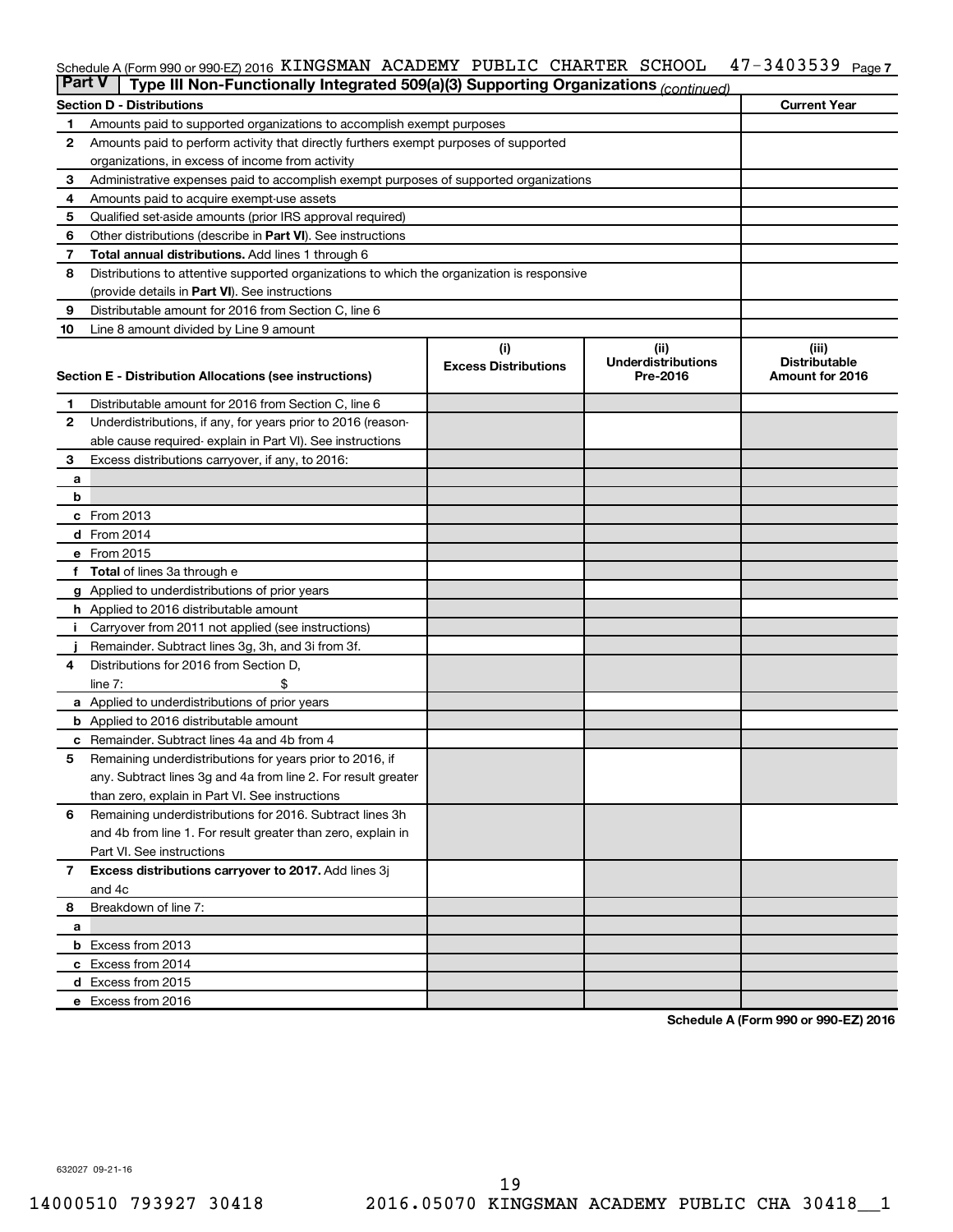Schedule A (Form 990 or 990-EZ) 2016 KINGSMAN ACADEMY PUBLIC CHARTER SCHOOL 47-3403539 Page 7

**Part V** Type III Non-Functionally Integrated 509(a)(3) Supporting Organizations *(continued)*

| Section D - Distributions | | Current Year |
|---|---|---|
| 1 | Amounts paid to supported organizations to accomplish exempt purposes | |
| 2 | Amounts paid to perform activity that directly furthers exempt purposes of supported organizations, in excess of income from activity | |
| 3 | Administrative expenses paid to accomplish exempt purposes of supported organizations | |
| 4 | Amounts paid to acquire exempt-use assets | |
| 5 | Qualified set-aside amounts (prior IRS approval required) | |
| 6 | Other distributions (describe in **Part VI**). See instructions | |
| 7 | **Total annual distributions.** Add lines 1 through 6 | |
| 8 | Distributions to attentive supported organizations to which the organization is responsive (provide details in **Part VI**). See instructions | |
| 9 | Distributable amount for 2016 from Section C, line 6 | |
| 10 | Line 8 amount divided by Line 9 amount | |

| Section E - Distribution Allocations (see instructions) | (i) Excess Distributions | (ii) Underdistributions Pre-2016 | (iii) Distributable Amount for 2016 |
|---|---|---|---|
| 1 Distributable amount for 2016 from Section C, line 6 | | | |
| 2 Underdistributions, if any, for years prior to 2016 (reasonable cause required- explain in Part VI). See instructions | | | |
| 3 Excess distributions carryover, if any, to 2016: | | | |
| a | | | |
| b | | | |
| c From 2013 | | | |
| d From 2014 | | | |
| e From 2015 | | | |
| f **Total** of lines 3a through e | | | |
| g Applied to underdistributions of prior years | | | |
| h Applied to 2016 distributable amount | | | |
| i Carryover from 2011 not applied (see instructions) | | | |
| j Remainder. Subtract lines 3g, 3h, and 3i from 3f. | | | |
| 4 Distributions for 2016 from Section D, line 7: $ | | | |
| a Applied to underdistributions of prior years | | | |
| b Applied to 2016 distributable amount | | | |
| c Remainder. Subtract lines 4a and 4b from 4 | | | |
| 5 Remaining underdistributions for years prior to 2016, if any. Subtract lines 3g and 4a from line 2. For result greater than zero, explain in Part VI. See instructions | | | |
| 6 Remaining underdistributions for 2016. Subtract lines 3h and 4b from line 1. For result greater than zero, explain in Part VI. See instructions | | | |
| 7 **Excess distributions carryover to 2017.** Add lines 3j and 4c | | | |
| 8 Breakdown of line 7: | | | |
| a | | | |
| b Excess from 2013 | | | |
| c Excess from 2014 | | | |
| d Excess from 2015 | | | |
| e Excess from 2016 | | | |

**Schedule A (Form 990 or 990-EZ) 2016**

632027 09-21-16

14000510 793927 30418 2016.05070 KINGSMAN ACADEMY PUBLIC CHA 30418__1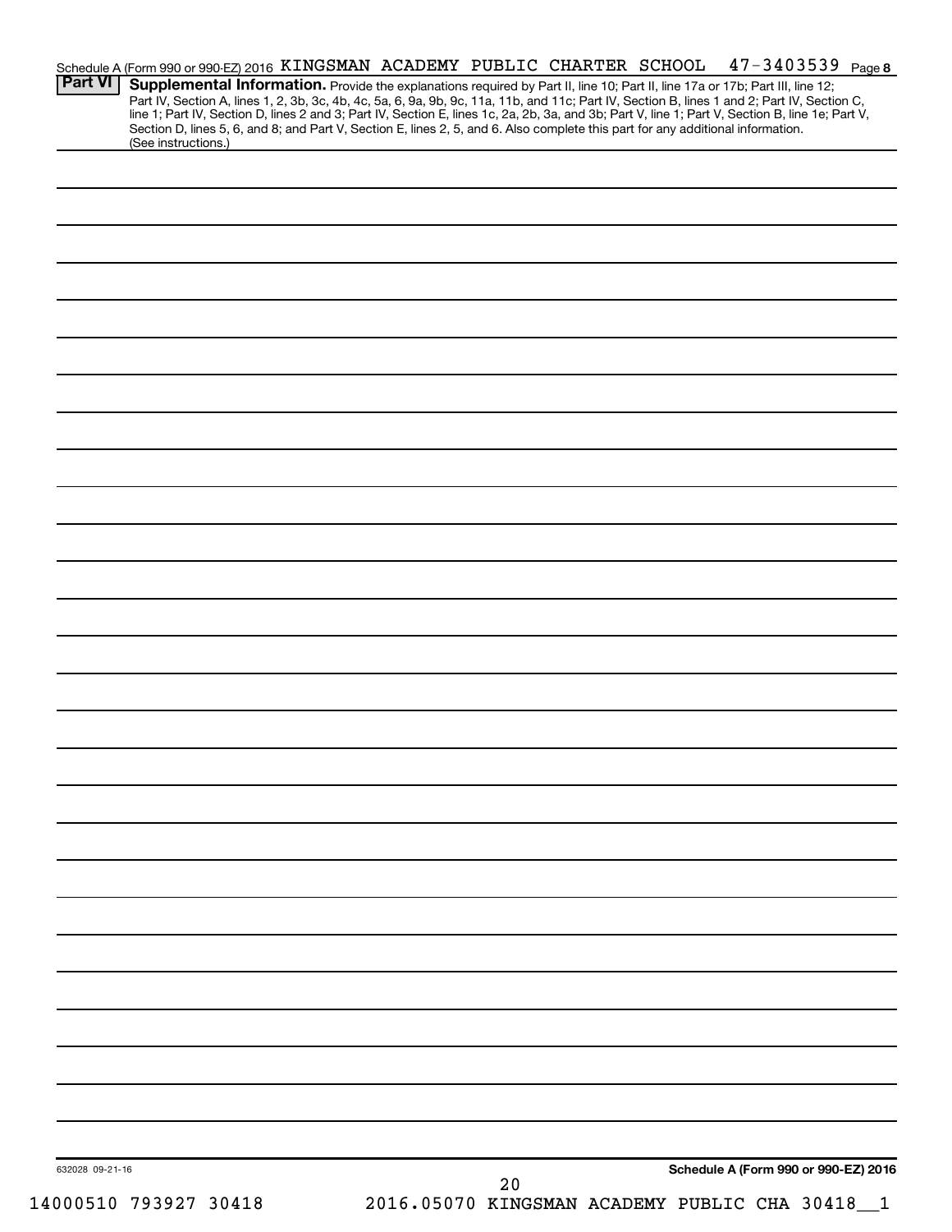Schedule A (Form 990 or 990-EZ) 2016 KINGSMAN ACADEMY PUBLIC CHARTER SCHOOL 47-3403539 Page 8

**Part VI** **Supplemental Information.** Provide the explanations required by Part II, line 10; Part II, line 17a or 17b; Part III, line 12; Part IV, Section A, lines 1, 2, 3b, 3c, 4b, 4c, 5a, 6, 9a, 9b, 9c, 11a, 11b, and 11c; Part IV, Section B, lines 1 and 2; Part IV, Section C, line 1; Part IV, Section D, lines 2 and 3; Part IV, Section E, lines 1c, 2a, 2b, 3a, and 3b; Part V, line 1; Part V, Section B, line 1e; Part V, Section D, lines 5, 6, and 8; and Part V, Section E, lines 2, 5, and 6. Also complete this part for any additional information. (See instructions.)

632028 09-21-16

**Schedule A (Form 990 or 990-EZ) 2016**

14000510 793927 30418 2016.05070 KINGSMAN ACADEMY PUBLIC CHA 30418__1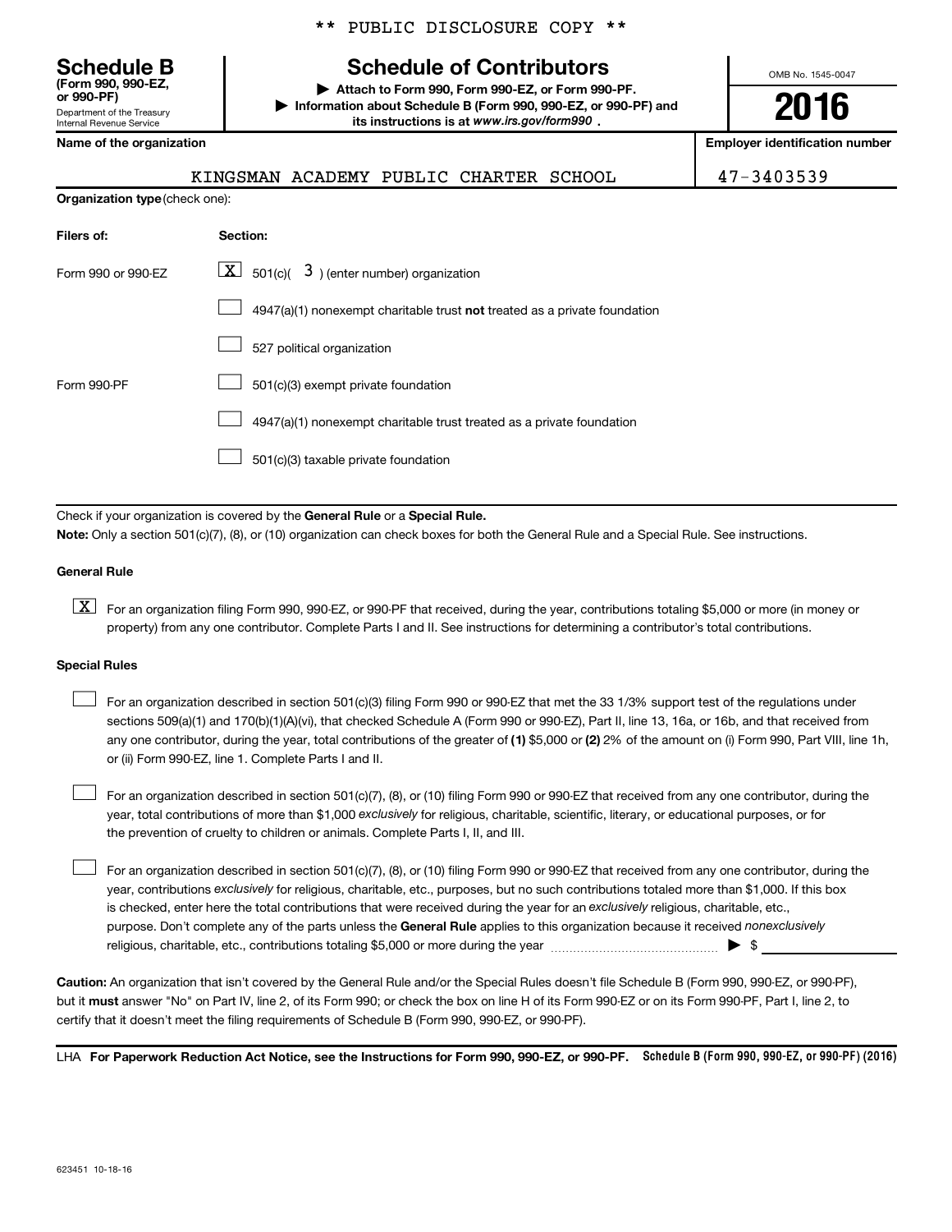** PUBLIC DISCLOSURE COPY **

# Schedule B (Form 990, 990-EZ, or 990-PF)

Department of the Treasury
Internal Revenue Service

## Schedule of Contributors

▶ Attach to Form 990, Form 990-EZ, or Form 990-PF.
▶ Information about Schedule B (Form 990, 990-EZ, or 990-PF) and its instructions is at *www.irs.gov/form990*.

OMB No. 1545-0047

**2016**

| Name of the organization | Employer identification number |
|---|---|
| KINGSMAN ACADEMY PUBLIC CHARTER SCHOOL | 47-3403539 |

**Organization type** (check one):

| Filers of: | Section: |
|---|---|
| Form 990 or 990-EZ | [X] 501(c)( 3 ) (enter number) organization |
| | [ ] 4947(a)(1) nonexempt charitable trust **not** treated as a private foundation |
| | [ ] 527 political organization |
| Form 990-PF | [ ] 501(c)(3) exempt private foundation |
| | [ ] 4947(a)(1) nonexempt charitable trust treated as a private foundation |
| | [ ] 501(c)(3) taxable private foundation |

Check if your organization is covered by the **General Rule** or a **Special Rule.**

**Note:** Only a section 501(c)(7), (8), or (10) organization can check boxes for both the General Rule and a Special Rule. See instructions.

### General Rule

[X] For an organization filing Form 990, 990-EZ, or 990-PF that received, during the year, contributions totaling $5,000 or more (in money or property) from any one contributor. Complete Parts I and II. See instructions for determining a contributor's total contributions.

### Special Rules

[ ] For an organization described in section 501(c)(3) filing Form 990 or 990-EZ that met the 33 1/3% support test of the regulations under sections 509(a)(1) and 170(b)(1)(A)(vi), that checked Schedule A (Form 990 or 990-EZ), Part II, line 13, 16a, or 16b, and that received from any one contributor, during the year, total contributions of the greater of **(1)** $5,000 or **(2)** 2% of the amount on (i) Form 990, Part VIII, line 1h, or (ii) Form 990-EZ, line 1. Complete Parts I and II.

[ ] For an organization described in section 501(c)(7), (8), or (10) filing Form 990 or 990-EZ that received from any one contributor, during the year, total contributions of more than $1,000 *exclusively* for religious, charitable, scientific, literary, or educational purposes, or for the prevention of cruelty to children or animals. Complete Parts I, II, and III.

[ ] For an organization described in section 501(c)(7), (8), or (10) filing Form 990 or 990-EZ that received from any one contributor, during the year, contributions *exclusively* for religious, charitable, etc., purposes, but no such contributions totaled more than $1,000. If this box is checked, enter here the total contributions that were received during the year for an *exclusively* religious, charitable, etc., purpose. Don't complete any of the parts unless the **General Rule** applies to this organization because it received *nonexclusively* religious, charitable, etc., contributions totaling $5,000 or more during the year ▶ $ ____________

**Caution:** An organization that isn't covered by the General Rule and/or the Special Rules doesn't file Schedule B (Form 990, 990-EZ, or 990-PF), but it **must** answer "No" on Part IV, line 2, of its Form 990; or check the box on line H of its Form 990-EZ or on its Form 990-PF, Part I, line 2, to certify that it doesn't meet the filing requirements of Schedule B (Form 990, 990-EZ, or 990-PF).

LHA **For Paperwork Reduction Act Notice, see the Instructions for Form 990, 990-EZ, or 990-PF.** **Schedule B (Form 990, 990-EZ, or 990-PF) (2016)**

623451 10-18-16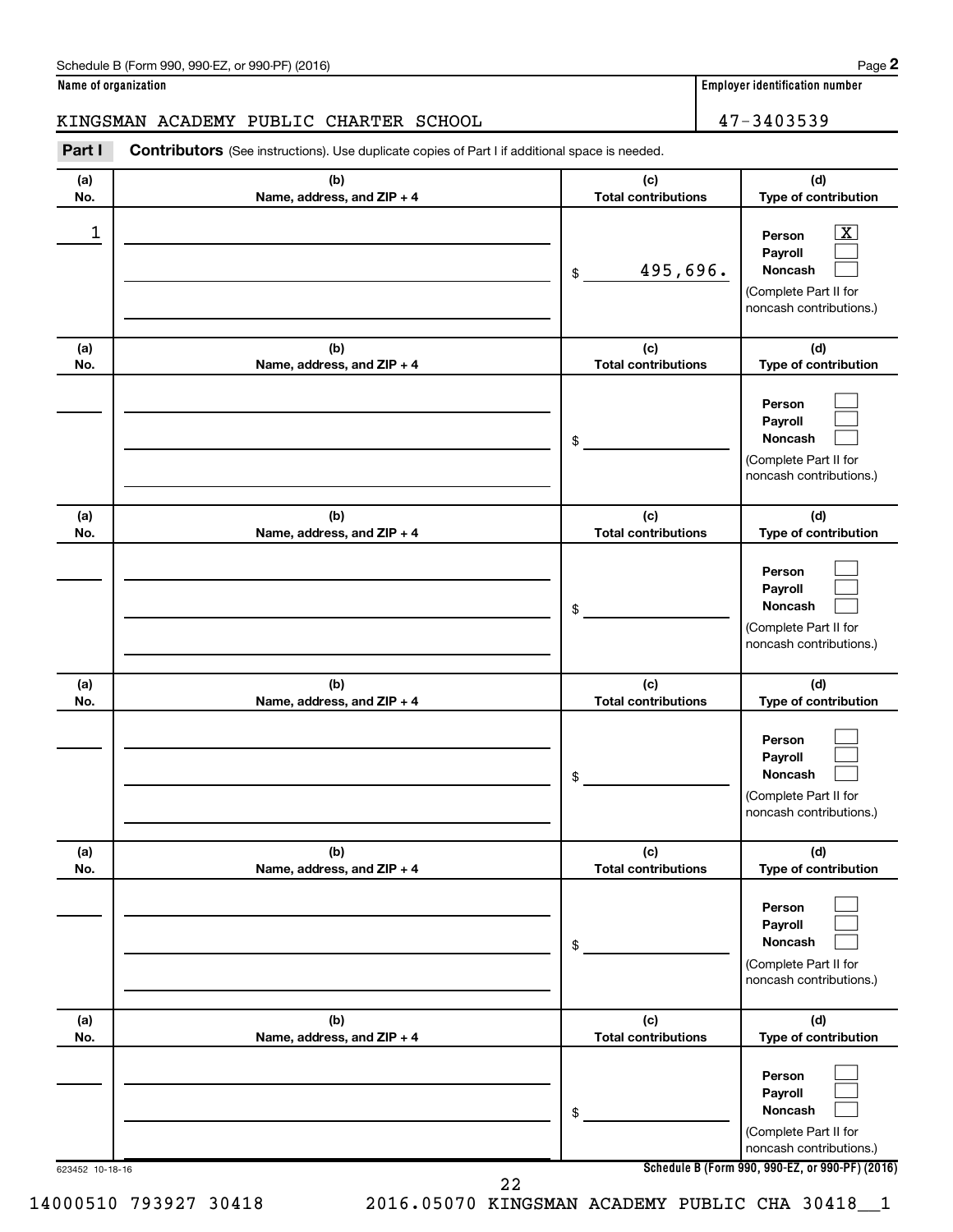Schedule B (Form 990, 990-EZ, or 990-PF) (2016)

**Name of organization**

KINGSMAN ACADEMY PUBLIC CHARTER SCHOOL

**Employer identification number**

47-3403539

**Part I** **Contributors** (See instructions). Use duplicate copies of Part I if additional space is needed.

| (a) No. | (b) Name, address, and ZIP + 4 | (c) Total contributions | (d) Type of contribution |
|---|---|---|---|
| 1 | | $ 495,696. | Person [X] Payroll [ ] Noncash [ ] (Complete Part II for noncash contributions.) |
| | | $ | Person [ ] Payroll [ ] Noncash [ ] (Complete Part II for noncash contributions.) |
| | | $ | Person [ ] Payroll [ ] Noncash [ ] (Complete Part II for noncash contributions.) |
| | | $ | Person [ ] Payroll [ ] Noncash [ ] (Complete Part II for noncash contributions.) |
| | | $ | Person [ ] Payroll [ ] Noncash [ ] (Complete Part II for noncash contributions.) |
| | | $ | Person [ ] Payroll [ ] Noncash [ ] (Complete Part II for noncash contributions.) |

623452 10-18-16

Schedule B (Form 990, 990-EZ, or 990-PF) (2016)

14000510 793927 30418 2016.05070 KINGSMAN ACADEMY PUBLIC CHA 30418__1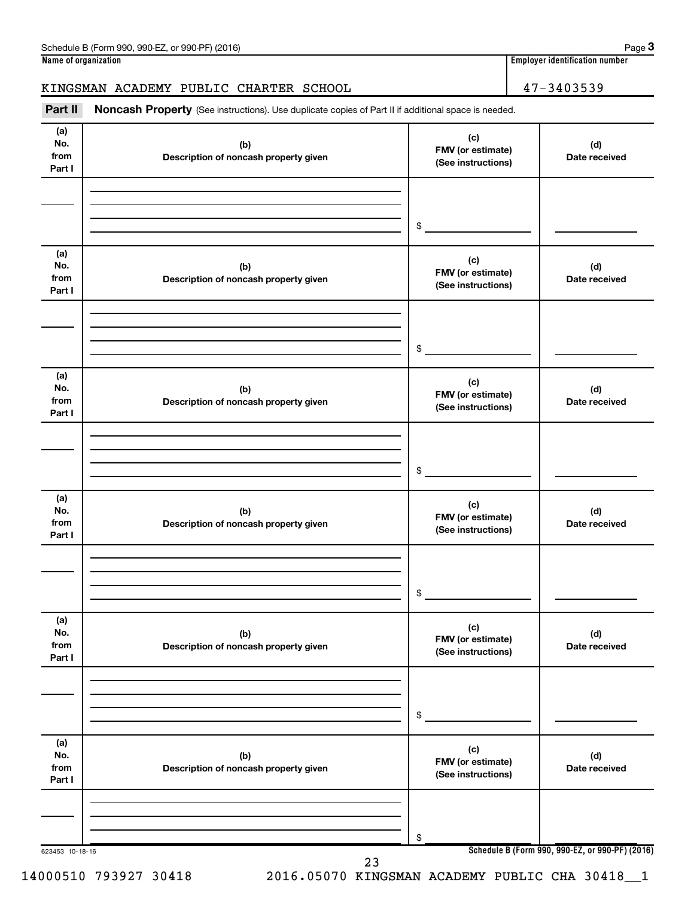**Name of organization** | **Employer identification number**

KINGSMAN ACADEMY PUBLIC CHARTER SCHOOL | 47-3403539

**Part II** **Noncash Property** (See instructions). Use duplicate copies of Part II if additional space is needed.

| (a) No. from Part I | (b) Description of noncash property given | (c) FMV (or estimate) (See instructions) | (d) Date received |
|---|---|---|---|
| | | $ | |

| (a) No. from Part I | (b) Description of noncash property given | (c) FMV (or estimate) (See instructions) | (d) Date received |
|---|---|---|---|
| | | $ | |

| (a) No. from Part I | (b) Description of noncash property given | (c) FMV (or estimate) (See instructions) | (d) Date received |
|---|---|---|---|
| | | $ | |

| (a) No. from Part I | (b) Description of noncash property given | (c) FMV (or estimate) (See instructions) | (d) Date received |
|---|---|---|---|
| | | $ | |

| (a) No. from Part I | (b) Description of noncash property given | (c) FMV (or estimate) (See instructions) | (d) Date received |
|---|---|---|---|
| | | $ | |

| (a) No. from Part I | (b) Description of noncash property given | (c) FMV (or estimate) (See instructions) | (d) Date received |
|---|---|---|---|
| | | $ | |

623453 10-18-16

14000510 793927 30418 2016.05070 KINGSMAN ACADEMY PUBLIC CHA 30418__1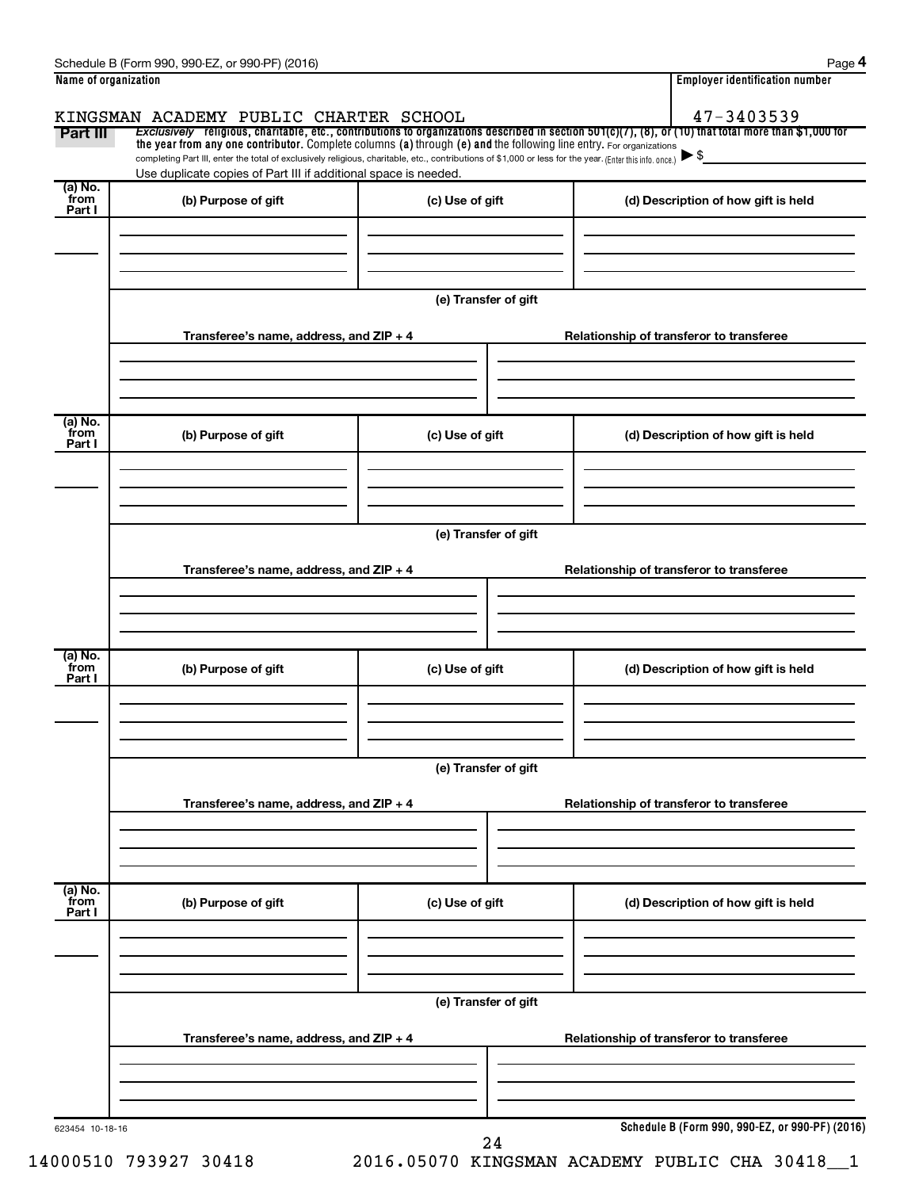Schedule B (Form 990, 990-EZ, or 990-PF) (2016)

**Name of organization**

KINGSMAN ACADEMY PUBLIC CHARTER SCHOOL

**Employer identification number**

47-3403539

**Part III** *Exclusively* religious, charitable, etc., contributions to organizations described in section 501(c)(7), (8), or (10) that total more than $1,000 for the year from any one contributor. Complete columns **(a)** through **(e)** and the following line entry. For organizations completing Part III, enter the total of exclusively religious, charitable, etc., contributions of $1,000 or less for the year. (Enter this info. once.) ▶ $

Use duplicate copies of Part III if additional space is needed.

| (a) No. from Part I | (b) Purpose of gift | (c) Use of gift | (d) Description of how gift is held |
|---|---|---|---|
| | | | |

(e) Transfer of gift

| Transferee's name, address, and ZIP + 4 | Relationship of transferor to transferee |
|---|---|
| | |

| (a) No. from Part I | (b) Purpose of gift | (c) Use of gift | (d) Description of how gift is held |
|---|---|---|---|
| | | | |

(e) Transfer of gift

| Transferee's name, address, and ZIP + 4 | Relationship of transferor to transferee |
|---|---|
| | |

| (a) No. from Part I | (b) Purpose of gift | (c) Use of gift | (d) Description of how gift is held |
|---|---|---|---|
| | | | |

(e) Transfer of gift

| Transferee's name, address, and ZIP + 4 | Relationship of transferor to transferee |
|---|---|
| | |

| (a) No. from Part I | (b) Purpose of gift | (c) Use of gift | (d) Description of how gift is held |
|---|---|---|---|
| | | | |

(e) Transfer of gift

| Transferee's name, address, and ZIP + 4 | Relationship of transferor to transferee |
|---|---|
| | |

623454 10-18-16

**Schedule B (Form 990, 990-EZ, or 990-PF) (2016)**

14000510 793927 30418 2016.05070 KINGSMAN ACADEMY PUBLIC CHA 30418__1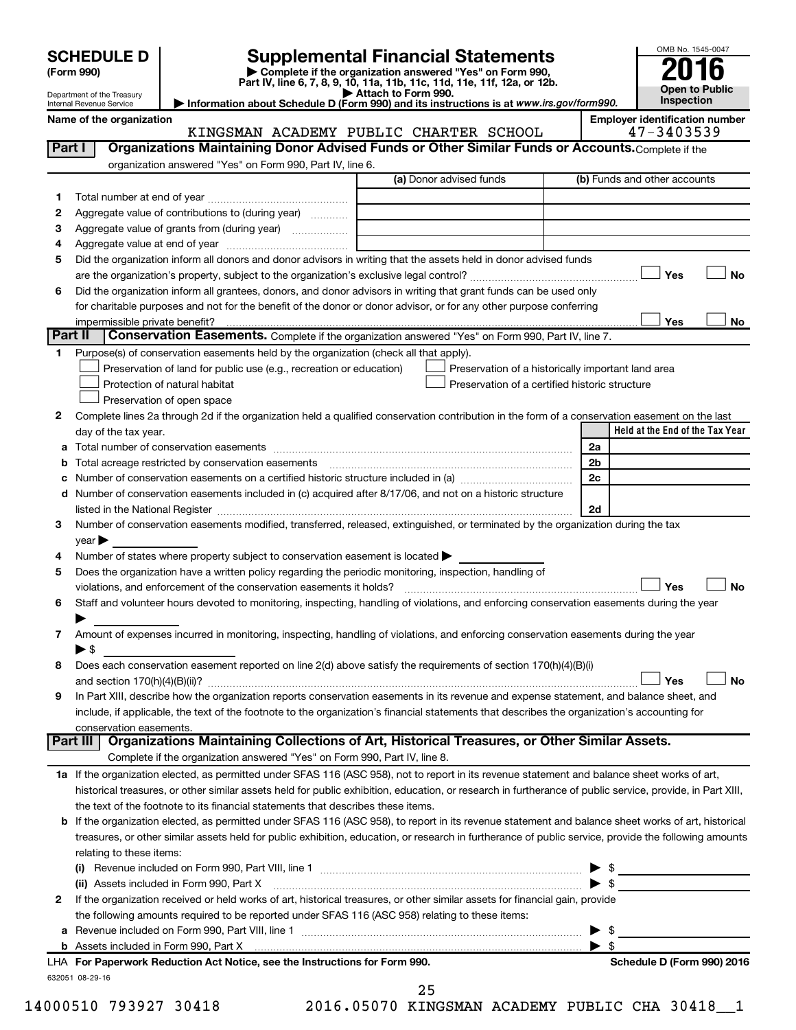# SCHEDULE D (Form 990)

Department of the Treasury
Internal Revenue Service

## Supplemental Financial Statements

▶ Complete if the organization answered "Yes" on Form 990, Part IV, line 6, 7, 8, 9, 10, 11a, 11b, 11c, 11d, 11e, 11f, 12a, or 12b.
▶ Attach to Form 990.
▶ Information about Schedule D (Form 990) and its instructions is at *www.irs.gov/form990.*

OMB No. 1545-0047
**2016**
**Open to Public Inspection**

**Name of the organization:** KINGSMAN ACADEMY PUBLIC CHARTER SCHOOL
**Employer identification number:** 47-3403539

## Part I Organizations Maintaining Donor Advised Funds or Other Similar Funds or Accounts.

Complete if the organization answered "Yes" on Form 990, Part IV, line 6.

| | | (a) Donor advised funds | (b) Funds and other accounts |
|---|---|---|---|
| 1 | Total number at end of year | | |
| 2 | Aggregate value of contributions to (during year) | | |
| 3 | Aggregate value of grants from (during year) | | |
| 4 | Aggregate value at end of year | | |

5 Did the organization inform all donors and donor advisors in writing that the assets held in donor advised funds are the organization's property, subject to the organization's exclusive legal control? ☐ Yes ☐ No

6 Did the organization inform all grantees, donors, and donor advisors in writing that grant funds can be used only for charitable purposes and not for the benefit of the donor or donor advisor, or for any other purpose conferring impermissible private benefit? ☐ Yes ☐ No

## Part II Conservation Easements.

Complete if the organization answered "Yes" on Form 990, Part IV, line 7.

1 Purpose(s) of conservation easements held by the organization (check all that apply).

- ☐ Preservation of land for public use (e.g., recreation or education)
- ☐ Protection of natural habitat
- ☐ Preservation of open space
- ☐ Preservation of a historically important land area
- ☐ Preservation of a certified historic structure

2 Complete lines 2a through 2d if the organization held a qualified conservation contribution in the form of a conservation easement on the last day of the tax year.

| | | | Held at the End of the Tax Year |
|---|---|---|---|
| a | Total number of conservation easements | 2a | |
| b | Total acreage restricted by conservation easements | 2b | |
| c | Number of conservation easements on a certified historic structure included in (a) | 2c | |
| d | Number of conservation easements included in (c) acquired after 8/17/06, and not on a historic structure listed in the National Register | 2d | |

3 Number of conservation easements modified, transferred, released, extinguished, or terminated by the organization during the tax year ▶

4 Number of states where property subject to conservation easement is located ▶

5 Does the organization have a written policy regarding the periodic monitoring, inspection, handling of violations, and enforcement of the conservation easements it holds? ☐ Yes ☐ No

6 Staff and volunteer hours devoted to monitoring, inspecting, handling of violations, and enforcing conservation easements during the year ▶

7 Amount of expenses incurred in monitoring, inspecting, handling of violations, and enforcing conservation easements during the year ▶ $

8 Does each conservation easement reported on line 2(d) above satisfy the requirements of section 170(h)(4)(B)(i) and section 170(h)(4)(B)(ii)? ☐ Yes ☐ No

9 In Part XIII, describe how the organization reports conservation easements in its revenue and expense statement, and balance sheet, and include, if applicable, the text of the footnote to the organization's financial statements that describes the organization's accounting for conservation easements.

## Part III Organizations Maintaining Collections of Art, Historical Treasures, or Other Similar Assets.

Complete if the organization answered "Yes" on Form 990, Part IV, line 8.

1a If the organization elected, as permitted under SFAS 116 (ASC 958), not to report in its revenue statement and balance sheet works of art, historical treasures, or other similar assets held for public exhibition, education, or research in furtherance of public service, provide, in Part XIII, the text of the footnote to its financial statements that describes these items.

b If the organization elected, as permitted under SFAS 116 (ASC 958), to report in its revenue statement and balance sheet works of art, historical treasures, or other similar assets held for public exhibition, education, or research in furtherance of public service, provide the following amounts relating to these items:

(i) Revenue included on Form 990, Part VIII, line 1 ▶ $

(ii) Assets included in Form 990, Part X ▶ $

2 If the organization received or held works of art, historical treasures, or other similar assets for financial gain, provide the following amounts required to be reported under SFAS 116 (ASC 958) relating to these items:

a Revenue included on Form 990, Part VIII, line 1 ▶ $

b Assets included in Form 990, Part X ▶ $

**LHA For Paperwork Reduction Act Notice, see the Instructions for Form 990.** **Schedule D (Form 990) 2016**

632051 08-29-16

14000510 793927 30418 2016.05070 KINGSMAN ACADEMY PUBLIC CHA 30418__1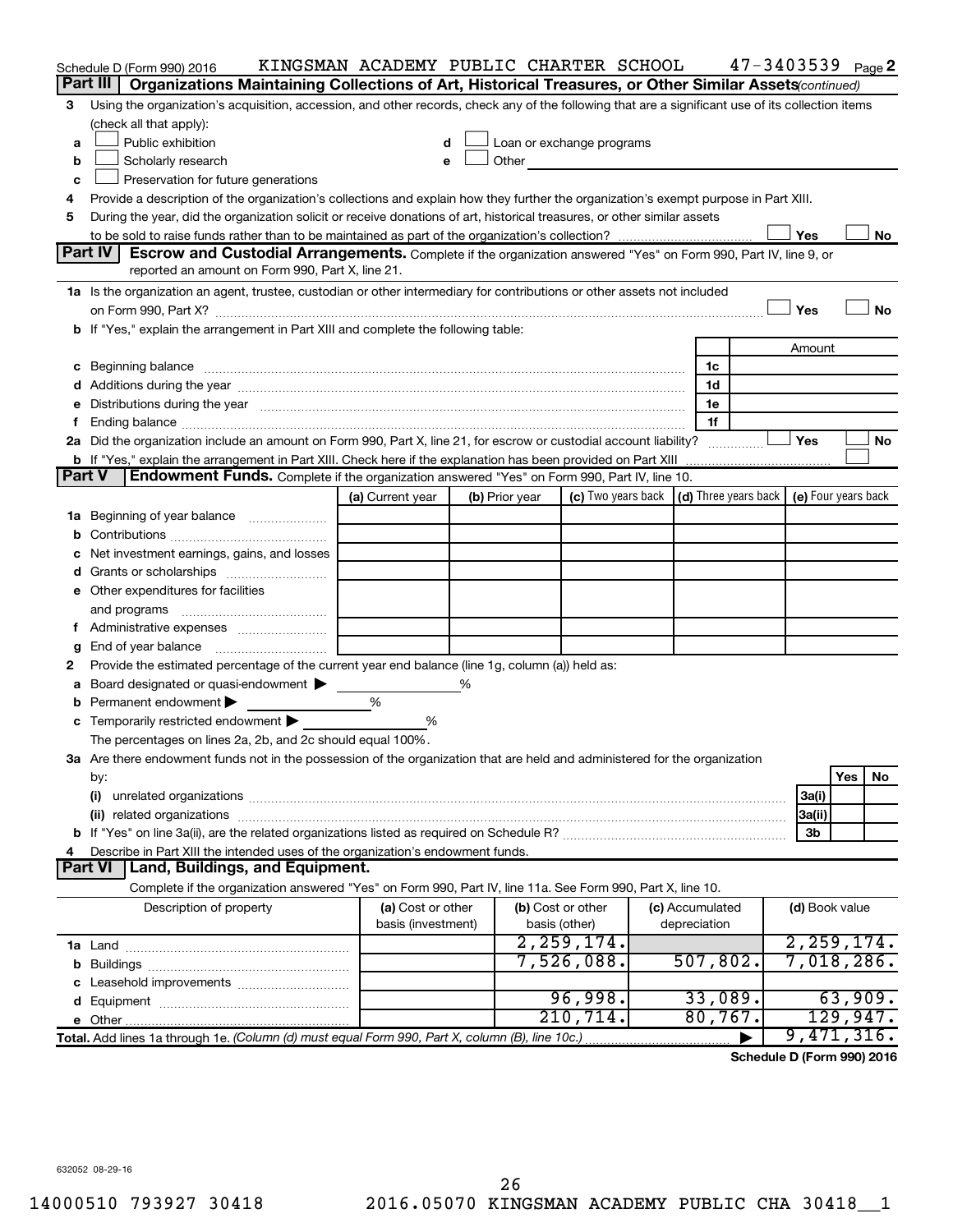Schedule D (Form 990) 2016 KINGSMAN ACADEMY PUBLIC CHARTER SCHOOL 47-3403539 Page 2

**Part III** **Organizations Maintaining Collections of Art, Historical Treasures, or Other Similar Assets** *(continued)*

3 Using the organization's acquisition, accession, and other records, check any of the following that are a significant use of its collection items (check all that apply):

a ☐ Public exhibition
b ☐ Scholarly research
c ☐ Preservation for future generations
d ☐ Loan or exchange programs
e ☐ Other

4 Provide a description of the organization's collections and explain how they further the organization's exempt purpose in Part XIII.

5 During the year, did the organization solicit or receive donations of art, historical treasures, or other similar assets to be sold to raise funds rather than to be maintained as part of the organization's collection? ☐ Yes ☐ No

**Part IV** **Escrow and Custodial Arrangements.** Complete if the organization answered "Yes" on Form 990, Part IV, line 9, or reported an amount on Form 990, Part X, line 21.

1a Is the organization an agent, trustee, custodian or other intermediary for contributions or other assets not included on Form 990, Part X? ☐ Yes ☐ No

b If "Yes," explain the arrangement in Part XIII and complete the following table:

| | | Amount |
|---|---|---|
| c Beginning balance | 1c | |
| d Additions during the year | 1d | |
| e Distributions during the year | 1e | |
| f Ending balance | 1f | |

2a Did the organization include an amount on Form 990, Part X, line 21, for escrow or custodial account liability? ☐ Yes ☐ No

b If "Yes," explain the arrangement in Part XIII. Check here if the explanation has been provided on Part XIII ☐

**Part V** **Endowment Funds.** Complete if the organization answered "Yes" on Form 990, Part IV, line 10.

| | (a) Current year | (b) Prior year | (c) Two years back | (d) Three years back | (e) Four years back |
|---|---|---|---|---|---|
| 1a Beginning of year balance | | | | | |
| b Contributions | | | | | |
| c Net investment earnings, gains, and losses | | | | | |
| d Grants or scholarships | | | | | |
| e Other expenditures for facilities and programs | | | | | |
| f Administrative expenses | | | | | |
| g End of year balance | | | | | |

2 Provide the estimated percentage of the current year end balance (line 1g, column (a)) held as:

a Board designated or quasi-endowment ▶ %
b Permanent endowment ▶ %
c Temporarily restricted endowment ▶ %

The percentages on lines 2a, 2b, and 2c should equal 100%.

3a Are there endowment funds not in the possession of the organization that are held and administered for the organization by:

| | | Yes | No |
|---|---|---|---|
| (i) unrelated organizations | 3a(i) | | |
| (ii) related organizations | 3a(ii) | | |
| b If "Yes" on line 3a(ii), are the related organizations listed as required on Schedule R? | 3b | | |

4 Describe in Part XIII the intended uses of the organization's endowment funds.

**Part VI** **Land, Buildings, and Equipment.**

Complete if the organization answered "Yes" on Form 990, Part IV, line 11a. See Form 990, Part X, line 10.

| Description of property | (a) Cost or other basis (investment) | (b) Cost or other basis (other) | (c) Accumulated depreciation | (d) Book value |
|---|---|---|---|---|
| 1a Land | | 2,259,174. | | 2,259,174. |
| b Buildings | | 7,526,088. | 507,802. | 7,018,286. |
| c Leasehold improvements | | | | |
| d Equipment | | 96,998. | 33,089. | 63,909. |
| e Other | | 210,714. | 80,767. | 129,947. |
| **Total.** Add lines 1a through 1e. *(Column (d) must equal Form 990, Part X, column (B), line 10c.)* ▶ | | | | 9,471,316. |

**Schedule D (Form 990) 2016**

632052 08-29-16

14000510 793927 30418 2016.05070 KINGSMAN ACADEMY PUBLIC CHA 30418__1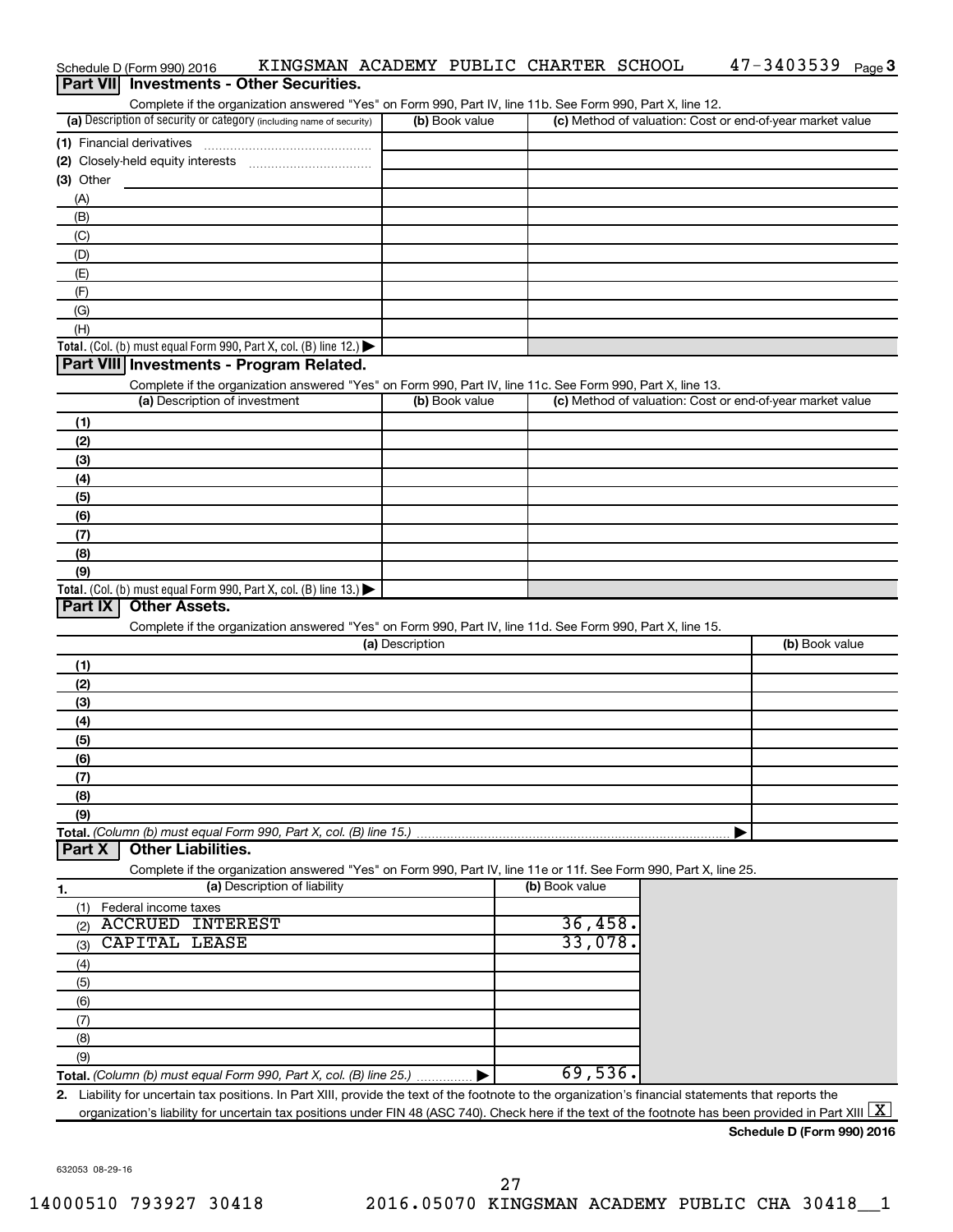Schedule D (Form 990) 2016 KINGSMAN ACADEMY PUBLIC CHARTER SCHOOL 47-3403539 Page 3

## Part VII Investments - Other Securities.

Complete if the organization answered "Yes" on Form 990, Part IV, line 11b. See Form 990, Part X, line 12.

| (a) Description of security or category (including name of security) | (b) Book value | (c) Method of valuation: Cost or end-of-year market value |
|---|---|---|
| (1) Financial derivatives | | |
| (2) Closely-held equity interests | | |
| (3) Other | | |
| (A) | | |
| (B) | | |
| (C) | | |
| (D) | | |
| (E) | | |
| (F) | | |
| (G) | | |
| (H) | | |
| **Total.** (Col. (b) must equal Form 990, Part X, col. (B) line 12.) ▶ | | |

## Part VIII Investments - Program Related.

Complete if the organization answered "Yes" on Form 990, Part IV, line 11c. See Form 990, Part X, line 13.

| (a) Description of investment | (b) Book value | (c) Method of valuation: Cost or end-of-year market value |
|---|---|---|
| (1) | | |
| (2) | | |
| (3) | | |
| (4) | | |
| (5) | | |
| (6) | | |
| (7) | | |
| (8) | | |
| (9) | | |
| **Total.** (Col. (b) must equal Form 990, Part X, col. (B) line 13.) ▶ | | |

## Part IX Other Assets.

Complete if the organization answered "Yes" on Form 990, Part IV, line 11d. See Form 990, Part X, line 15.

| (a) Description | (b) Book value |
|---|---|
| (1) | |
| (2) | |
| (3) | |
| (4) | |
| (5) | |
| (6) | |
| (7) | |
| (8) | |
| (9) | |
| **Total.** *(Column (b) must equal Form 990, Part X, col. (B) line 15.)* ▶ | |

## Part X Other Liabilities.

Complete if the organization answered "Yes" on Form 990, Part IV, line 11e or 11f. See Form 990, Part X, line 25.

| 1. (a) Description of liability | (b) Book value |
|---|---|
| (1) Federal income taxes | |
| (2) ACCRUED INTEREST | 36,458. |
| (3) CAPITAL LEASE | 33,078. |
| (4) | |
| (5) | |
| (6) | |
| (7) | |
| (8) | |
| (9) | |
| **Total.** *(Column (b) must equal Form 990, Part X, col. (B) line 25.)* ▶ | 69,536. |

2. Liability for uncertain tax positions. In Part XIII, provide the text of the footnote to the organization's financial statements that reports the organization's liability for uncertain tax positions under FIN 48 (ASC 740). Check here if the text of the footnote has been provided in Part XIII [X]

**Schedule D (Form 990) 2016**

632053 08-29-16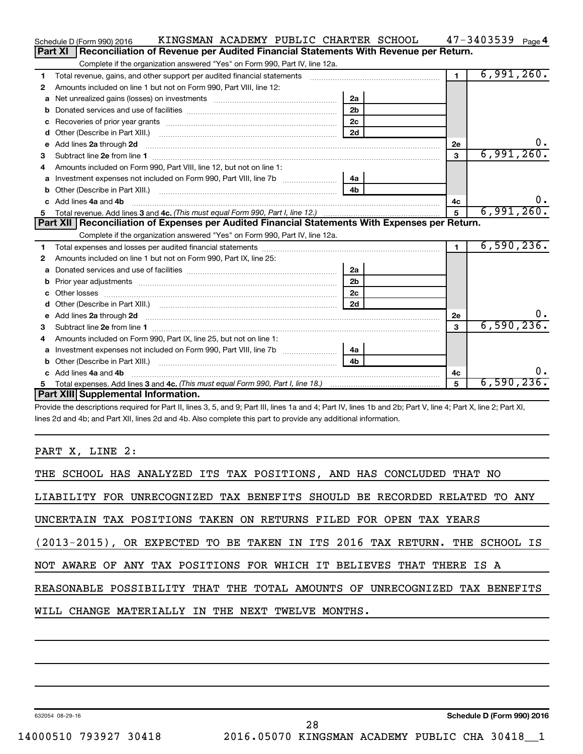Schedule D (Form 990) 2016 KINGSMAN ACADEMY PUBLIC CHARTER SCHOOL 47-3403539 Page 4

## Part XI Reconciliation of Revenue per Audited Financial Statements With Revenue per Return.

Complete if the organization answered "Yes" on Form 990, Part IV, line 12a.

| | | | | | |
|---|---|---|---|---|---|
| 1 | Total revenue, gains, and other support per audited financial statements | | | 1 | 6,991,260. |
| 2 | Amounts included on line 1 but not on Form 990, Part VIII, line 12: | | | | |
| a | Net unrealized gains (losses) on investments | 2a | | | |
| b | Donated services and use of facilities | 2b | | | |
| c | Recoveries of prior year grants | 2c | | | |
| d | Other (Describe in Part XIII.) | 2d | | | |
| e | Add lines 2a through 2d | | | 2e | 0. |
| 3 | Subtract line 2e from line 1 | | | 3 | 6,991,260. |
| 4 | Amounts included on Form 990, Part VIII, line 12, but not on line 1: | | | | |
| a | Investment expenses not included on Form 990, Part VIII, line 7b | 4a | | | |
| b | Other (Describe in Part XIII.) | 4b | | | |
| c | Add lines 4a and 4b | | | 4c | 0. |
| 5 | Total revenue. Add lines 3 and 4c. *(This must equal Form 990, Part I, line 12.)* | | | 5 | 6,991,260. |

## Part XII Reconciliation of Expenses per Audited Financial Statements With Expenses per Return.

Complete if the organization answered "Yes" on Form 990, Part IV, line 12a.

| | | | | | |
|---|---|---|---|---|---|
| 1 | Total expenses and losses per audited financial statements | | | 1 | 6,590,236. |
| 2 | Amounts included on line 1 but not on Form 990, Part IX, line 25: | | | | |
| a | Donated services and use of facilities | 2a | | | |
| b | Prior year adjustments | 2b | | | |
| c | Other losses | 2c | | | |
| d | Other (Describe in Part XIII.) | 2d | | | |
| e | Add lines 2a through 2d | | | 2e | 0. |
| 3 | Subtract line 2e from line 1 | | | 3 | 6,590,236. |
| 4 | Amounts included on Form 990, Part IX, line 25, but not on line 1: | | | | |
| a | Investment expenses not included on Form 990, Part VIII, line 7b | 4a | | | |
| b | Other (Describe in Part XIII.) | 4b | | | |
| c | Add lines 4a and 4b | | | 4c | 0. |
| 5 | Total expenses. Add lines 3 and 4c. *(This must equal Form 990, Part I, line 18.)* | | | 5 | 6,590,236. |

## Part XIII Supplemental Information.

Provide the descriptions required for Part II, lines 3, 5, and 9; Part III, lines 1a and 4; Part IV, lines 1b and 2b; Part V, line 4; Part X, line 2; Part XI, lines 2d and 4b; and Part XII, lines 2d and 4b. Also complete this part to provide any additional information.

PART X, LINE 2:

THE SCHOOL HAS ANALYZED ITS TAX POSITIONS, AND HAS CONCLUDED THAT NO LIABILITY FOR UNRECOGNIZED TAX BENEFITS SHOULD BE RECORDED RELATED TO ANY UNCERTAIN TAX POSITIONS TAKEN ON RETURNS FILED FOR OPEN TAX YEARS (2013-2015), OR EXPECTED TO BE TAKEN IN ITS 2016 TAX RETURN. THE SCHOOL IS NOT AWARE OF ANY TAX POSITIONS FOR WHICH IT BELIEVES THAT THERE IS A REASONABLE POSSIBILITY THAT THE TOTAL AMOUNTS OF UNRECOGNIZED TAX BENEFITS WILL CHANGE MATERIALLY IN THE NEXT TWELVE MONTHS.

632054 08-29-16 **Schedule D (Form 990) 2016**

14000510 793927 30418 2016.05070 KINGSMAN ACADEMY PUBLIC CHA 30418__1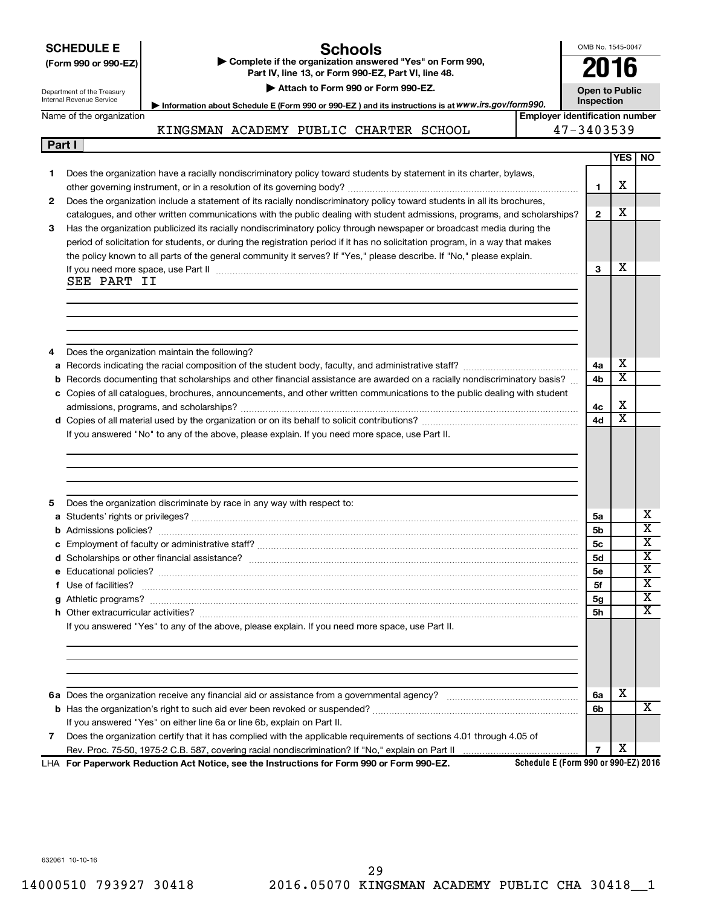**SCHEDULE E**
**(Form 990 or 990-EZ)**

Department of the Treasury
Internal Revenue Service

# Schools

▶ Complete if the organization answered "Yes" on Form 990, Part IV, line 13, or Form 990-EZ, Part VI, line 48.

▶ Attach to Form 990 or Form 990-EZ.

▶ Information about Schedule E (Form 990 or 990-EZ) and its instructions is at *www.irs.gov/form990.*

OMB No. 1545-0047

**2016**

**Open to Public Inspection**

| Name of the organization | Employer identification number |
|---|---|
| KINGSMAN ACADEMY PUBLIC CHARTER SCHOOL | 47-3403539 |

## Part I

| | | | YES | NO |
|---|---|---|---|---|
| 1 | Does the organization have a racially nondiscriminatory policy toward students by statement in its charter, bylaws, other governing instrument, or in a resolution of its governing body? | 1 | X | |
| 2 | Does the organization include a statement of its racially nondiscriminatory policy toward students in all its brochures, catalogues, and other written communications with the public dealing with student admissions, programs, and scholarships? | 2 | X | |
| 3 | Has the organization publicized its racially nondiscriminatory policy through newspaper or broadcast media during the period of solicitation for students, or during the registration period if it has no solicitation program, in a way that makes the policy known to all parts of the general community it serves? If "Yes," please describe. If "No," please explain. If you need more space, use Part II | 3 | X | |

SEE PART II

| | | | YES | NO |
|---|---|---|---|---|
| 4 | Does the organization maintain the following? | | | |
| a | Records indicating the racial composition of the student body, faculty, and administrative staff? | 4a | X | |
| b | Records documenting that scholarships and other financial assistance are awarded on a racially nondiscriminatory basis? | 4b | X | |
| c | Copies of all catalogues, brochures, announcements, and other written communications to the public dealing with student admissions, programs, and scholarships? | 4c | X | |
| d | Copies of all material used by the organization or on its behalf to solicit contributions? | 4d | X | |

If you answered "No" to any of the above, please explain. If you need more space, use Part II.

| | | | YES | NO |
|---|---|---|---|---|
| 5 | Does the organization discriminate by race in any way with respect to: | | | |
| a | Students' rights or privileges? | 5a | | X |
| b | Admissions policies? | 5b | | X |
| c | Employment of faculty or administrative staff? | 5c | | X |
| d | Scholarships or other financial assistance? | 5d | | X |
| e | Educational policies? | 5e | | X |
| f | Use of facilities? | 5f | | X |
| g | Athletic programs? | 5g | | X |
| h | Other extracurricular activities? | 5h | | X |

If you answered "Yes" to any of the above, please explain. If you need more space, use Part II.

| | | | YES | NO |
|---|---|---|---|---|
| 6a | Does the organization receive any financial aid or assistance from a governmental agency? | 6a | X | |
| b | Has the organization's right to such aid ever been revoked or suspended? | 6b | | X |
| | If you answered "Yes" on either line 6a or line 6b, explain on Part II. | | | |
| 7 | Does the organization certify that it has complied with the applicable requirements of sections 4.01 through 4.05 of Rev. Proc. 75-50, 1975-2 C.B. 587, covering racial nondiscrimination? If "No," explain on Part II | 7 | X | |

LHA **For Paperwork Reduction Act Notice, see the Instructions for Form 990 or Form 990-EZ.** **Schedule E (Form 990 or 990-EZ) 2016**

632061 10-10-16

14000510 793927 30418 2016.05070 KINGSMAN ACADEMY PUBLIC CHA 30418__1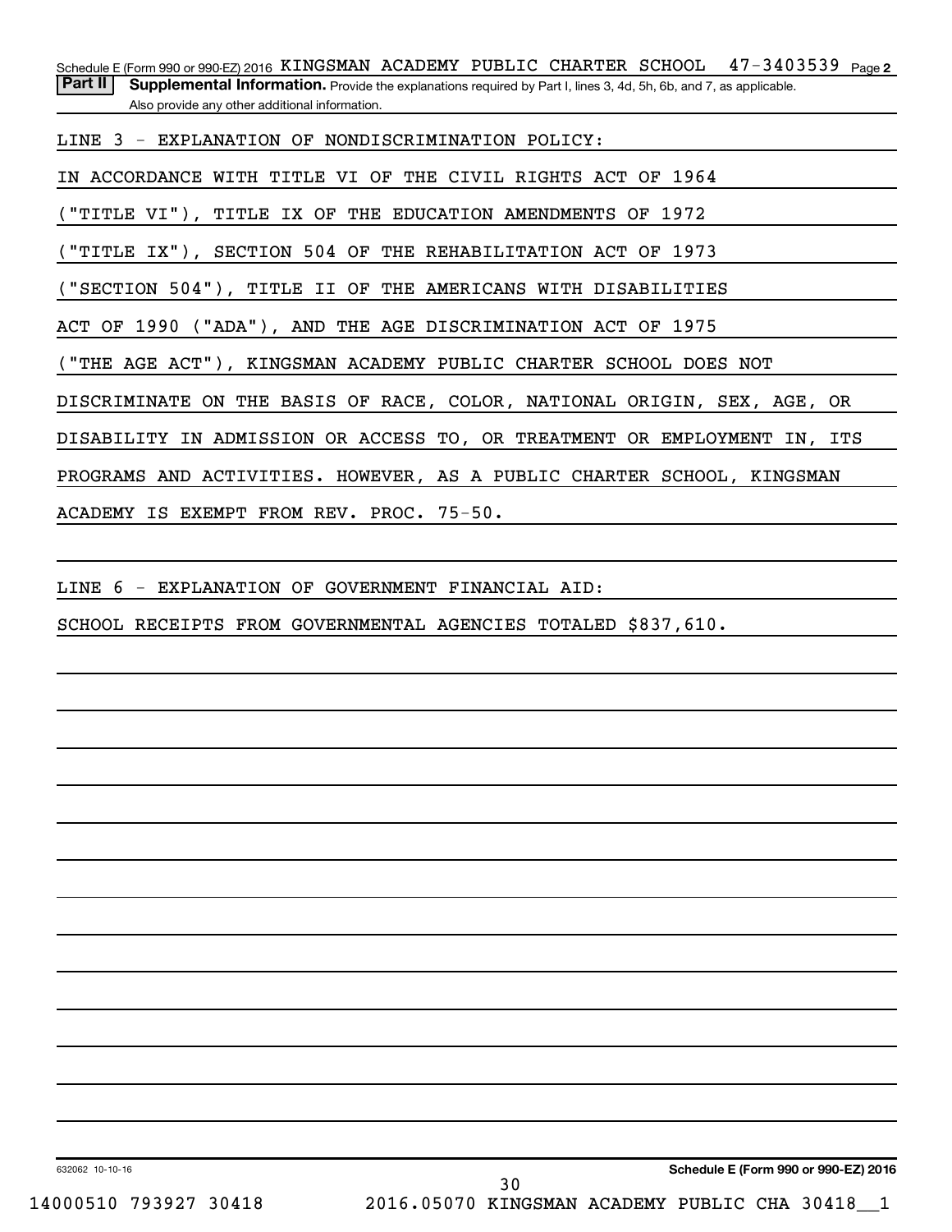Schedule E (Form 990 or 990-EZ) 2016 KINGSMAN ACADEMY PUBLIC CHARTER SCHOOL 47-3403539 Page 2

**Part II** **Supplemental Information.** Provide the explanations required by Part I, lines 3, 4d, 5h, 6b, and 7, as applicable. Also provide any other additional information.

LINE 3 - EXPLANATION OF NONDISCRIMINATION POLICY:

IN ACCORDANCE WITH TITLE VI OF THE CIVIL RIGHTS ACT OF 1964 ("TITLE VI"), TITLE IX OF THE EDUCATION AMENDMENTS OF 1972 ("TITLE IX"), SECTION 504 OF THE REHABILITATION ACT OF 1973 ("SECTION 504"), TITLE II OF THE AMERICANS WITH DISABILITIES ACT OF 1990 ("ADA"), AND THE AGE DISCRIMINATION ACT OF 1975 ("THE AGE ACT"), KINGSMAN ACADEMY PUBLIC CHARTER SCHOOL DOES NOT DISCRIMINATE ON THE BASIS OF RACE, COLOR, NATIONAL ORIGIN, SEX, AGE, OR DISABILITY IN ADMISSION OR ACCESS TO, OR TREATMENT OR EMPLOYMENT IN, ITS PROGRAMS AND ACTIVITIES. HOWEVER, AS A PUBLIC CHARTER SCHOOL, KINGSMAN ACADEMY IS EXEMPT FROM REV. PROC. 75-50.

LINE 6 - EXPLANATION OF GOVERNMENT FINANCIAL AID:

SCHOOL RECEIPTS FROM GOVERNMENTAL AGENCIES TOTALED $837,610.

632062 10-10-16

**Schedule E (Form 990 or 990-EZ) 2016**

14000510 793927 30418 2016.05070 KINGSMAN ACADEMY PUBLIC CHA 30418__1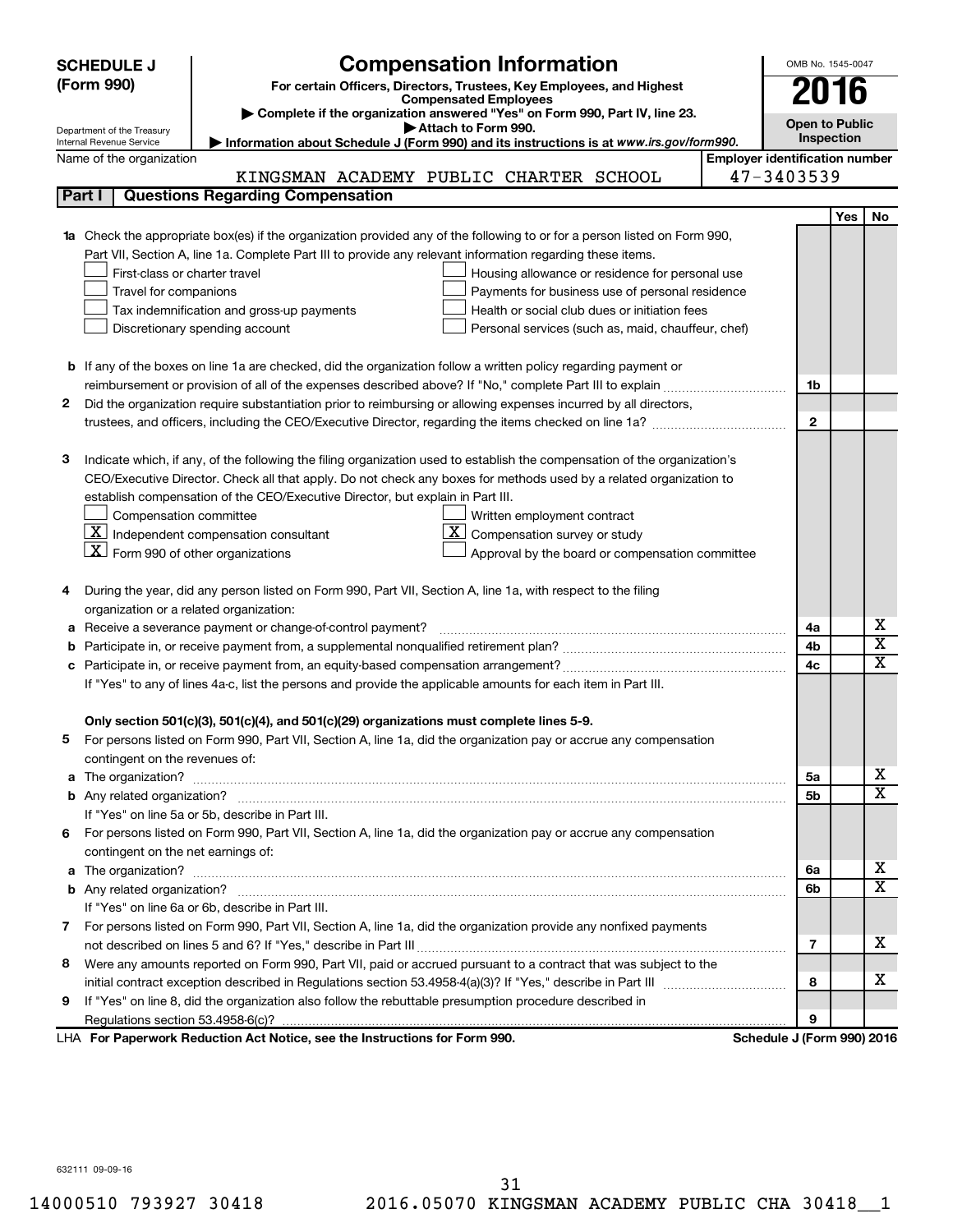**SCHEDULE J (Form 990)**

Department of the Treasury
Internal Revenue Service

# Compensation Information

**For certain Officers, Directors, Trustees, Key Employees, and Highest Compensated Employees**

▶ **Complete if the organization answered "Yes" on Form 990, Part IV, line 23.**

▶ **Attach to Form 990.**

▶ **Information about Schedule J (Form 990) and its instructions is at www.irs.gov/form990.**

OMB No. 1545-0047

**2016**

**Open to Public Inspection**

Name of the organization: KINGSMAN ACADEMY PUBLIC CHARTER SCHOOL

Employer identification number: 47-3403539

## Part I Questions Regarding Compensation

| | | | Yes | No |
|---|---|---|---|---|
| **1a** | Check the appropriate box(es) if the organization provided any of the following to or for a person listed on Form 990, Part VII, Section A, line 1a. Complete Part III to provide any relevant information regarding these items.<br>☐ First-class or charter travel<br>☐ Travel for companions<br>☐ Tax indemnification and gross-up payments<br>☐ Discretionary spending account<br>☐ Housing allowance or residence for personal use<br>☐ Payments for business use of personal residence<br>☐ Health or social club dues or initiation fees<br>☐ Personal services (such as, maid, chauffeur, chef) | | | |
| **b** | If any of the boxes on line 1a are checked, did the organization follow a written policy regarding payment or reimbursement or provision of all of the expenses described above? If "No," complete Part III to explain | 1b | | |
| **2** | Did the organization require substantiation prior to reimbursing or allowing expenses incurred by all directors, trustees, and officers, including the CEO/Executive Director, regarding the items checked on line 1a? | 2 | | |
| **3** | Indicate which, if any, of the following the filing organization used to establish the compensation of the organization's CEO/Executive Director. Check all that apply. Do not check any boxes for methods used by a related organization to establish compensation of the CEO/Executive Director, but explain in Part III.<br>☐ Compensation committee<br>☒ Independent compensation consultant<br>☒ Form 990 of other organizations<br>☐ Written employment contract<br>☒ Compensation survey or study<br>☐ Approval by the board or compensation committee | | | |
| **4** | During the year, did any person listed on Form 990, Part VII, Section A, line 1a, with respect to the filing organization or a related organization: | | | |
| **a** | Receive a severance payment or change-of-control payment? | 4a | | X |
| **b** | Participate in, or receive payment from, a supplemental nonqualified retirement plan? | 4b | | X |
| **c** | Participate in, or receive payment from, an equity-based compensation arrangement? | 4c | | X |
| | If "Yes" to any of lines 4a-c, list the persons and provide the applicable amounts for each item in Part III. | | | |
| | **Only section 501(c)(3), 501(c)(4), and 501(c)(29) organizations must complete lines 5-9.** | | | |
| **5** | For persons listed on Form 990, Part VII, Section A, line 1a, did the organization pay or accrue any compensation contingent on the revenues of: | | | |
| **a** | The organization? | 5a | | X |
| **b** | Any related organization? | 5b | | X |
| | If "Yes" on line 5a or 5b, describe in Part III. | | | |
| **6** | For persons listed on Form 990, Part VII, Section A, line 1a, did the organization pay or accrue any compensation contingent on the net earnings of: | | | |
| **a** | The organization? | 6a | | X |
| **b** | Any related organization? | 6b | | X |
| | If "Yes" on line 6a or 6b, describe in Part III. | | | |
| **7** | For persons listed on Form 990, Part VII, Section A, line 1a, did the organization provide any nonfixed payments not described on lines 5 and 6? If "Yes," describe in Part III | 7 | | X |
| **8** | Were any amounts reported on Form 990, Part VII, paid or accrued pursuant to a contract that was subject to the initial contract exception described in Regulations section 53.4958-4(a)(3)? If "Yes," describe in Part III | 8 | | X |
| **9** | If "Yes" on line 8, did the organization also follow the rebuttable presumption procedure described in Regulations section 53.4958-6(c)? | 9 | | |

LHA **For Paperwork Reduction Act Notice, see the Instructions for Form 990.** **Schedule J (Form 990) 2016**

632111 09-09-16

14000510 793927 30418 2016.05070 KINGSMAN ACADEMY PUBLIC CHA 30418__1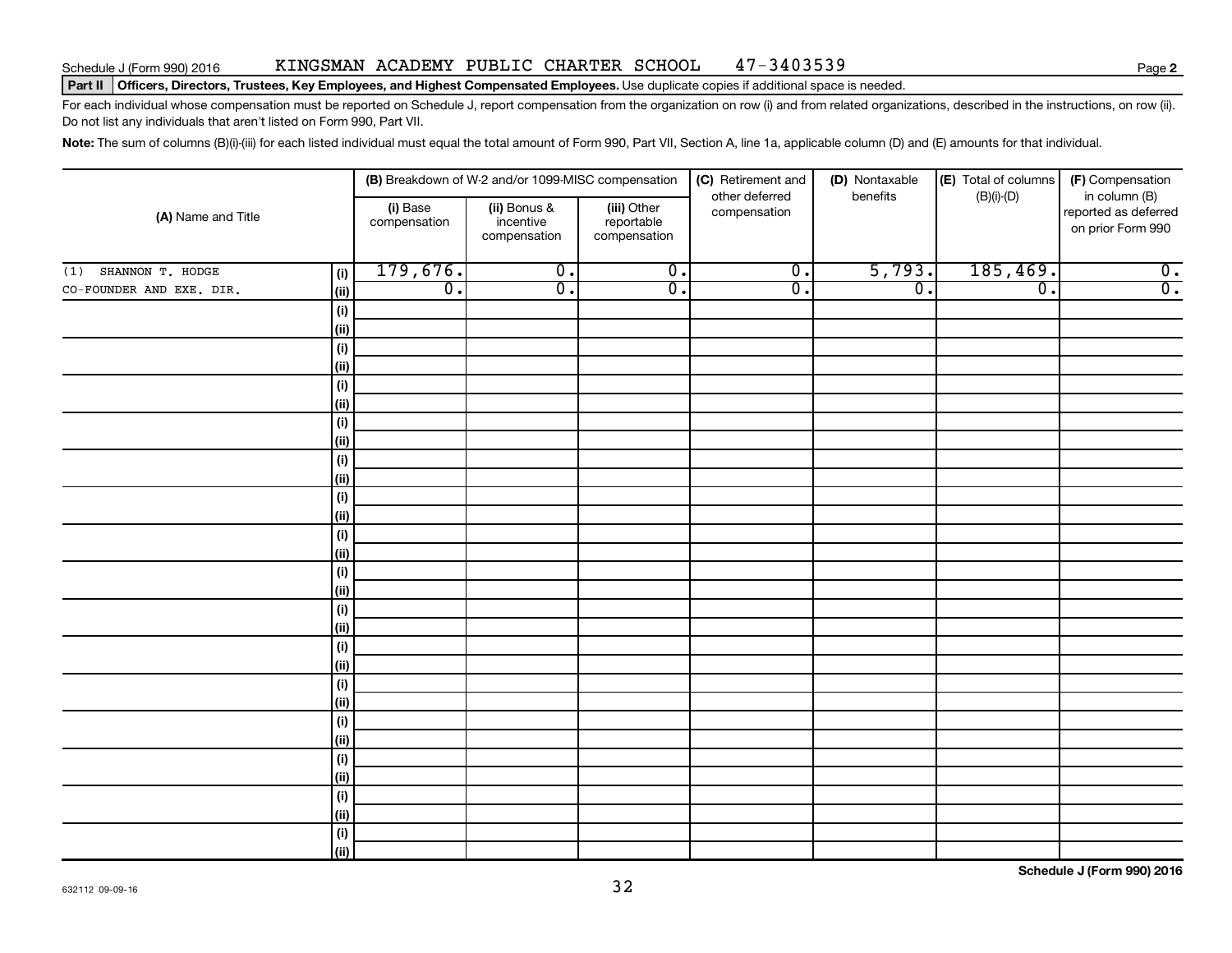Schedule J (Form 990) 2016 KINGSMAN ACADEMY PUBLIC CHARTER SCHOOL 47-3403539

**Part II** **Officers, Directors, Trustees, Key Employees, and Highest Compensated Employees.** Use duplicate copies if additional space is needed.

For each individual whose compensation must be reported on Schedule J, report compensation from the organization on row (i) and from related organizations, described in the instructions, on row (ii). Do not list any individuals that aren't listed on Form 990, Part VII.

**Note:** The sum of columns (B)(i)-(iii) for each listed individual must equal the total amount of Form 990, Part VII, Section A, line 1a, applicable column (D) and (E) amounts for that individual.

| (A) Name and Title | | (B) Breakdown of W-2 and/or 1099-MISC compensation | | | (C) Retirement and other deferred compensation | (D) Nontaxable benefits | (E) Total of columns (B)(i)-(D) | (F) Compensation in column (B) reported as deferred on prior Form 990 |
|---|---|---|---|---|---|---|---|---|
| | | (i) Base compensation | (ii) Bonus & incentive compensation | (iii) Other reportable compensation | | | | |
| (1) SHANNON T. HODGE | (i) | 179,676. | 0. | 0. | 0. | 5,793. | 185,469. | 0. |
| CO-FOUNDER AND EXE. DIR. | (ii) | 0. | 0. | 0. | 0. | 0. | 0. | 0. |
| | (i) | | | | | | | |
| | (ii) | | | | | | | |
| | (i) | | | | | | | |
| | (ii) | | | | | | | |
| | (i) | | | | | | | |
| | (ii) | | | | | | | |
| | (i) | | | | | | | |
| | (ii) | | | | | | | |
| | (i) | | | | | | | |
| | (ii) | | | | | | | |
| | (i) | | | | | | | |
| | (ii) | | | | | | | |
| | (i) | | | | | | | |
| | (ii) | | | | | | | |
| | (i) | | | | | | | |
| | (ii) | | | | | | | |
| | (i) | | | | | | | |
| | (ii) | | | | | | | |
| | (i) | | | | | | | |
| | (ii) | | | | | | | |
| | (i) | | | | | | | |
| | (ii) | | | | | | | |
| | (i) | | | | | | | |
| | (ii) | | | | | | | |
| | (i) | | | | | | | |
| | (ii) | | | | | | | |
| | (i) | | | | | | | |
| | (ii) | | | | | | | |
| | (i) | | | | | | | |
| | (ii) | | | | | | | |

632112 09-09-16

**Schedule J (Form 990) 2016**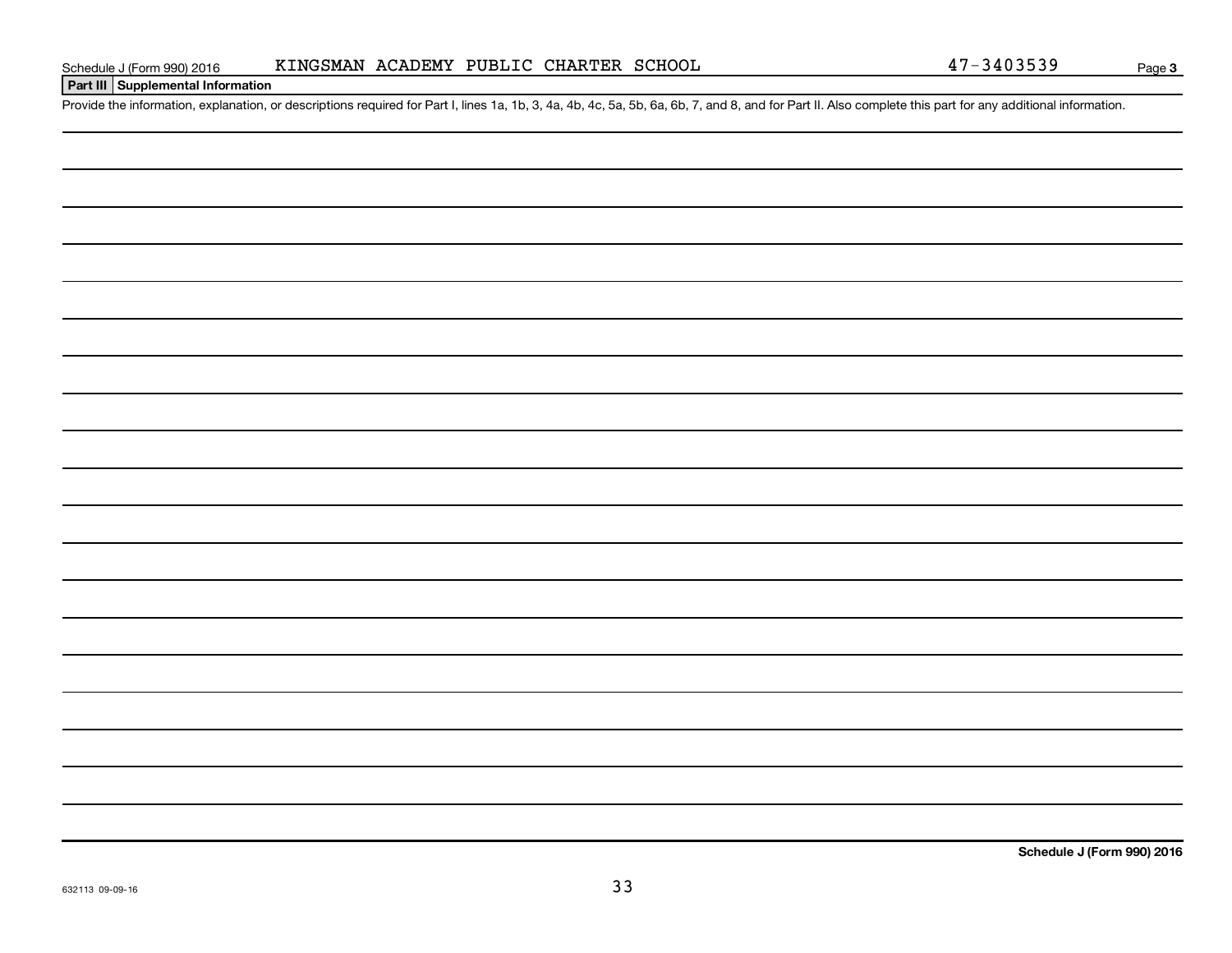Schedule J (Form 990) 2016 KINGSMAN ACADEMY PUBLIC CHARTER SCHOOL 47-3403539 Page 3

**Part III Supplemental Information**

Provide the information, explanation, or descriptions required for Part I, lines 1a, 1b, 3, 4a, 4b, 4c, 5a, 5b, 6a, 6b, 7, and 8, and for Part II. Also complete this part for any additional information.

**Schedule J (Form 990) 2016**

632113 09-09-16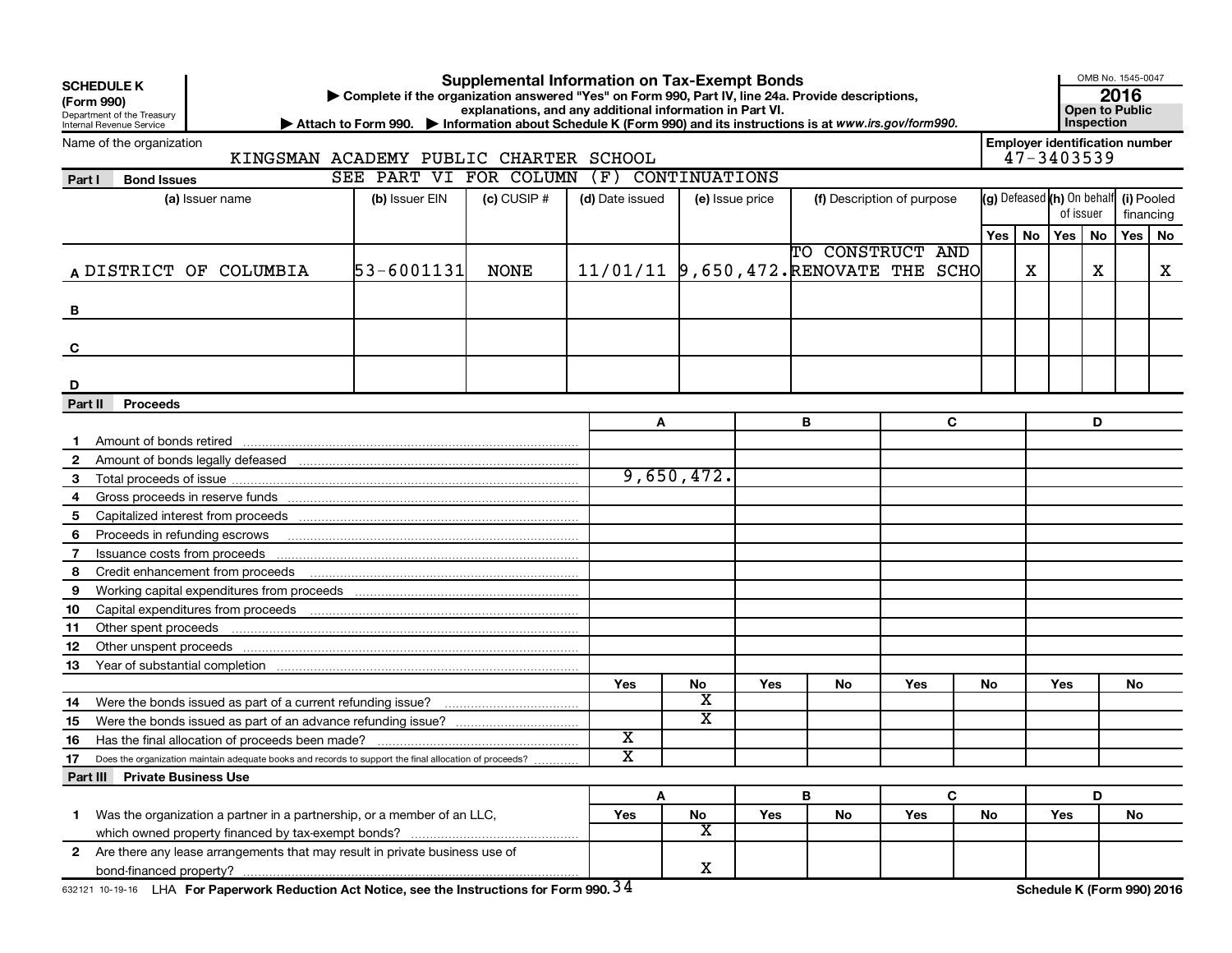**SCHEDULE K (Form 990)**

Department of the Treasury
Internal Revenue Service

# Supplemental Information on Tax-Exempt Bonds

▶ Complete if the organization answered "Yes" on Form 990, Part IV, line 24a. Provide descriptions, explanations, and any additional information in Part VI.

▶ Attach to Form 990. ▶ Information about Schedule K (Form 990) and its instructions is at www.irs.gov/form990.

OMB No. 1545-0047

**2016**

**Open to Public Inspection**

Name of the organization: KINGSMAN ACADEMY PUBLIC CHARTER SCHOOL

Employer identification number: 47-3403539

## Part I Bond Issues

SEE PART VI FOR COLUMN (F) CONTINUATIONS

| | (a) Issuer name | (b) Issuer EIN | (c) CUSIP # | (d) Date issued | (e) Issue price | (f) Description of purpose | (g) Defeased Yes | (g) Defeased No | (h) On behalf of issuer Yes | (h) On behalf of issuer No | (i) Pooled financing Yes | (i) Pooled financing No |
|---|---|---|---|---|---|---|---|---|---|---|---|---|
| A | DISTRICT OF COLUMBIA | 53-6001131 | NONE | 11/01/11 | 9,650,472. | TO CONSTRUCT AND RENOVATE THE SCHO | | X | | X | | X |
| B | | | | | | | | | | | | |
| C | | | | | | | | | | | | |
| D | | | | | | | | | | | | |

## Part II Proceeds

| | | A | | B | | C | | D | |
|---|---|---|---|---|---|---|---|---|---|
| 1 | Amount of bonds retired | | | | | | | | |
| 2 | Amount of bonds legally defeased | | | | | | | | |
| 3 | Total proceeds of issue | 9,650,472. | | | | | | | |
| 4 | Gross proceeds in reserve funds | | | | | | | | |
| 5 | Capitalized interest from proceeds | | | | | | | | |
| 6 | Proceeds in refunding escrows | | | | | | | | |
| 7 | Issuance costs from proceeds | | | | | | | | |
| 8 | Credit enhancement from proceeds | | | | | | | | |
| 9 | Working capital expenditures from proceeds | | | | | | | | |
| 10 | Capital expenditures from proceeds | | | | | | | | |
| 11 | Other spent proceeds | | | | | | | | |
| 12 | Other unspent proceeds | | | | | | | | |
| 13 | Year of substantial completion | | | | | | | | |
| | | Yes | No | Yes | No | Yes | No | Yes | No |
| 14 | Were the bonds issued as part of a current refunding issue? | | X | | | | | | |
| 15 | Were the bonds issued as part of an advance refunding issue? | | X | | | | | | |
| 16 | Has the final allocation of proceeds been made? | X | | | | | | | |
| 17 | Does the organization maintain adequate books and records to support the final allocation of proceeds? | X | | | | | | | |

## Part III Private Business Use

| | | A Yes | A No | B Yes | B No | C Yes | C No | D Yes | D No |
|---|---|---|---|---|---|---|---|---|---|
| 1 | Was the organization a partner in a partnership, or a member of an LLC, which owned property financed by tax-exempt bonds? | | X | | | | | | |
| 2 | Are there any lease arrangements that may result in private business use of bond-financed property? | | X | | | | | | |

632121 10-19-16 LHA For Paperwork Reduction Act Notice, see the Instructions for Form 990. Schedule K (Form 990) 2016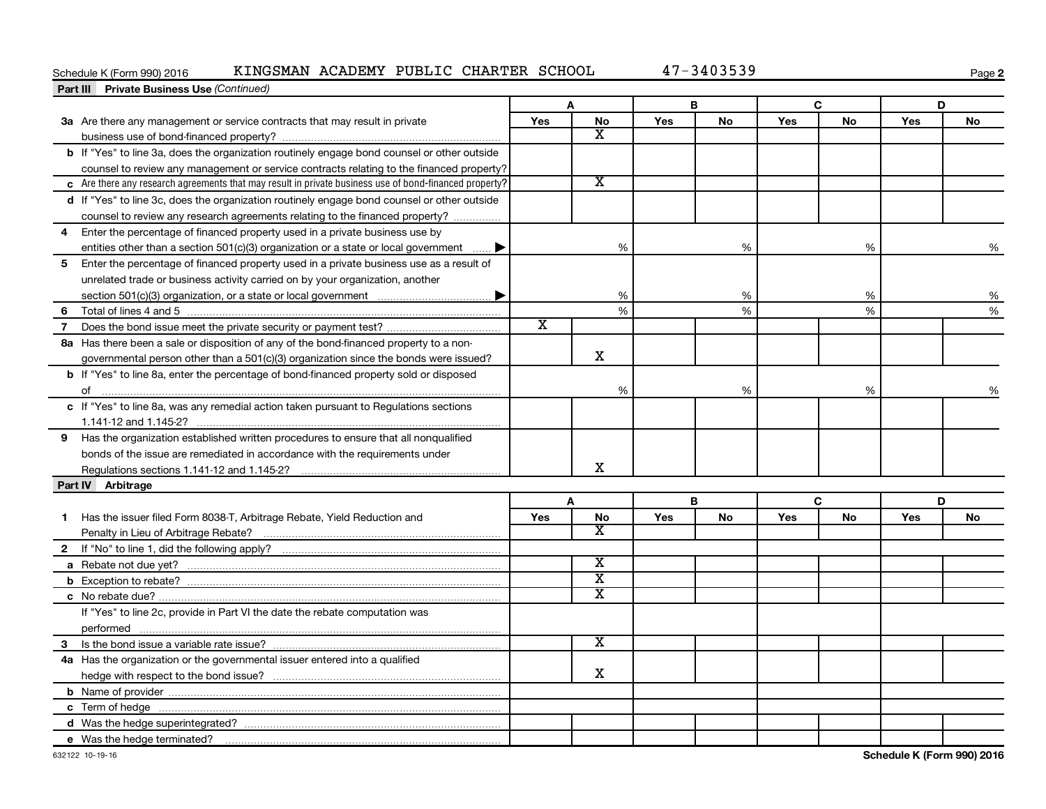Schedule K (Form 990) 2016 KINGSMAN ACADEMY PUBLIC CHARTER SCHOOL 47-3403539

## Part III Private Business Use *(Continued)*

| | A | | B | | C | | D | |
|---|---|---|---|---|---|---|---|---|
| | Yes | No | Yes | No | Yes | No | Yes | No |
| **3a** Are there any management or service contracts that may result in private business use of bond-financed property? | | X | | | | | | |
| **b** If "Yes" to line 3a, does the organization routinely engage bond counsel or other outside counsel to review any management or service contracts relating to the financed property? | | | | | | | | |
| **c** Are there any research agreements that may result in private business use of bond-financed property? | | X | | | | | | |
| **d** If "Yes" to line 3c, does the organization routinely engage bond counsel or other outside counsel to review any research agreements relating to the financed property? | | | | | | | | |
| **4** Enter the percentage of financed property used in a private business use by entities other than a section 501(c)(3) organization or a state or local government ▶ | | % | | % | | % | | % |
| **5** Enter the percentage of financed property used in a private business use as a result of unrelated trade or business activity carried on by your organization, another section 501(c)(3) organization, or a state or local government ▶ | | % | | % | | % | | % |
| **6** Total of lines 4 and 5 | | % | | % | | % | | % |
| **7** Does the bond issue meet the private security or payment test? | X | | | | | | | |
| **8a** Has there been a sale or disposition of any of the bond-financed property to a nongovernmental person other than a 501(c)(3) organization since the bonds were issued? | | X | | | | | | |
| **b** If "Yes" to line 8a, enter the percentage of bond-financed property sold or disposed of | | % | | % | | % | | % |
| **c** If "Yes" to line 8a, was any remedial action taken pursuant to Regulations sections 1.141-12 and 1.145-2? | | | | | | | | |
| **9** Has the organization established written procedures to ensure that all nonqualified bonds of the issue are remediated in accordance with the requirements under Regulations sections 1.141-12 and 1.145-2? | | X | | | | | | |

## Part IV Arbitrage

| | A | | B | | C | | D | |
|---|---|---|---|---|---|---|---|---|
| | Yes | No | Yes | No | Yes | No | Yes | No |
| **1** Has the issuer filed Form 8038-T, Arbitrage Rebate, Yield Reduction and Penalty in Lieu of Arbitrage Rebate? | | X | | | | | | |
| **2** If "No" to line 1, did the following apply? | | | | | | | | |
| **a** Rebate not due yet? | | X | | | | | | |
| **b** Exception to rebate? | | X | | | | | | |
| **c** No rebate due? | | X | | | | | | |
| If "Yes" to line 2c, provide in Part VI the date the rebate computation was performed | | | | | | | | |
| **3** Is the bond issue a variable rate issue? | | X | | | | | | |
| **4a** Has the organization or the governmental issuer entered into a qualified hedge with respect to the bond issue? | | X | | | | | | |
| **b** Name of provider | | | | | | | | |
| **c** Term of hedge | | | | | | | | |
| **d** Was the hedge superintegrated? | | | | | | | | |
| **e** Was the hedge terminated? | | | | | | | | |

632122 10-19-16 Schedule K (Form 990) 2016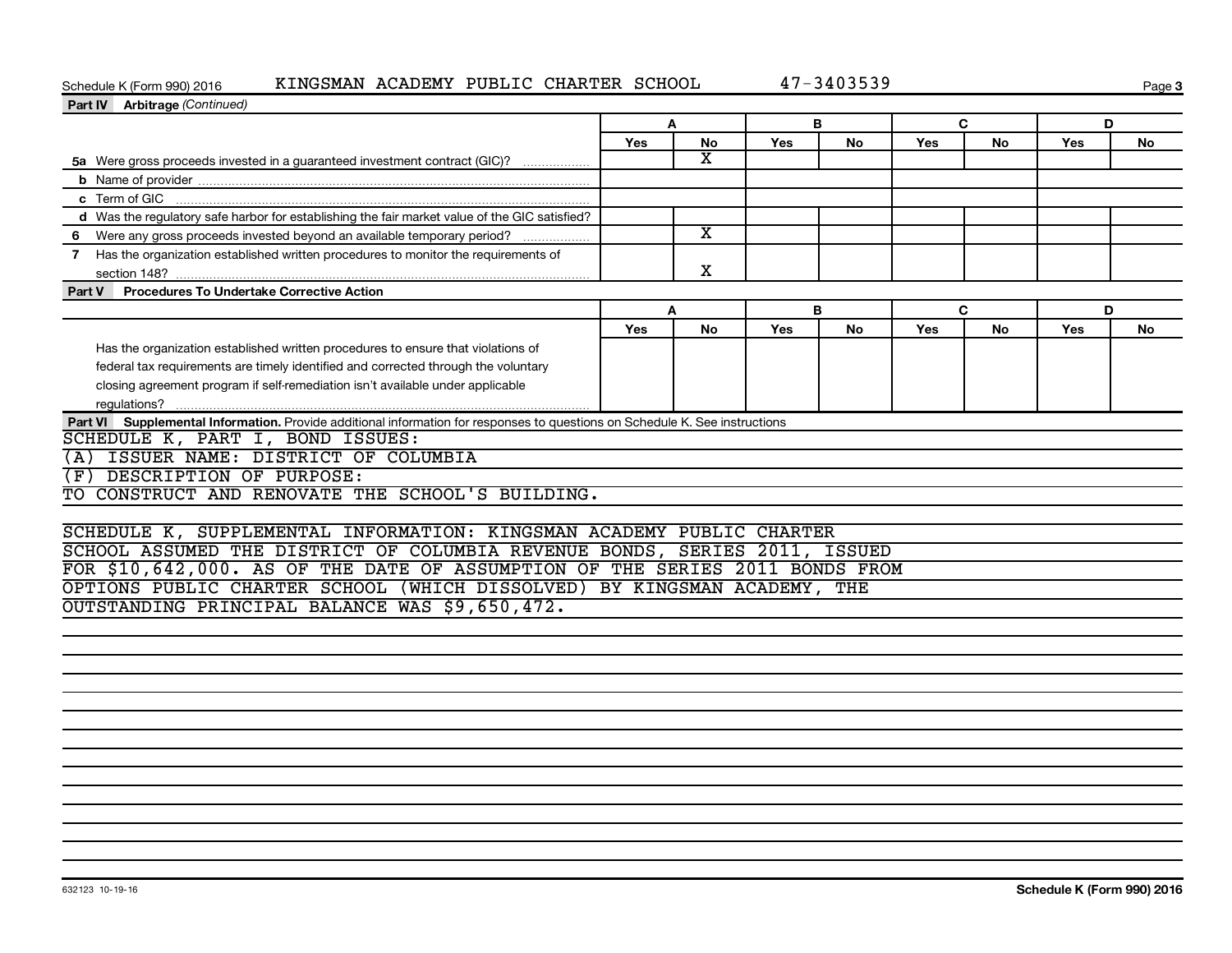Schedule K (Form 990) 2016 KINGSMAN ACADEMY PUBLIC CHARTER SCHOOL 47-3403539

**Part IV Arbitrage** *(Continued)*

| | A | | B | | C | | D | |
|---|---|---|---|---|---|---|---|---|
| | Yes | No | Yes | No | Yes | No | Yes | No |
| **5a** Were gross proceeds invested in a guaranteed investment contract (GIC)? | | X | | | | | | |
| **b** Name of provider | | | | | | | | |
| **c** Term of GIC | | | | | | | | |
| **d** Was the regulatory safe harbor for establishing the fair market value of the GIC satisfied? | | | | | | | | |
| **6** Were any gross proceeds invested beyond an available temporary period? | | X | | | | | | |
| **7** Has the organization established written procedures to monitor the requirements of section 148? | | X | | | | | | |

**Part V Procedures To Undertake Corrective Action**

| | A | | B | | C | | D | |
|---|---|---|---|---|---|---|---|---|
| | Yes | No | Yes | No | Yes | No | Yes | No |
| Has the organization established written procedures to ensure that violations of federal tax requirements are timely identified and corrected through the voluntary closing agreement program if self-remediation isn't available under applicable regulations? | | | | | | | | |

**Part VI Supplemental Information.** Provide additional information for responses to questions on Schedule K. See instructions

SCHEDULE K, PART I, BOND ISSUES:
(A) ISSUER NAME: DISTRICT OF COLUMBIA
(F) DESCRIPTION OF PURPOSE:
TO CONSTRUCT AND RENOVATE THE SCHOOL'S BUILDING.

SCHEDULE K, SUPPLEMENTAL INFORMATION: KINGSMAN ACADEMY PUBLIC CHARTER SCHOOL ASSUMED THE DISTRICT OF COLUMBIA REVENUE BONDS, SERIES 2011, ISSUED FOR $10,642,000. AS OF THE DATE OF ASSUMPTION OF THE SERIES 2011 BONDS FROM OPTIONS PUBLIC CHARTER SCHOOL (WHICH DISSOLVED) BY KINGSMAN ACADEMY, THE OUTSTANDING PRINCIPAL BALANCE WAS $9,650,472.

632123 10-19-16 **Schedule K (Form 990) 2016**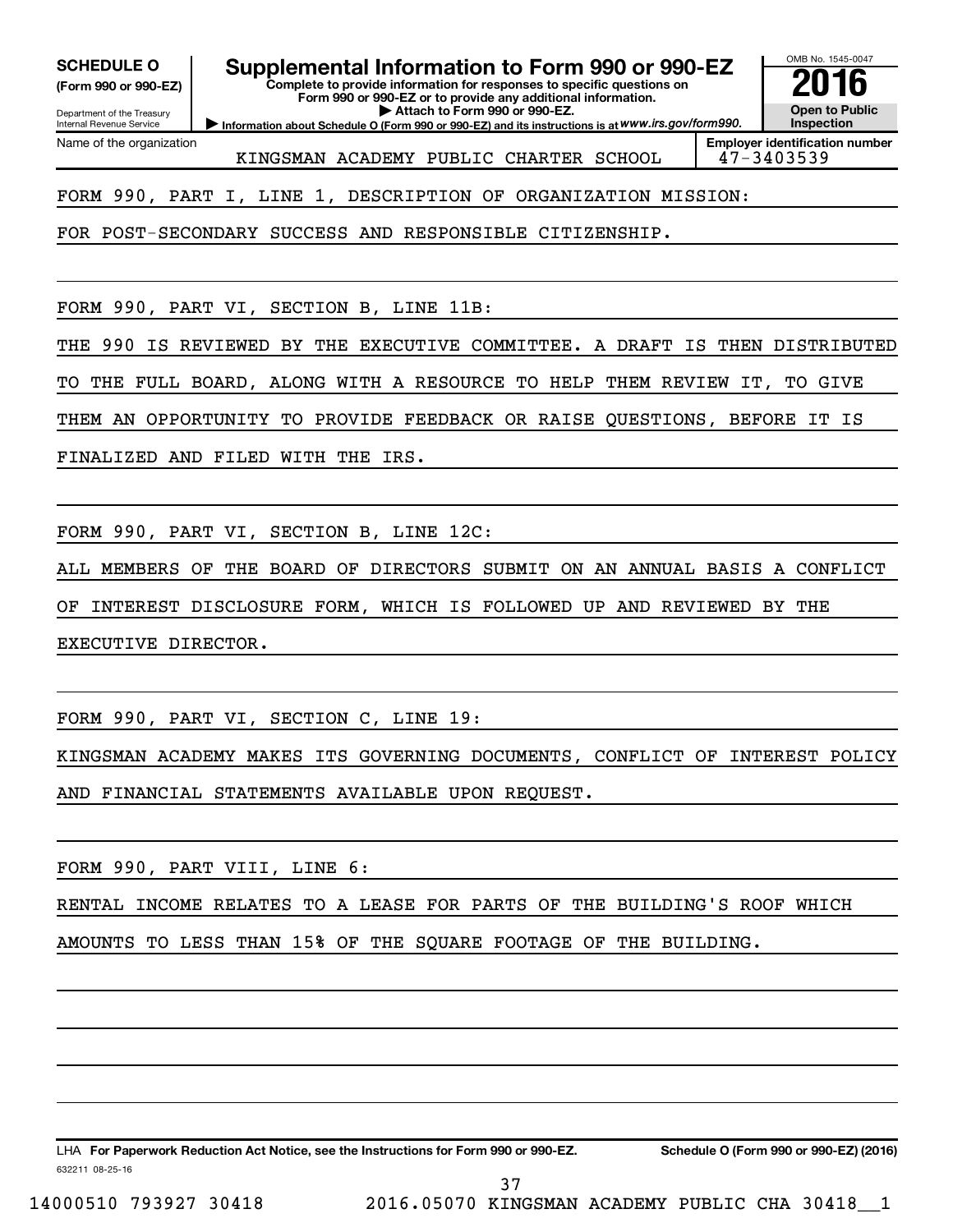**SCHEDULE O**
**(Form 990 or 990-EZ)**

Department of the Treasury
Internal Revenue Service

# Supplemental Information to Form 990 or 990-EZ

**Complete to provide information for responses to specific questions on Form 990 or 990-EZ or to provide any additional information.**
**▶ Attach to Form 990 or 990-EZ.**
▶ Information about Schedule O (Form 990 or 990-EZ) and its instructions is at *www.irs.gov/form990.*

OMB No. 1545-0047
**2016**
**Open to Public Inspection**

| Name of the organization | Employer identification number |
|---|---|
| KINGSMAN ACADEMY PUBLIC CHARTER SCHOOL | 47-3403539 |

FORM 990, PART I, LINE 1, DESCRIPTION OF ORGANIZATION MISSION:

FOR POST-SECONDARY SUCCESS AND RESPONSIBLE CITIZENSHIP.

FORM 990, PART VI, SECTION B, LINE 11B:

THE 990 IS REVIEWED BY THE EXECUTIVE COMMITTEE. A DRAFT IS THEN DISTRIBUTED TO THE FULL BOARD, ALONG WITH A RESOURCE TO HELP THEM REVIEW IT, TO GIVE THEM AN OPPORTUNITY TO PROVIDE FEEDBACK OR RAISE QUESTIONS, BEFORE IT IS FINALIZED AND FILED WITH THE IRS.

FORM 990, PART VI, SECTION B, LINE 12C:

ALL MEMBERS OF THE BOARD OF DIRECTORS SUBMIT ON AN ANNUAL BASIS A CONFLICT OF INTEREST DISCLOSURE FORM, WHICH IS FOLLOWED UP AND REVIEWED BY THE EXECUTIVE DIRECTOR.

FORM 990, PART VI, SECTION C, LINE 19:

KINGSMAN ACADEMY MAKES ITS GOVERNING DOCUMENTS, CONFLICT OF INTEREST POLICY AND FINANCIAL STATEMENTS AVAILABLE UPON REQUEST.

FORM 990, PART VIII, LINE 6:

RENTAL INCOME RELATES TO A LEASE FOR PARTS OF THE BUILDING'S ROOF WHICH AMOUNTS TO LESS THAN 15% OF THE SQUARE FOOTAGE OF THE BUILDING.

LHA **For Paperwork Reduction Act Notice, see the Instructions for Form 990 or 990-EZ.** **Schedule O (Form 990 or 990-EZ) (2016)**

632211 08-25-16

14000510 793927 30418 2016.05070 KINGSMAN ACADEMY PUBLIC CHA 30418__1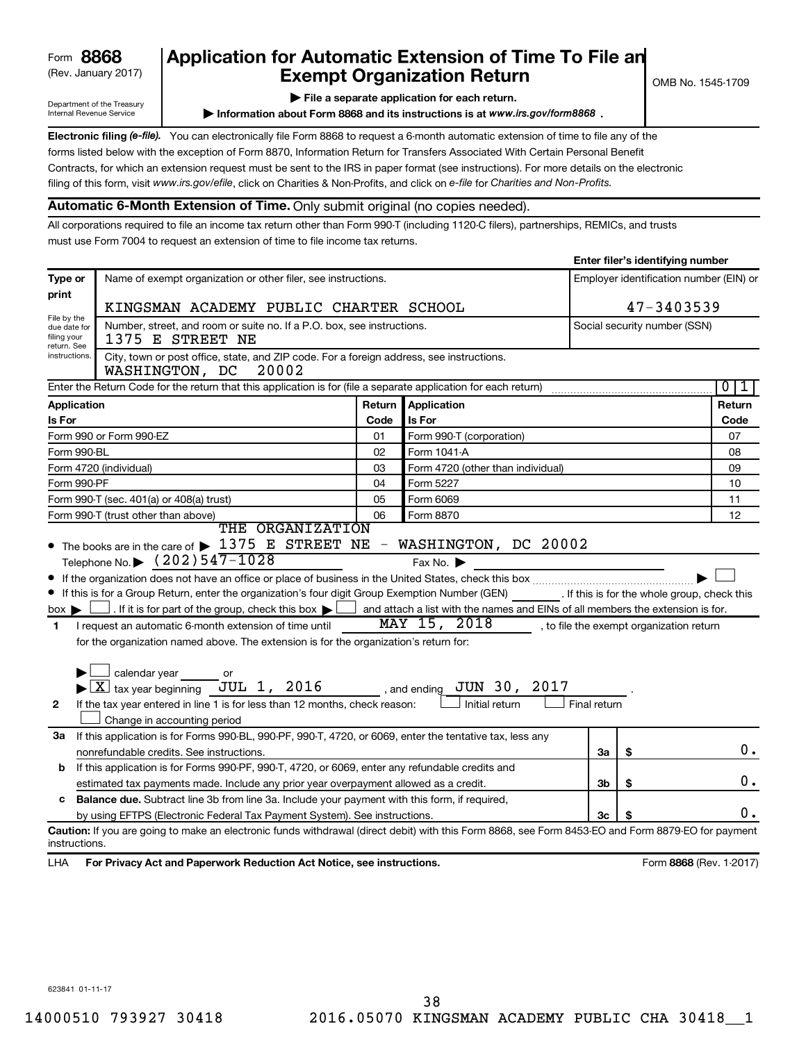Form **8868** (Rev. January 2017)

Department of the Treasury Internal Revenue Service

# Application for Automatic Extension of Time To File an Exempt Organization Return

▶ **File a separate application for each return.**

▶ **Information about Form 8868 and its instructions is at *www.irs.gov/form8868*.**

OMB No. 1545-1709

**Electronic filing *(e-file).*** You can electronically file Form 8868 to request a 6-month automatic extension of time to file any of the forms listed below with the exception of Form 8870, Information Return for Transfers Associated With Certain Personal Benefit Contracts, for which an extension request must be sent to the IRS in paper format (see instructions). For more details on the electronic filing of this form, visit *www.irs.gov/efile*, click on Charities & Non-Profits, and click on *e-file* for *Charities and Non-Profits.*

**Automatic 6-Month Extension of Time.** Only submit original (no copies needed).

All corporations required to file an income tax return other than Form 990-T (including 1120-C filers), partnerships, REMICs, and trusts must use Form 7004 to request an extension of time to file income tax returns.

**Enter filer's identifying number**

| Type or print | | |
|---|---|---|
| File by the due date for filing your return. See instructions. | Name of exempt organization or other filer, see instructions.<br>KINGSMAN ACADEMY PUBLIC CHARTER SCHOOL | Employer identification number (EIN) or<br>47-3403539 |
| | Number, street, and room or suite no. If a P.O. box, see instructions.<br>1375 E STREET NE | Social security number (SSN) |
| | City, town or post office, state, and ZIP code. For a foreign address, see instructions.<br>WASHINGTON, DC 20002 | |

Enter the Return Code for the return that this application is for (file a separate application for each return) ..... 0 1

| Application Is For | Return Code | Application Is For | Return Code |
|---|---|---|---|
| Form 990 or Form 990-EZ | 01 | Form 990-T (corporation) | 07 |
| Form 990-BL | 02 | Form 1041-A | 08 |
| Form 4720 (individual) | 03 | Form 4720 (other than individual) | 09 |
| Form 990-PF | 04 | Form 5227 | 10 |
| Form 990-T (sec. 401(a) or 408(a) trust) | 05 | Form 6069 | 11 |
| Form 990-T (trust other than above) | 06 | Form 8870 | 12 |

- The books are in the care of ▶ THE ORGANIZATION 1375 E STREET NE - WASHINGTON, DC 20002
  Telephone No. ▶ (202)547-1028 Fax No. ▶
- If the organization does not have an office or place of business in the United States, check this box ..... ▶ ☐
- If this is for a Group Return, enter the organization's four digit Group Exemption Number (GEN) ______ . If this is for the whole group, check this box ▶ ☐ . If it is for part of the group, check this box ▶ ☐ and attach a list with the names and EINs of all members the extension is for.

**1** I request an automatic 6-month extension of time until MAY 15, 2018 , to file the exempt organization return for the organization named above. The extension is for the organization's return for:

▶ ☐ calendar year ______ or
▶ ☒ tax year beginning JUL 1, 2016 , and ending JUN 30, 2017 .

**2** If the tax year entered in line 1 is for less than 12 months, check reason: ☐ Initial return ☐ Final return
☐ Change in accounting period

| | | | |
|---|---|---|---|
| **3a** If this application is for Forms 990-BL, 990-PF, 990-T, 4720, or 6069, enter the tentative tax, less any nonrefundable credits. See instructions. | **3a** | $ | 0. |
| **b** If this application is for Forms 990-PF, 990-T, 4720, or 6069, enter any refundable credits and estimated tax payments made. Include any prior year overpayment allowed as a credit. | **3b** | $ | 0. |
| **c** **Balance due.** Subtract line 3b from line 3a. Include your payment with this form, if required, by using EFTPS (Electronic Federal Tax Payment System). See instructions. | **3c** | $ | 0. |

**Caution:** If you are going to make an electronic funds withdrawal (direct debit) with this Form 8868, see Form 8453-EO and Form 8879-EO for payment instructions.

LHA **For Privacy Act and Paperwork Reduction Act Notice, see instructions.** Form **8868** (Rev. 1-2017)

623841 01-11-17

14000510 793927 30418 2016.05070 KINGSMAN ACADEMY PUBLIC CHA 30418__1